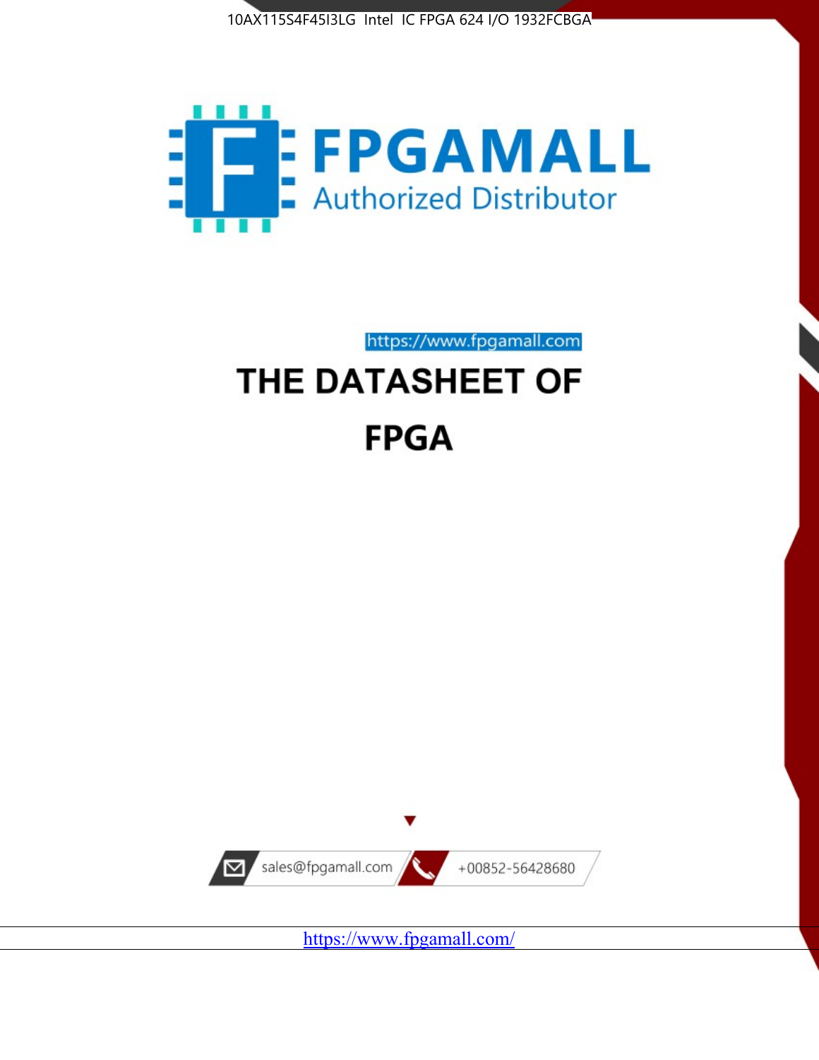FPGAMALL

Authorized Distributor

https://www.fpgamall.com

# THE DATASHEET OF

# FPGA

sales@fpgamall.com

+00852-56428680

https://www.fpgamall.com/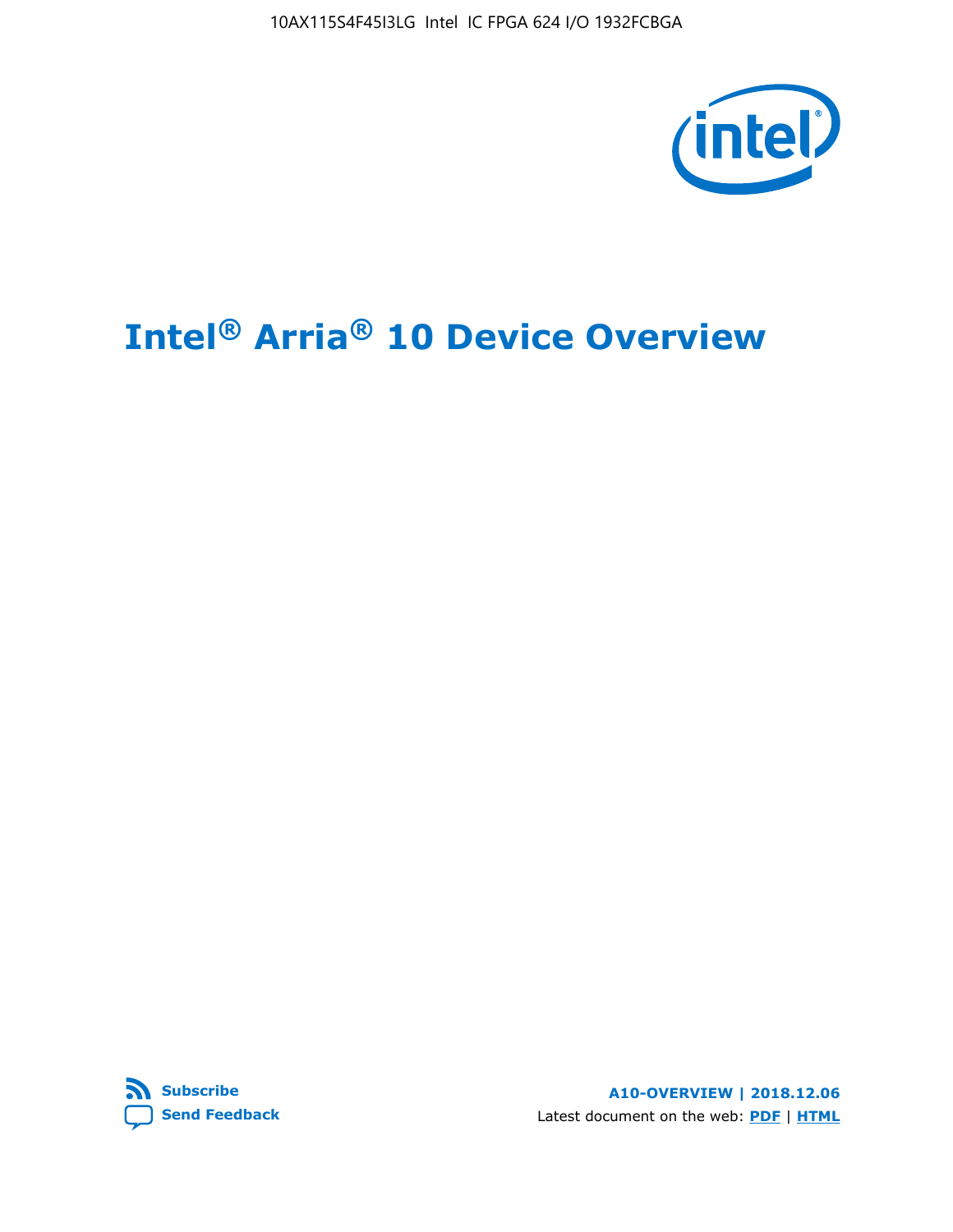# Intel® Arria® 10 Device Overview

Subscribe

Send Feedback

A10-OVERVIEW | 2018.12.06

Latest document on the web: PDF | HTML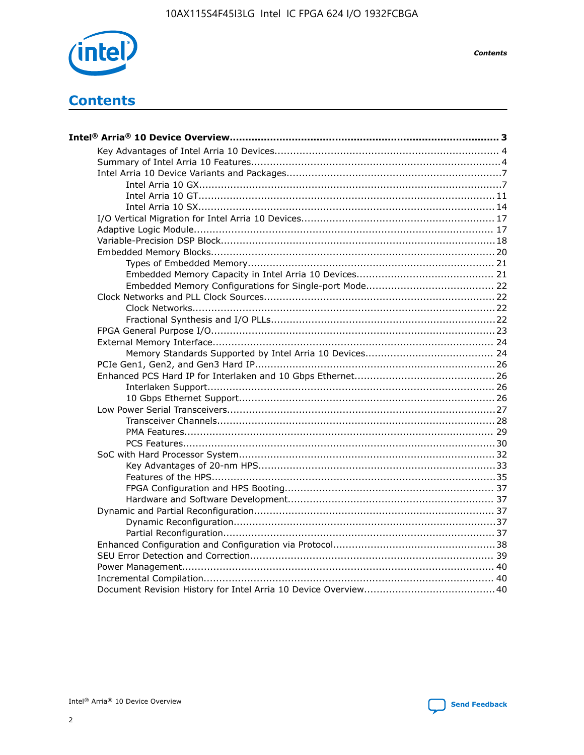# Contents

**Intel® Arria® 10 Device Overview....................................................................................... 3**

- Key Advantages of Intel Arria 10 Devices....................................................................... 4
- Summary of Intel Arria 10 Features................................................................................4
- Intel Arria 10 Device Variants and Packages....................................................................7
  - Intel Arria 10 GX.................................................................................................7
  - Intel Arria 10 GT............................................................................................... 11
  - Intel Arria 10 SX............................................................................................... 14
- I/O Vertical Migration for Intel Arria 10 Devices............................................................. 17
- Adaptive Logic Module................................................................................................ 17
- Variable-Precision DSP Block.......................................................................................18
- Embedded Memory Blocks..........................................................................................20
  - Types of Embedded Memory............................................................................... 21
  - Embedded Memory Capacity in Intel Arria 10 Devices............................................ 21
  - Embedded Memory Configurations for Single-port Mode......................................... 22
- Clock Networks and PLL Clock Sources.........................................................................22
  - Clock Networks.................................................................................................22
  - Fractional Synthesis and I/O PLLs........................................................................22
- FPGA General Purpose I/O..........................................................................................23
- External Memory Interface......................................................................................... 24
  - Memory Standards Supported by Intel Arria 10 Devices......................................... 24
- PCIe Gen1, Gen2, and Gen3 Hard IP............................................................................26
- Enhanced PCS Hard IP for Interlaken and 10 Gbps Ethernet.............................................26
  - Interlaken Support............................................................................................ 26
  - 10 Gbps Ethernet Support.................................................................................. 26
- Low Power Serial Transceivers.....................................................................................27
  - Transceiver Channels.........................................................................................28
  - PMA Features................................................................................................... 29
  - PCS Features....................................................................................................30
- SoC with Hard Processor System.................................................................................32
  - Key Advantages of 20-nm HPS............................................................................33
  - Features of the HPS...........................................................................................35
  - FPGA Configuration and HPS Booting................................................................... 37
  - Hardware and Software Development.................................................................. 37
- Dynamic and Partial Reconfiguration............................................................................37
  - Dynamic Reconfiguration...................................................................................37
  - Partial Reconfiguration.......................................................................................37
- Enhanced Configuration and Configuration via Protocol...................................................38
- SEU Error Detection and Correction............................................................................. 39
- Power Management................................................................................................... 40
- Incremental Compilation............................................................................................ 40
- Document Revision History for Intel Arria 10 Device Overview.........................................40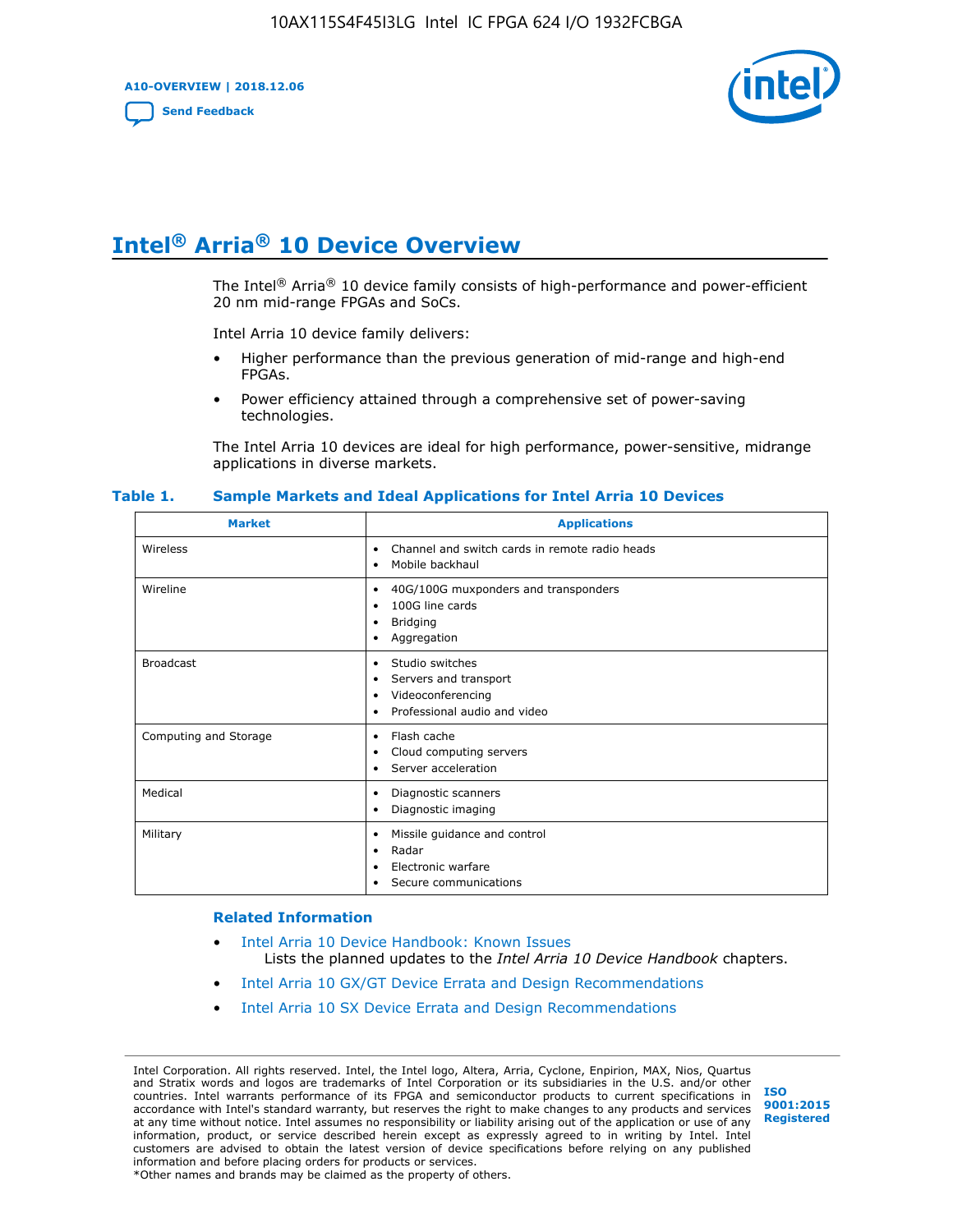# Intel® Arria® 10 Device Overview

The Intel® Arria® 10 device family consists of high-performance and power-efficient 20 nm mid-range FPGAs and SoCs.

Intel Arria 10 device family delivers:

- Higher performance than the previous generation of mid-range and high-end FPGAs.
- Power efficiency attained through a comprehensive set of power-saving technologies.

The Intel Arria 10 devices are ideal for high performance, power-sensitive, midrange applications in diverse markets.

**Table 1. Sample Markets and Ideal Applications for Intel Arria 10 Devices**

| Market | Applications |
|---|---|
| Wireless | • Channel and switch cards in remote radio heads<br>• Mobile backhaul |
| Wireline | • 40G/100G muxponders and transponders<br>• 100G line cards<br>• Bridging<br>• Aggregation |
| Broadcast | • Studio switches<br>• Servers and transport<br>• Videoconferencing<br>• Professional audio and video |
| Computing and Storage | • Flash cache<br>• Cloud computing servers<br>• Server acceleration |
| Medical | • Diagnostic scanners<br>• Diagnostic imaging |
| Military | • Missile guidance and control<br>• Radar<br>• Electronic warfare<br>• Secure communications |

## Related Information

- Intel Arria 10 Device Handbook: Known Issues
  Lists the planned updates to the *Intel Arria 10 Device Handbook* chapters.
- Intel Arria 10 GX/GT Device Errata and Design Recommendations
- Intel Arria 10 SX Device Errata and Design Recommendations

Intel Corporation. All rights reserved. Intel, the Intel logo, Altera, Arria, Cyclone, Enpirion, MAX, Nios, Quartus and Stratix words and logos are trademarks of Intel Corporation or its subsidiaries in the U.S. and/or other countries. Intel warrants performance of its FPGA and semiconductor products to current specifications in accordance with Intel's standard warranty, but reserves the right to make changes to any products and services at any time without notice. Intel assumes no responsibility or liability arising out of the application or use of any information, product, or service described herein except as expressly agreed to in writing by Intel. Intel customers are advised to obtain the latest version of device specifications before relying on any published information and before placing orders for products or services.
*Other names and brands may be claimed as the property of others.

ISO 9001:2015 Registered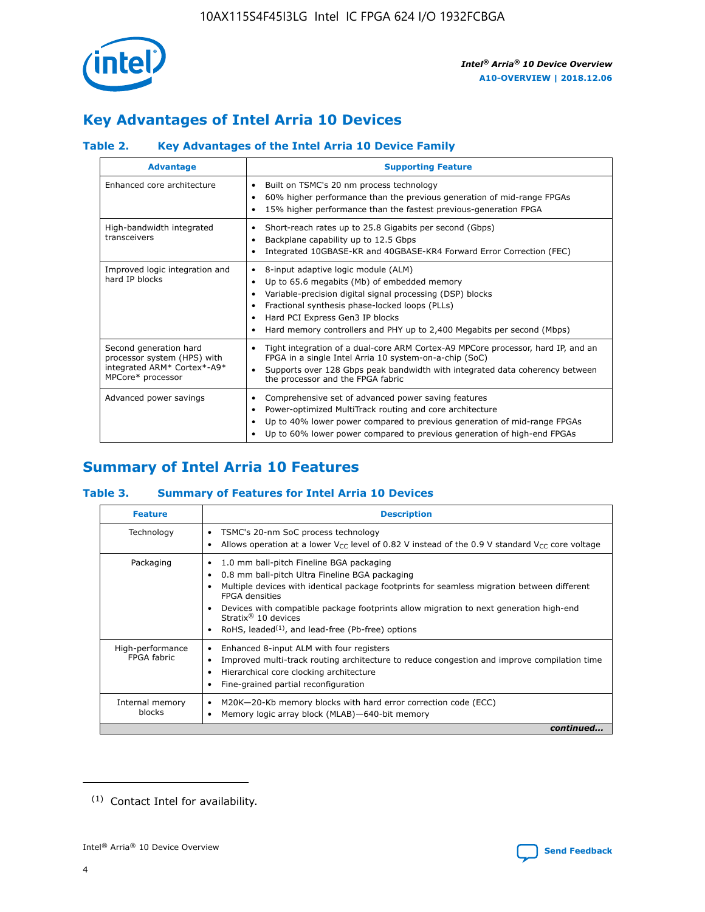## Key Advantages of Intel Arria 10 Devices

### Table 2. Key Advantages of the Intel Arria 10 Device Family

| Advantage | Supporting Feature |
| --- | --- |
| Enhanced core architecture | • Built on TSMC's 20 nm process technology<br>• 60% higher performance than the previous generation of mid-range FPGAs<br>• 15% higher performance than the fastest previous-generation FPGA |
| High-bandwidth integrated transceivers | • Short-reach rates up to 25.8 Gigabits per second (Gbps)<br>• Backplane capability up to 12.5 Gbps<br>• Integrated 10GBASE-KR and 40GBASE-KR4 Forward Error Correction (FEC) |
| Improved logic integration and hard IP blocks | • 8-input adaptive logic module (ALM)<br>• Up to 65.6 megabits (Mb) of embedded memory<br>• Variable-precision digital signal processing (DSP) blocks<br>• Fractional synthesis phase-locked loops (PLLs)<br>• Hard PCI Express Gen3 IP blocks<br>• Hard memory controllers and PHY up to 2,400 Megabits per second (Mbps) |
| Second generation hard processor system (HPS) with integrated ARM* Cortex*-A9* MPCore* processor | • Tight integration of a dual-core ARM Cortex-A9 MPCore processor, hard IP, and an FPGA in a single Intel Arria 10 system-on-a-chip (SoC)<br>• Supports over 128 Gbps peak bandwidth with integrated data coherency between the processor and the FPGA fabric |
| Advanced power savings | • Comprehensive set of advanced power saving features<br>• Power-optimized MultiTrack routing and core architecture<br>• Up to 40% lower power compared to previous generation of mid-range FPGAs<br>• Up to 60% lower power compared to previous generation of high-end FPGAs |

## Summary of Intel Arria 10 Features

### Table 3. Summary of Features for Intel Arria 10 Devices

| Feature | Description |
| --- | --- |
| Technology | • TSMC's 20-nm SoC process technology<br>• Allows operation at a lower $V_{CC}$ level of 0.82 V instead of the 0.9 V standard $V_{CC}$ core voltage |
| Packaging | • 1.0 mm ball-pitch Fineline BGA packaging<br>• 0.8 mm ball-pitch Ultra Fineline BGA packaging<br>• Multiple devices with identical package footprints for seamless migration between different FPGA densities<br>• Devices with compatible package footprints allow migration to next generation high-end Stratix® 10 devices<br>• RoHS, leaded[(1)], and lead-free (Pb-free) options |
| High-performance FPGA fabric | • Enhanced 8-input ALM with four registers<br>• Improved multi-track routing architecture to reduce congestion and improve compilation time<br>• Hierarchical core clocking architecture<br>• Fine-grained partial reconfiguration |
| Internal memory blocks | • M20K—20-Kb memory blocks with hard error correction code (ECC)<br>• Memory logic array block (MLAB)—640-bit memory |

*continued...*

(1) Contact Intel for availability.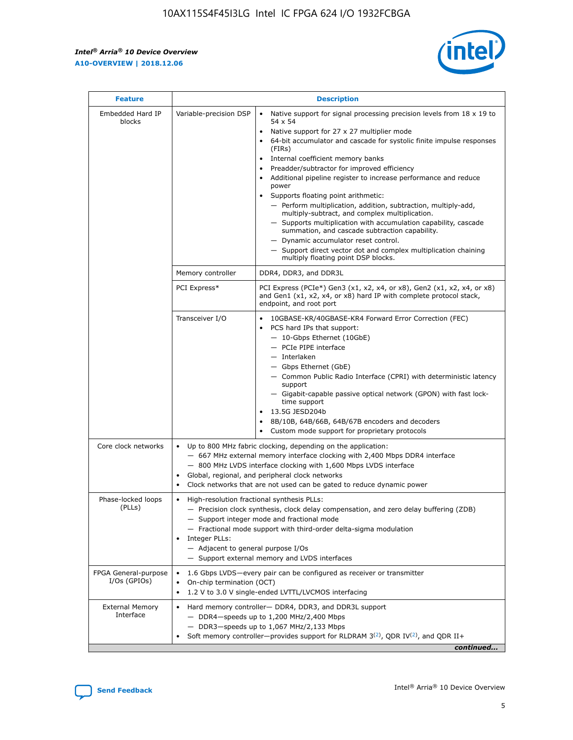| Feature | Description | |
|---|---|---|
| Embedded Hard IP blocks | Variable-precision DSP | • Native support for signal processing precision levels from 18 x 19 to 54 x 54<br>• Native support for 27 x 27 multiplier mode<br>• 64-bit accumulator and cascade for systolic finite impulse responses (FIRs)<br>• Internal coefficient memory banks<br>• Preadder/subtractor for improved efficiency<br>• Additional pipeline register to increase performance and reduce power<br>• Supports floating point arithmetic:<br>— Perform multiplication, addition, subtraction, multiply-add, multiply-subtract, and complex multiplication.<br>— Supports multiplication with accumulation capability, cascade summation, and cascade subtraction capability.<br>— Dynamic accumulator reset control.<br>— Support direct vector dot and complex multiplication chaining multiply floating point DSP blocks. |
| | Memory controller | DDR4, DDR3, and DDR3L |
| | PCI Express* | PCI Express (PCIe*) Gen3 (x1, x2, x4, or x8), Gen2 (x1, x2, x4, or x8) and Gen1 (x1, x2, x4, or x8) hard IP with complete protocol stack, endpoint, and root port |
| | Transceiver I/O | • 10GBASE-KR/40GBASE-KR4 Forward Error Correction (FEC)<br>• PCS hard IPs that support:<br>— 10-Gbps Ethernet (10GbE)<br>— PCIe PIPE interface<br>— Interlaken<br>— Gbps Ethernet (GbE)<br>— Common Public Radio Interface (CPRI) with deterministic latency support<br>— Gigabit-capable passive optical network (GPON) with fast lock-time support<br>• 13.5G JESD204b<br>• 8B/10B, 64B/66B, 64B/67B encoders and decoders<br>• Custom mode support for proprietary protocols |
| Core clock networks | • Up to 800 MHz fabric clocking, depending on the application:<br>— 667 MHz external memory interface clocking with 2,400 Mbps DDR4 interface<br>— 800 MHz LVDS interface clocking with 1,600 Mbps LVDS interface<br>• Global, regional, and peripheral clock networks<br>• Clock networks that are not used can be gated to reduce dynamic power | |
| Phase-locked loops (PLLs) | • High-resolution fractional synthesis PLLs:<br>— Precision clock synthesis, clock delay compensation, and zero delay buffering (ZDB)<br>— Support integer mode and fractional mode<br>— Fractional mode support with third-order delta-sigma modulation<br>• Integer PLLs:<br>— Adjacent to general purpose I/Os<br>— Support external memory and LVDS interfaces | |
| FPGA General-purpose I/Os (GPIOs) | • 1.6 Gbps LVDS—every pair can be configured as receiver or transmitter<br>• On-chip termination (OCT)<br>• 1.2 V to 3.0 V single-ended LVTTL/LVCMOS interfacing | |
| External Memory Interface | • Hard memory controller— DDR4, DDR3, and DDR3L support<br>— DDR4—speeds up to 1,200 MHz/2,400 Mbps<br>— DDR3—speeds up to 1,067 MHz/2,133 Mbps<br>• Soft memory controller—provides support for RLDRAM 3[(2)], QDR IV[(2)], and QDR II+ | |

*continued...*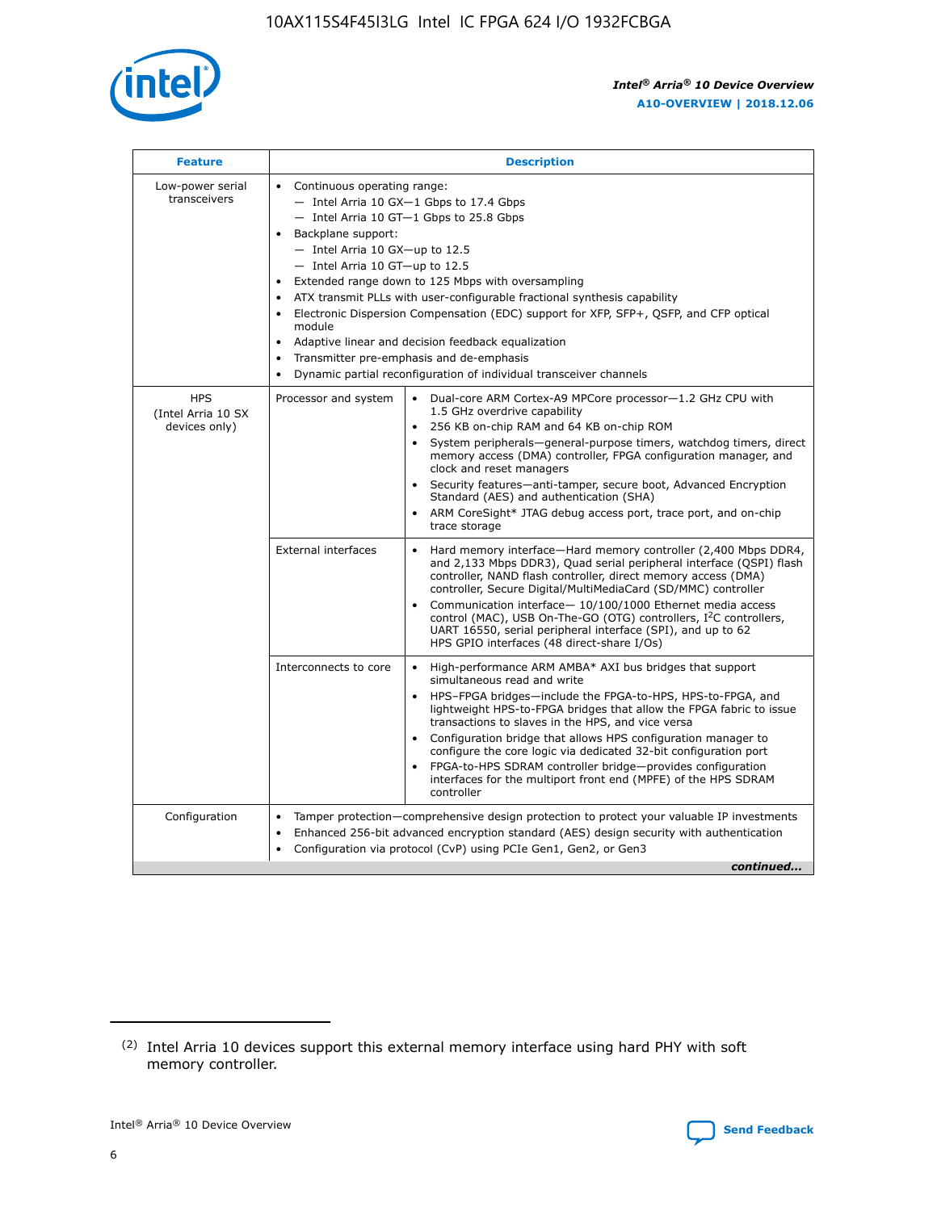| Feature | Description | |
|---|---|---|
| Low-power serial transceivers | • Continuous operating range:<br>— Intel Arria 10 GX—1 Gbps to 17.4 Gbps<br>— Intel Arria 10 GT—1 Gbps to 25.8 Gbps<br>• Backplane support:<br>— Intel Arria 10 GX—up to 12.5<br>— Intel Arria 10 GT—up to 12.5<br>• Extended range down to 125 Mbps with oversampling<br>• ATX transmit PLLs with user-configurable fractional synthesis capability<br>• Electronic Dispersion Compensation (EDC) support for XFP, SFP+, QSFP, and CFP optical module<br>• Adaptive linear and decision feedback equalization<br>• Transmitter pre-emphasis and de-emphasis<br>• Dynamic partial reconfiguration of individual transceiver channels | |
| HPS (Intel Arria 10 SX devices only) | Processor and system | • Dual-core ARM Cortex-A9 MPCore processor—1.2 GHz CPU with 1.5 GHz overdrive capability<br>• 256 KB on-chip RAM and 64 KB on-chip ROM<br>• System peripherals—general-purpose timers, watchdog timers, direct memory access (DMA) controller, FPGA configuration manager, and clock and reset managers<br>• Security features—anti-tamper, secure boot, Advanced Encryption Standard (AES) and authentication (SHA)<br>• ARM CoreSight* JTAG debug access port, trace port, and on-chip trace storage |
| | External interfaces | • Hard memory interface—Hard memory controller (2,400 Mbps DDR4, and 2,133 Mbps DDR3), Quad serial peripheral interface (QSPI) flash controller, NAND flash controller, direct memory access (DMA) controller, Secure Digital/MultiMediaCard (SD/MMC) controller<br>• Communication interface— 10/100/1000 Ethernet media access control (MAC), USB On-The-GO (OTG) controllers, I²C controllers, UART 16550, serial peripheral interface (SPI), and up to 62 HPS GPIO interfaces (48 direct-share I/Os) |
| | Interconnects to core | • High-performance ARM AMBA* AXI bus bridges that support simultaneous read and write<br>• HPS–FPGA bridges—include the FPGA-to-HPS, HPS-to-FPGA, and lightweight HPS-to-FPGA bridges that allow the FPGA fabric to issue transactions to slaves in the HPS, and vice versa<br>• Configuration bridge that allows HPS configuration manager to configure the core logic via dedicated 32-bit configuration port<br>• FPGA-to-HPS SDRAM controller bridge—provides configuration interfaces for the multiport front end (MPFE) of the HPS SDRAM controller |
| Configuration | • Tamper protection—comprehensive design protection to protect your valuable IP investments<br>• Enhanced 256-bit advanced encryption standard (AES) design security with authentication<br>• Configuration via protocol (CvP) using PCIe Gen1, Gen2, or Gen3 | |

*continued...*

(2) Intel Arria 10 devices support this external memory interface using hard PHY with soft memory controller.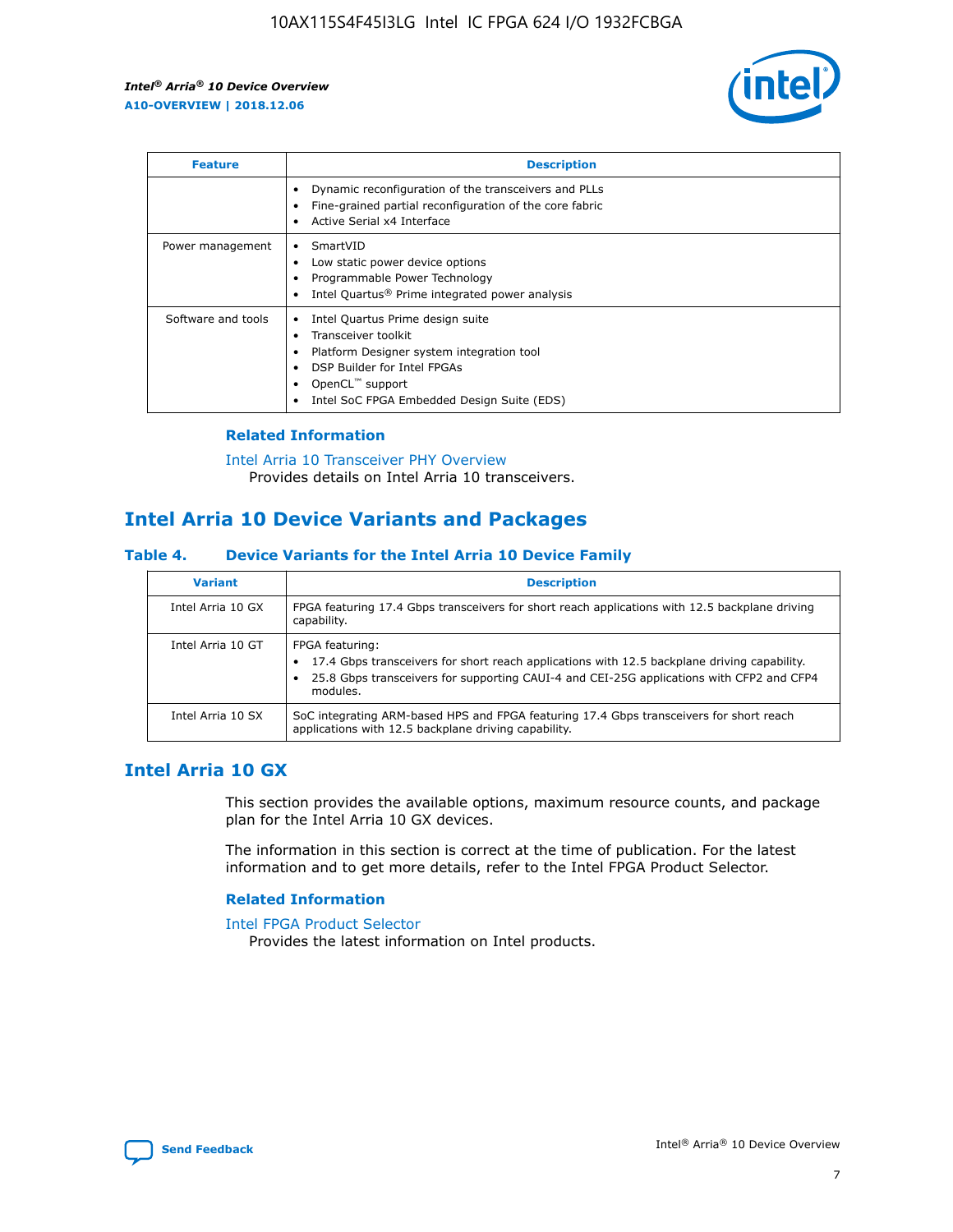| Feature | Description |
| --- | --- |
| | • Dynamic reconfiguration of the transceivers and PLLs<br>• Fine-grained partial reconfiguration of the core fabric<br>• Active Serial x4 Interface |
| Power management | • SmartVID<br>• Low static power device options<br>• Programmable Power Technology<br>• Intel Quartus® Prime integrated power analysis |
| Software and tools | • Intel Quartus Prime design suite<br>• Transceiver toolkit<br>• Platform Designer system integration tool<br>• DSP Builder for Intel FPGAs<br>• OpenCL™ support<br>• Intel SoC FPGA Embedded Design Suite (EDS) |

### Related Information

Intel Arria 10 Transceiver PHY Overview
Provides details on Intel Arria 10 transceivers.

## Intel Arria 10 Device Variants and Packages

### Table 4. Device Variants for the Intel Arria 10 Device Family

| Variant | Description |
| --- | --- |
| Intel Arria 10 GX | FPGA featuring 17.4 Gbps transceivers for short reach applications with 12.5 backplane driving capability. |
| Intel Arria 10 GT | FPGA featuring:<br>• 17.4 Gbps transceivers for short reach applications with 12.5 backplane driving capability.<br>• 25.8 Gbps transceivers for supporting CAUI-4 and CEI-25G applications with CFP2 and CFP4 modules. |
| Intel Arria 10 SX | SoC integrating ARM-based HPS and FPGA featuring 17.4 Gbps transceivers for short reach applications with 12.5 backplane driving capability. |

## Intel Arria 10 GX

This section provides the available options, maximum resource counts, and package plan for the Intel Arria 10 GX devices.

The information in this section is correct at the time of publication. For the latest information and to get more details, refer to the Intel FPGA Product Selector.

### Related Information

Intel FPGA Product Selector
Provides the latest information on Intel products.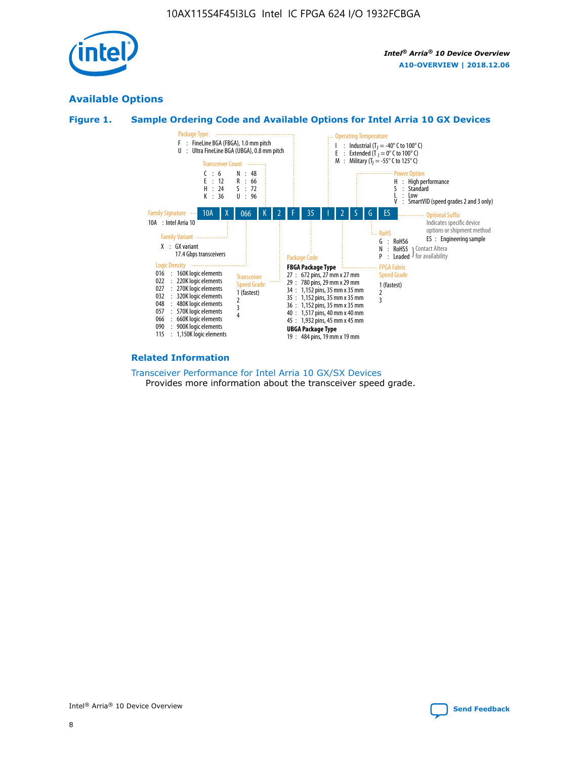## Available Options

### Figure 1. Sample Ordering Code and Available Options for Intel Arria 10 GX Devices

| 10A | X | 066 | K | 2 | F | 35 | I | 2 | S | G | ES |
|---|---|---|---|---|---|---|---|---|---|---|---|

**Family Signature**
- 10A : Intel Arria 10

**Family Variant**
- X : GX variant 17.4 Gbps transceivers

**Logic Density**
- 016 : 160K logic elements
- 022 : 220K logic elements
- 027 : 270K logic elements
- 032 : 320K logic elements
- 048 : 480K logic elements
- 057 : 570K logic elements
- 066 : 660K logic elements
- 090 : 900K logic elements
- 115 : 1,150K logic elements

**Transceiver Count**
- C : 6
- E : 12
- H : 24
- K : 36
- N : 48
- R : 66
- S : 72
- U : 96

**Transceiver Speed Grade**
- 1 (fastest)
- 2
- 3
- 4

**Package Type**
- F : FineLine BGA (FBGA), 1.0 mm pitch
- U : Ultra FineLine BGA (UBGA), 0.8 mm pitch

**Package Code**

**FBGA Package Type**
- 27 : 672 pins, 27 mm x 27 mm
- 29 : 780 pins, 29 mm x 29 mm
- 34 : 1,152 pins, 35 mm x 35 mm
- 35 : 1,152 pins, 35 mm x 35 mm
- 36 : 1,152 pins, 35 mm x 35 mm
- 40 : 1,517 pins, 40 mm x 40 mm
- 45 : 1,932 pins, 45 mm x 45 mm

**UBGA Package Type**
- 19 : 484 pins, 19 mm x 19 mm

**Operating Temperature**
- I : Industrial ($T_J$ = -40° C to 100° C)
- E : Extended ($T_J$ = 0° C to 100° C)
- M : Military ($T_J$ = -55° C to 125° C)

**FPGA Fabric Speed Grade**
- 1 (fastest)
- 2
- 3

**Power Option**
- H : High performance
- S : Standard
- L : Low
- V : SmartVID (speed grades 2 and 3 only)

**RoHS**
- G : RoHS6
- N : RoHS5 (Contact Altera for availability)
- P : Leaded (Contact Altera for availability)

**Optional Suffix**

Indicates specific device options or shipment method
- ES : Engineering sample

### Related Information

Transceiver Performance for Intel Arria 10 GX/SX Devices
Provides more information about the transceiver speed grade.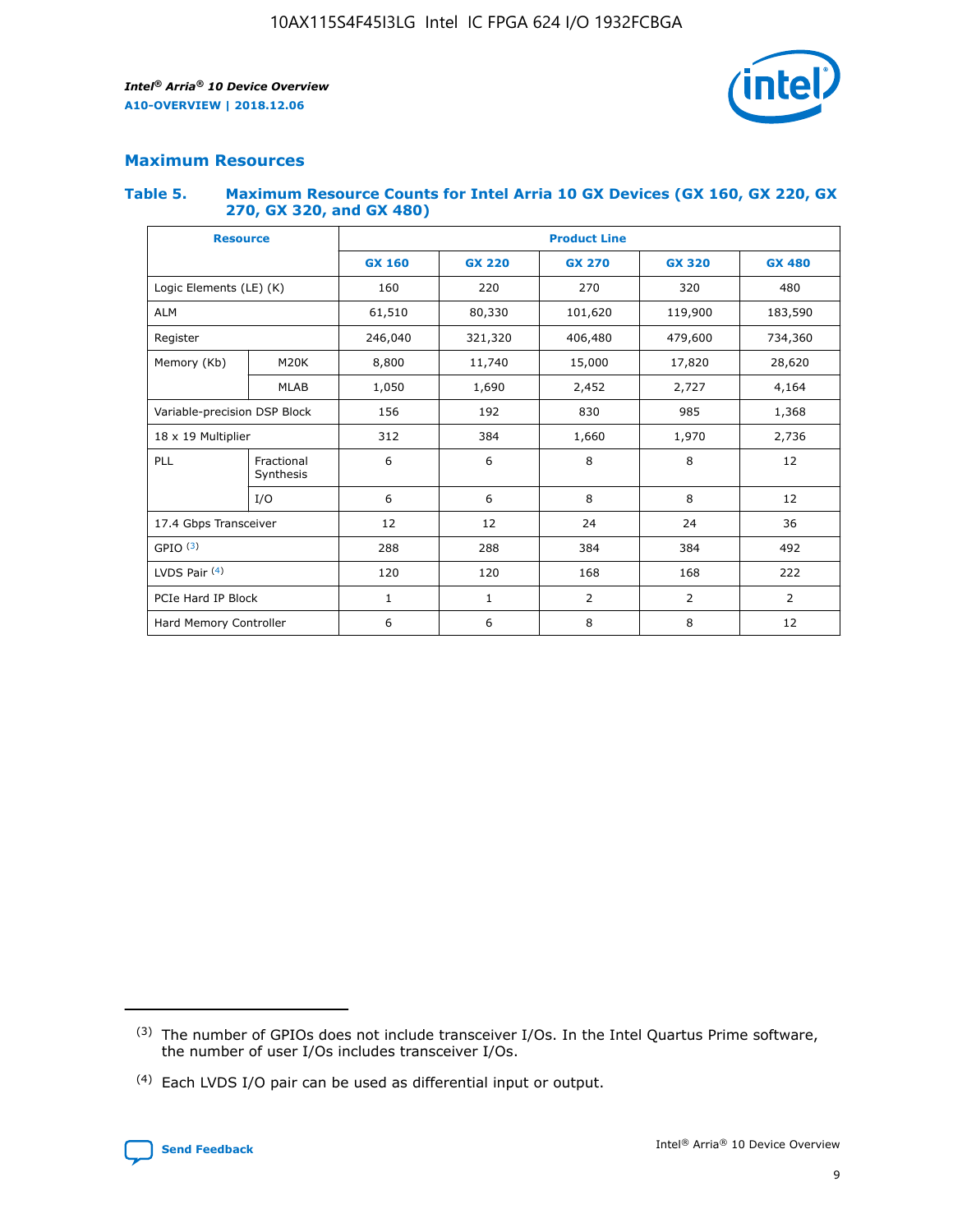## Maximum Resources

### Table 5. Maximum Resource Counts for Intel Arria 10 GX Devices (GX 160, GX 220, GX 270, GX 320, and GX 480)

| Resource | | Product Line | | | | |
|---|---|---|---|---|---|---|
| | | GX 160 | GX 220 | GX 270 | GX 320 | GX 480 |
| Logic Elements (LE) (K) | | 160 | 220 | 270 | 320 | 480 |
| ALM | | 61,510 | 80,330 | 101,620 | 119,900 | 183,590 |
| Register | | 246,040 | 321,320 | 406,480 | 479,600 | 734,360 |
| Memory (Kb) | M20K | 8,800 | 11,740 | 15,000 | 17,820 | 28,620 |
| | MLAB | 1,050 | 1,690 | 2,452 | 2,727 | 4,164 |
| Variable-precision DSP Block | | 156 | 192 | 830 | 985 | 1,368 |
| 18 x 19 Multiplier | | 312 | 384 | 1,660 | 1,970 | 2,736 |
| PLL | Fractional Synthesis | 6 | 6 | 8 | 8 | 12 |
| | I/O | 6 | 6 | 8 | 8 | 12 |
| 17.4 Gbps Transceiver | | 12 | 12 | 24 | 24 | 36 |
| GPIO [(3)] | | 288 | 288 | 384 | 384 | 492 |
| LVDS Pair [(4)] | | 120 | 120 | 168 | 168 | 222 |
| PCIe Hard IP Block | | 1 | 1 | 2 | 2 | 2 |
| Hard Memory Controller | | 6 | 6 | 8 | 8 | 12 |

(3) The number of GPIOs does not include transceiver I/Os. In the Intel Quartus Prime software, the number of user I/Os includes transceiver I/Os.

(4) Each LVDS I/O pair can be used as differential input or output.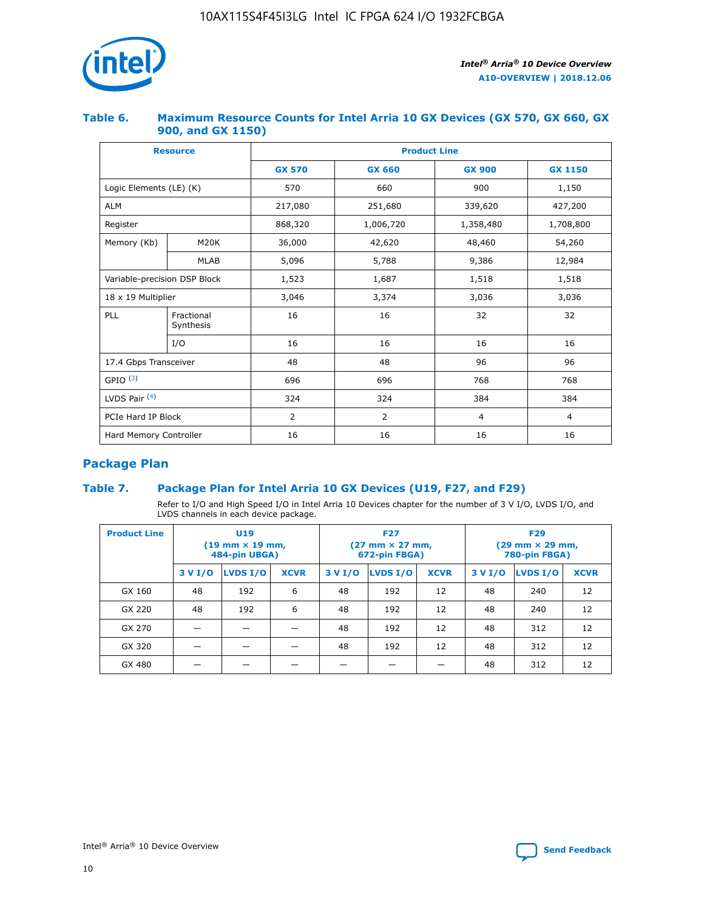## Table 6. Maximum Resource Counts for Intel Arria 10 GX Devices (GX 570, GX 660, GX 900, and GX 1150)

| Resource | | Product Line | | | |
|---|---|---|---|---|---|
| | | GX 570 | GX 660 | GX 900 | GX 1150 |
| Logic Elements (LE) (K) | | 570 | 660 | 900 | 1,150 |
| ALM | | 217,080 | 251,680 | 339,620 | 427,200 |
| Register | | 868,320 | 1,006,720 | 1,358,480 | 1,708,800 |
| Memory (Kb) | M20K | 36,000 | 42,620 | 48,460 | 54,260 |
| | MLAB | 5,096 | 5,788 | 9,386 | 12,984 |
| Variable-precision DSP Block | | 1,523 | 1,687 | 1,518 | 1,518 |
| 18 x 19 Multiplier | | 3,046 | 3,374 | 3,036 | 3,036 |
| PLL | Fractional Synthesis | 16 | 16 | 32 | 32 |
| | I/O | 16 | 16 | 16 | 16 |
| 17.4 Gbps Transceiver | | 48 | 48 | 96 | 96 |
| GPIO [(3)] | | 696 | 696 | 768 | 768 |
| LVDS Pair [(4)] | | 324 | 324 | 384 | 384 |
| PCIe Hard IP Block | | 2 | 2 | 4 | 4 |
| Hard Memory Controller | | 16 | 16 | 16 | 16 |

## Package Plan

## Table 7. Package Plan for Intel Arria 10 GX Devices (U19, F27, and F29)

Refer to I/O and High Speed I/O in Intel Arria 10 Devices chapter for the number of 3 V I/O, LVDS I/O, and LVDS channels in each device package.

| Product Line | U19 (19 mm × 19 mm, 484-pin UBGA) | | | F27 (27 mm × 27 mm, 672-pin FBGA) | | | F29 (29 mm × 29 mm, 780-pin FBGA) | | |
|---|---|---|---|---|---|---|---|---|---|
| | 3 V I/O | LVDS I/O | XCVR | 3 V I/O | LVDS I/O | XCVR | 3 V I/O | LVDS I/O | XCVR |
| GX 160 | 48 | 192 | 6 | 48 | 192 | 12 | 48 | 240 | 12 |
| GX 220 | 48 | 192 | 6 | 48 | 192 | 12 | 48 | 240 | 12 |
| GX 270 | — | — | — | 48 | 192 | 12 | 48 | 312 | 12 |
| GX 320 | — | — | — | 48 | 192 | 12 | 48 | 312 | 12 |
| GX 480 | — | — | — | — | — | — | 48 | 312 | 12 |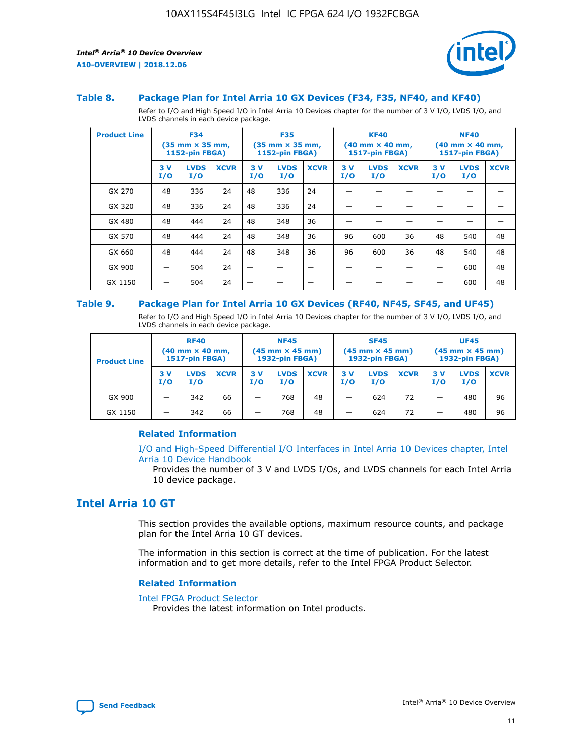### Table 8. Package Plan for Intel Arria 10 GX Devices (F34, F35, NF40, and KF40)

Refer to I/O and High Speed I/O in Intel Arria 10 Devices chapter for the number of 3 V I/O, LVDS I/O, and LVDS channels in each device package.

| Product Line | F34 (35 mm × 35 mm, 1152-pin FBGA) | | | F35 (35 mm × 35 mm, 1152-pin FBGA) | | | KF40 (40 mm × 40 mm, 1517-pin FBGA) | | | NF40 (40 mm × 40 mm, 1517-pin FBGA) | | |
|---|---|---|---|---|---|---|---|---|---|---|---|---|
| | 3 V I/O | LVDS I/O | XCVR | 3 V I/O | LVDS I/O | XCVR | 3 V I/O | LVDS I/O | XCVR | 3 V I/O | LVDS I/O | XCVR |
| GX 270 | 48 | 336 | 24 | 48 | 336 | 24 | — | — | — | — | — | — |
| GX 320 | 48 | 336 | 24 | 48 | 336 | 24 | — | — | — | — | — | — |
| GX 480 | 48 | 444 | 24 | 48 | 348 | 36 | — | — | — | — | — | — |
| GX 570 | 48 | 444 | 24 | 48 | 348 | 36 | 96 | 600 | 36 | 48 | 540 | 48 |
| GX 660 | 48 | 444 | 24 | 48 | 348 | 36 | 96 | 600 | 36 | 48 | 540 | 48 |
| GX 900 | — | 504 | 24 | — | — | — | — | — | — | — | 600 | 48 |
| GX 1150 | — | 504 | 24 | — | — | — | — | — | — | — | 600 | 48 |

### Table 9. Package Plan for Intel Arria 10 GX Devices (RF40, NF45, SF45, and UF45)

Refer to I/O and High Speed I/O in Intel Arria 10 Devices chapter for the number of 3 V I/O, LVDS I/O, and LVDS channels in each device package.

| Product Line | RF40 (40 mm × 40 mm, 1517-pin FBGA) | | | NF45 (45 mm × 45 mm) 1932-pin FBGA) | | | SF45 (45 mm × 45 mm) 1932-pin FBGA) | | | UF45 (45 mm × 45 mm) 1932-pin FBGA) | | |
|---|---|---|---|---|---|---|---|---|---|---|---|---|
| | 3 V I/O | LVDS I/O | XCVR | 3 V I/O | LVDS I/O | XCVR | 3 V I/O | LVDS I/O | XCVR | 3 V I/O | LVDS I/O | XCVR |
| GX 900 | — | 342 | 66 | — | 768 | 48 | — | 624 | 72 | — | 480 | 96 |
| GX 1150 | — | 342 | 66 | — | 768 | 48 | — | 624 | 72 | — | 480 | 96 |

#### Related Information

I/O and High-Speed Differential I/O Interfaces in Intel Arria 10 Devices chapter, Intel Arria 10 Device Handbook

Provides the number of 3 V and LVDS I/Os, and LVDS channels for each Intel Arria 10 device package.

## Intel Arria 10 GT

This section provides the available options, maximum resource counts, and package plan for the Intel Arria 10 GT devices.

The information in this section is correct at the time of publication. For the latest information and to get more details, refer to the Intel FPGA Product Selector.

#### Related Information

Intel FPGA Product Selector

Provides the latest information on Intel products.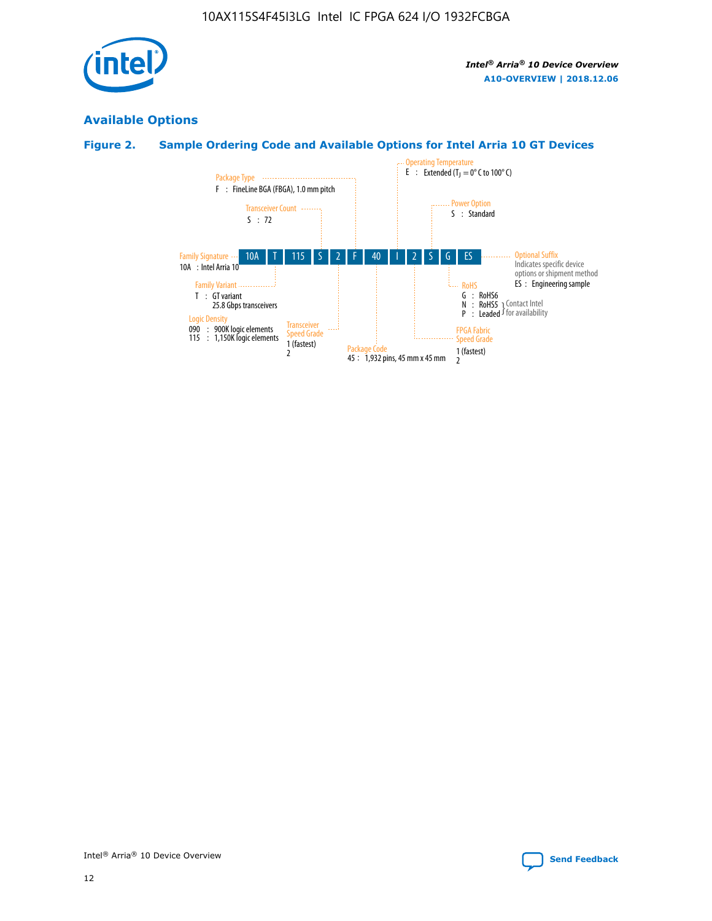## Available Options

### Figure 2. Sample Ordering Code and Available Options for Intel Arria 10 GT Devices

| 10A | T | 115 | S | 2 | F | 40 | I | 2 | S | G | ES |
|---|---|---|---|---|---|---|---|---|---|---|---|

**Family Signature**
10A : Intel Arria 10

**Family Variant**
T : GT variant
25.8 Gbps transceivers

**Logic Density**
090 : 900K logic elements
115 : 1,150K logic elements

**Transceiver Count**
S : 72

**Transceiver Speed Grade**
1 (fastest)
2

**Package Type**
F : FineLine BGA (FBGA), 1.0 mm pitch

**Package Code**
45 : 1,932 pins, 45 mm x 45 mm

**Operating Temperature**
E : Extended ($T_J$ = 0° C to 100° C)

**FPGA Fabric Speed Grade**
1 (fastest)
2

**Power Option**
S : Standard

**RoHS**
G : RoHS6
N : RoHS5 } Contact Intel for availability
P : Leaded } Contact Intel for availability

**Optional Suffix**
Indicates specific device options or shipment method
ES : Engineering sample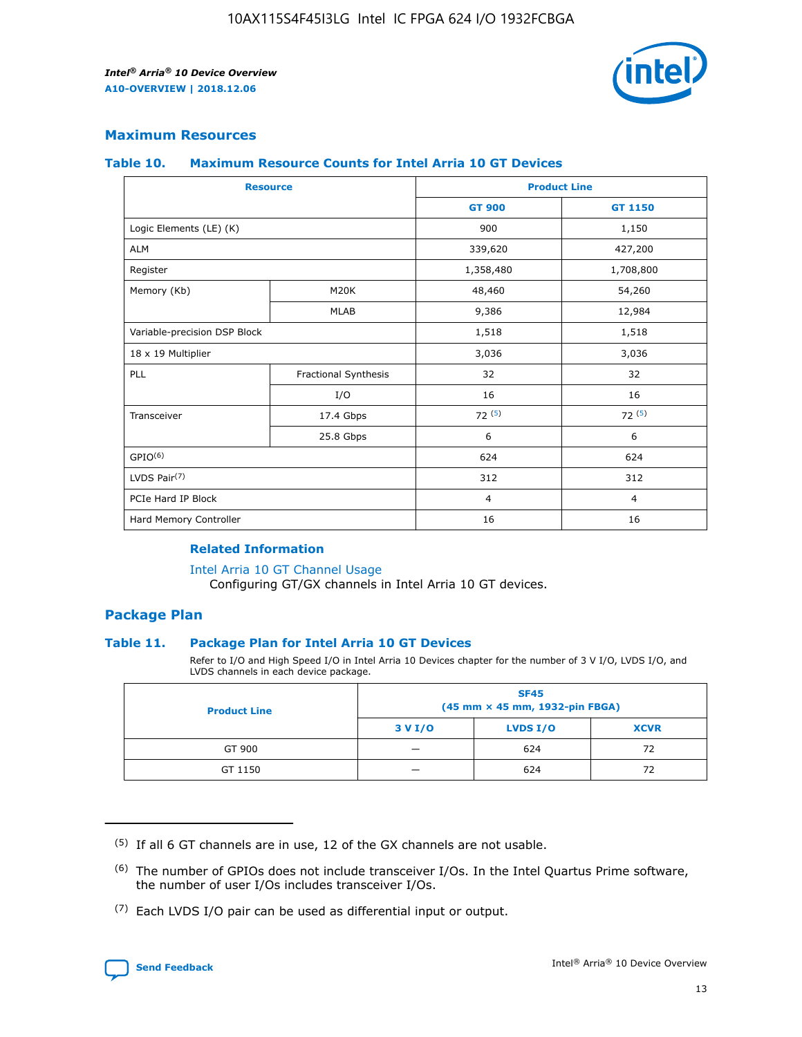## Maximum Resources

### Table 10. Maximum Resource Counts for Intel Arria 10 GT Devices

| Resource | | Product Line | |
|---|---|---|---|
| | | GT 900 | GT 1150 |
| Logic Elements (LE) (K) | | 900 | 1,150 |
| ALM | | 339,620 | 427,200 |
| Register | | 1,358,480 | 1,708,800 |
| Memory (Kb) | M20K | 48,460 | 54,260 |
| | MLAB | 9,386 | 12,984 |
| Variable-precision DSP Block | | 1,518 | 1,518 |
| 18 x 19 Multiplier | | 3,036 | 3,036 |
| PLL | Fractional Synthesis | 32 | 32 |
| | I/O | 16 | 16 |
| Transceiver | 17.4 Gbps | 72 [5] | 72 [5] |
| | 25.8 Gbps | 6 | 6 |
| GPIO[6] | | 624 | 624 |
| LVDS Pair[7] | | 312 | 312 |
| PCIe Hard IP Block | | 4 | 4 |
| Hard Memory Controller | | 16 | 16 |

### Related Information

Intel Arria 10 GT Channel Usage
Configuring GT/GX channels in Intel Arria 10 GT devices.

## Package Plan

### Table 11. Package Plan for Intel Arria 10 GT Devices

Refer to I/O and High Speed I/O in Intel Arria 10 Devices chapter for the number of 3 V I/O, LVDS I/O, and LVDS channels in each device package.

| Product Line | SF45 (45 mm × 45 mm, 1932-pin FBGA) | | |
|---|---|---|---|
| | 3 V I/O | LVDS I/O | XCVR |
| GT 900 | — | 624 | 72 |
| GT 1150 | — | 624 | 72 |

(5) If all 6 GT channels are in use, 12 of the GX channels are not usable.

(6) The number of GPIOs does not include transceiver I/Os. In the Intel Quartus Prime software, the number of user I/Os includes transceiver I/Os.

(7) Each LVDS I/O pair can be used as differential input or output.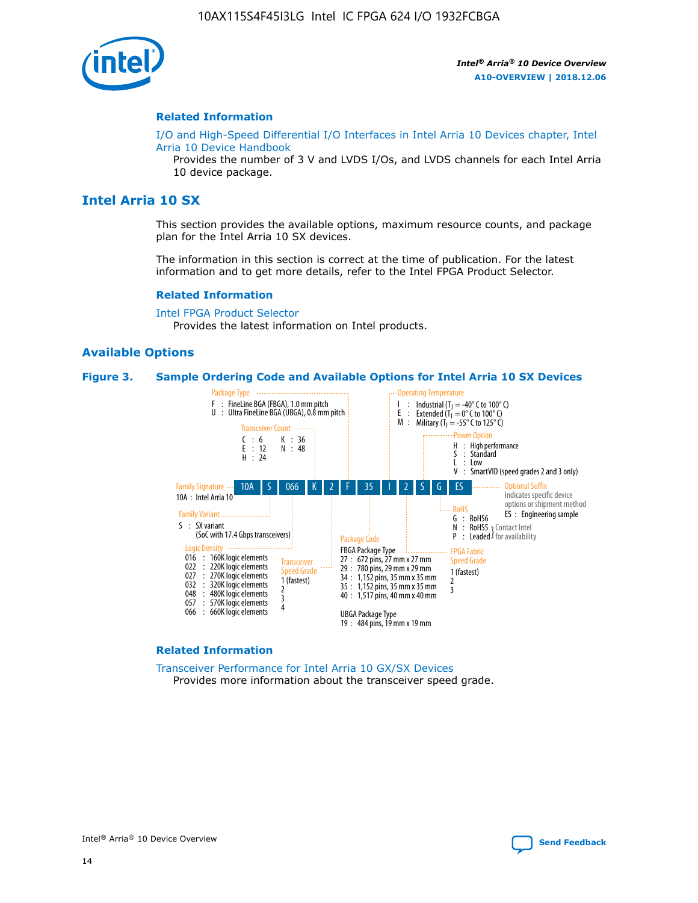**Related Information**

I/O and High-Speed Differential I/O Interfaces in Intel Arria 10 Devices chapter, Intel Arria 10 Device Handbook

Provides the number of 3 V and LVDS I/Os, and LVDS channels for each Intel Arria 10 device package.

## Intel Arria 10 SX

This section provides the available options, maximum resource counts, and package plan for the Intel Arria 10 SX devices.

The information in this section is correct at the time of publication. For the latest information and to get more details, refer to the Intel FPGA Product Selector.

**Related Information**

Intel FPGA Product Selector

Provides the latest information on Intel products.

### Available Options

**Figure 3. Sample Ordering Code and Available Options for Intel Arria 10 SX Devices**

Sample ordering code: 10A S 066 K 2 F 35 I 2 S G ES

- **Family Signature**
  - 10A : Intel Arria 10
- **Family Variant**
  - S : SX variant (SoC with 17.4 Gbps transceivers)
- **Logic Density**
  - 016 : 160K logic elements
  - 022 : 220K logic elements
  - 027 : 270K logic elements
  - 032 : 320K logic elements
  - 048 : 480K logic elements
  - 057 : 570K logic elements
  - 066 : 660K logic elements
- **Transceiver Count**
  - C : 6
  - E : 12
  - H : 24
  - K : 36
  - N : 48
- **Transceiver Speed Grade**
  - 1 (fastest)
  - 2
  - 3
  - 4
- **Package Type**
  - F : FineLine BGA (FBGA), 1.0 mm pitch
  - U : Ultra FineLine BGA (UBGA), 0.8 mm pitch
- **Package Code**
  - FBGA Package Type
    - 27 : 672 pins, 27 mm x 27 mm
    - 29 : 780 pins, 29 mm x 29 mm
    - 34 : 1,152 pins, 35 mm x 35 mm
    - 35 : 1,152 pins, 35 mm x 35 mm
    - 40 : 1,517 pins, 40 mm x 40 mm
  - UBGA Package Type
    - 19 : 484 pins, 19 mm x 19 mm
- **Operating Temperature**
  - I : Industrial ($T_J$ = -40° C to 100° C)
  - E : Extended ($T_J$ = 0° C to 100° C)
  - M : Military ($T_J$ = -55° C to 125° C)
- **FPGA Fabric Speed Grade**
  - 1 (fastest)
  - 2
  - 3
- **Power Option**
  - H : High performance
  - S : Standard
  - L : Low
  - V : SmartVID (speed grades 2 and 3 only)
- **RoHS**
  - G : RoHS6
  - N : RoHS5 (Contact Intel for availability)
  - P : Leaded (Contact Intel for availability)
- **Optional Suffix**
  - Indicates specific device options or shipment method
  - ES : Engineering sample

**Related Information**

Transceiver Performance for Intel Arria 10 GX/SX Devices

Provides more information about the transceiver speed grade.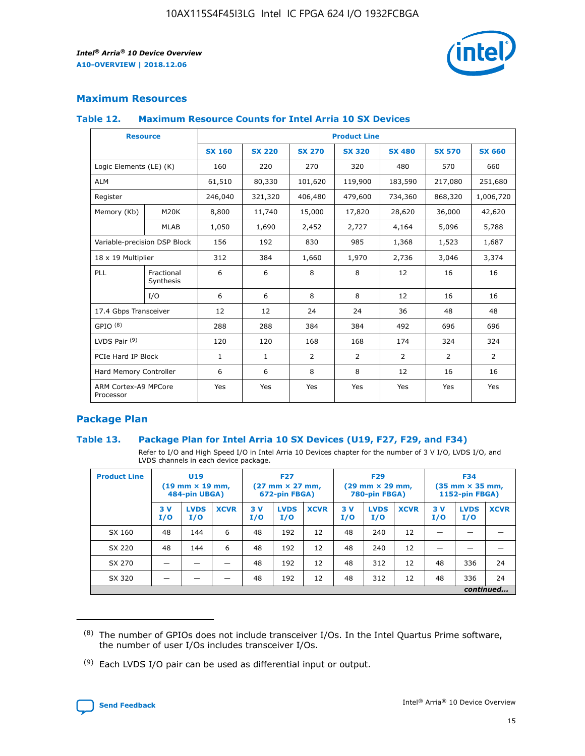## Maximum Resources

### Table 12. Maximum Resource Counts for Intel Arria 10 SX Devices

| Resource | | Product Line | | | | | | |
|---|---|---|---|---|---|---|---|---|
| | | SX 160 | SX 220 | SX 270 | SX 320 | SX 480 | SX 570 | SX 660 |
| Logic Elements (LE) (K) | | 160 | 220 | 270 | 320 | 480 | 570 | 660 |
| ALM | | 61,510 | 80,330 | 101,620 | 119,900 | 183,590 | 217,080 | 251,680 |
| Register | | 246,040 | 321,320 | 406,480 | 479,600 | 734,360 | 868,320 | 1,006,720 |
| Memory (Kb) | M20K | 8,800 | 11,740 | 15,000 | 17,820 | 28,620 | 36,000 | 42,620 |
| | MLAB | 1,050 | 1,690 | 2,452 | 2,727 | 4,164 | 5,096 | 5,788 |
| Variable-precision DSP Block | | 156 | 192 | 830 | 985 | 1,368 | 1,523 | 1,687 |
| 18 x 19 Multiplier | | 312 | 384 | 1,660 | 1,970 | 2,736 | 3,046 | 3,374 |
| PLL | Fractional Synthesis | 6 | 6 | 8 | 8 | 12 | 16 | 16 |
| | I/O | 6 | 6 | 8 | 8 | 12 | 16 | 16 |
| 17.4 Gbps Transceiver | | 12 | 12 | 24 | 24 | 36 | 48 | 48 |
| GPIO [8] | | 288 | 288 | 384 | 384 | 492 | 696 | 696 |
| LVDS Pair [9] | | 120 | 120 | 168 | 168 | 174 | 324 | 324 |
| PCIe Hard IP Block | | 1 | 1 | 2 | 2 | 2 | 2 | 2 |
| Hard Memory Controller | | 6 | 6 | 8 | 8 | 12 | 16 | 16 |
| ARM Cortex-A9 MPCore Processor | | Yes | Yes | Yes | Yes | Yes | Yes | Yes |

## Package Plan

### Table 13. Package Plan for Intel Arria 10 SX Devices (U19, F27, F29, and F34)

Refer to I/O and High Speed I/O in Intel Arria 10 Devices chapter for the number of 3 V I/O, LVDS I/O, and LVDS channels in each device package.

| Product Line | U19 (19 mm × 19 mm, 484-pin UBGA) | | | F27 (27 mm × 27 mm, 672-pin FBGA) | | | F29 (29 mm × 29 mm, 780-pin FBGA) | | | F34 (35 mm × 35 mm, 1152-pin FBGA) | | |
|---|---|---|---|---|---|---|---|---|---|---|---|---|
| | 3 V I/O | LVDS I/O | XCVR | 3 V I/O | LVDS I/O | XCVR | 3 V I/O | LVDS I/O | XCVR | 3 V I/O | LVDS I/O | XCVR |
| SX 160 | 48 | 144 | 6 | 48 | 192 | 12 | 48 | 240 | 12 | — | — | — |
| SX 220 | 48 | 144 | 6 | 48 | 192 | 12 | 48 | 240 | 12 | — | — | — |
| SX 270 | — | — | — | 48 | 192 | 12 | 48 | 312 | 12 | 48 | 336 | 24 |
| SX 320 | — | — | — | 48 | 192 | 12 | 48 | 312 | 12 | 48 | 336 | 24 |

*continued...*

(8) The number of GPIOs does not include transceiver I/Os. In the Intel Quartus Prime software, the number of user I/Os includes transceiver I/Os.

(9) Each LVDS I/O pair can be used as differential input or output.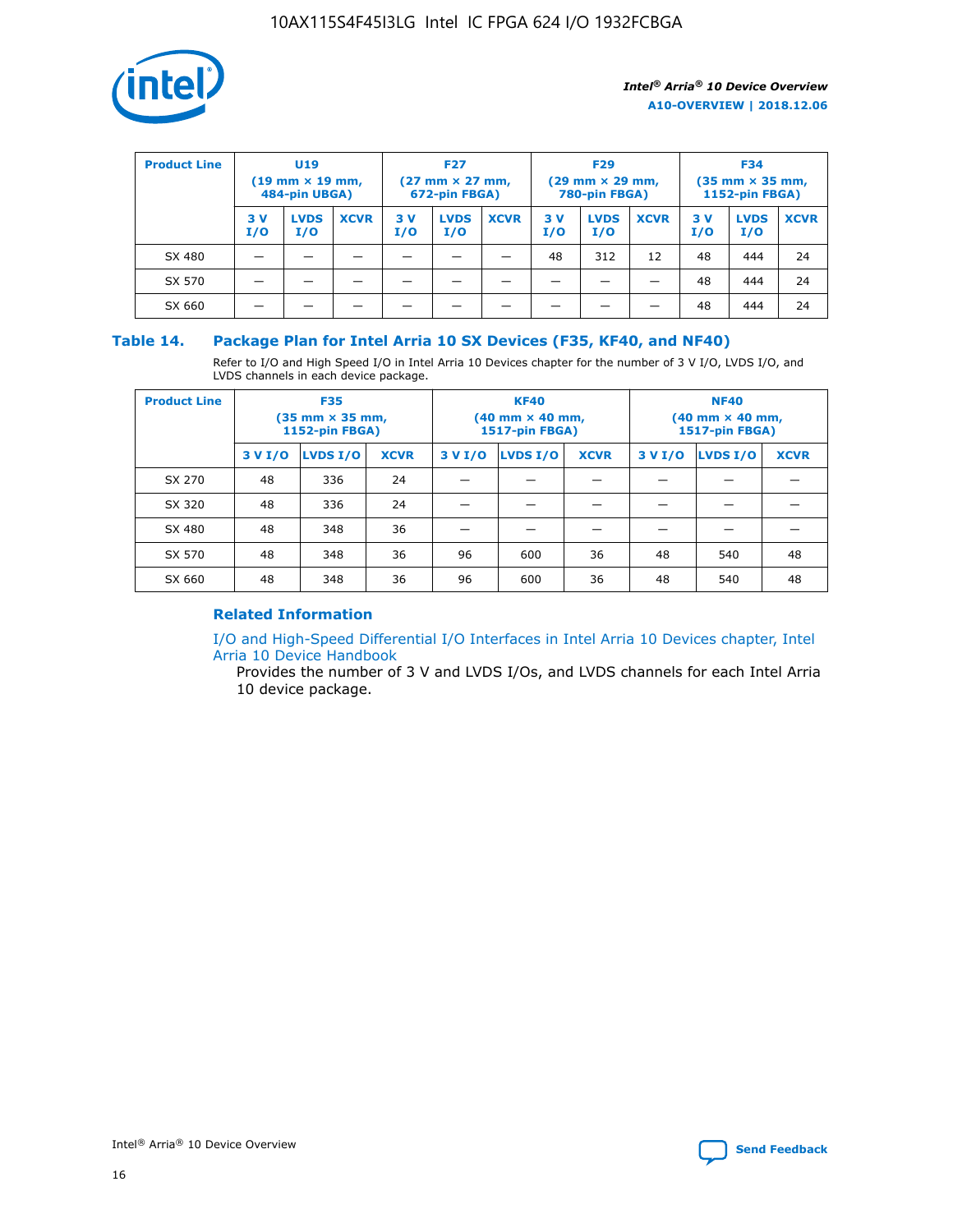| Product Line | U19 (19 mm × 19 mm, 484-pin UBGA) | | | F27 (27 mm × 27 mm, 672-pin FBGA) | | | F29 (29 mm × 29 mm, 780-pin FBGA) | | | F34 (35 mm × 35 mm, 1152-pin FBGA) | | |
|---|---|---|---|---|---|---|---|---|---|---|---|---|
| | 3 V I/O | LVDS I/O | XCVR | 3 V I/O | LVDS I/O | XCVR | 3 V I/O | LVDS I/O | XCVR | 3 V I/O | LVDS I/O | XCVR |
| SX 480 | — | — | — | — | — | — | 48 | 312 | 12 | 48 | 444 | 24 |
| SX 570 | — | — | — | — | — | — | — | — | — | 48 | 444 | 24 |
| SX 660 | — | — | — | — | — | — | — | — | — | 48 | 444 | 24 |

## Table 14. Package Plan for Intel Arria 10 SX Devices (F35, KF40, and NF40)

Refer to I/O and High Speed I/O in Intel Arria 10 Devices chapter for the number of 3 V I/O, LVDS I/O, and LVDS channels in each device package.

| Product Line | F35 (35 mm × 35 mm, 1152-pin FBGA) | | | KF40 (40 mm × 40 mm, 1517-pin FBGA) | | | NF40 (40 mm × 40 mm, 1517-pin FBGA) | | |
|---|---|---|---|---|---|---|---|---|---|
| | 3 V I/O | LVDS I/O | XCVR | 3 V I/O | LVDS I/O | XCVR | 3 V I/O | LVDS I/O | XCVR |
| SX 270 | 48 | 336 | 24 | — | — | — | — | — | — |
| SX 320 | 48 | 336 | 24 | — | — | — | — | — | — |
| SX 480 | 48 | 348 | 36 | — | — | — | — | — | — |
| SX 570 | 48 | 348 | 36 | 96 | 600 | 36 | 48 | 540 | 48 |
| SX 660 | 48 | 348 | 36 | 96 | 600 | 36 | 48 | 540 | 48 |

### Related Information

I/O and High-Speed Differential I/O Interfaces in Intel Arria 10 Devices chapter, Intel Arria 10 Device Handbook

Provides the number of 3 V and LVDS I/Os, and LVDS channels for each Intel Arria 10 device package.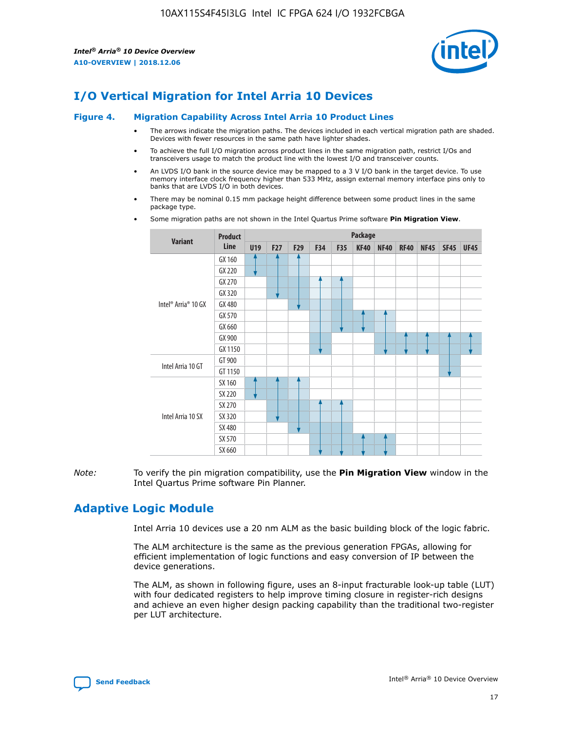# I/O Vertical Migration for Intel Arria 10 Devices

**Figure 4. Migration Capability Across Intel Arria 10 Product Lines**

- The arrows indicate the migration paths. The devices included in each vertical migration path are shaded. Devices with fewer resources in the same path have lighter shades.
- To achieve the full I/O migration across product lines in the same migration path, restrict I/Os and transceivers usage to match the product line with the lowest I/O and transceiver counts.
- An LVDS I/O bank in the source device may be mapped to a 3 V I/O bank in the target device. To use memory interface clock frequency higher than 533 MHz, assign external memory interface pins only to banks that are LVDS I/O in both devices.
- There may be nominal 0.15 mm package height difference between some product lines in the same package type.
- Some migration paths are not shown in the Intel Quartus Prime software **Pin Migration View**.

| Variant | Product Line | Package | | | | | | | | | | |
|---|---|---|---|---|---|---|---|---|---|---|---|---|
| | | U19 | F27 | F29 | F34 | F35 | KF40 | NF40 | RF40 | NF45 | SF45 | UF45 |
| Intel® Arria® 10 GX | GX 160 | ✓ | ✓ | ✓ | | | | | | | | |
| | GX 220 | ✓ | ✓ | ✓ | | | | | | | | |
| | GX 270 | | ✓ | ✓ | ✓ | ✓ | | | | | | |
| | GX 320 | | ✓ | ✓ | ✓ | ✓ | | | | | | |
| | GX 480 | | | ✓ | ✓ | ✓ | | | | | | |
| | GX 570 | | | | ✓ | ✓ | ✓ | ✓ | | | | |
| | GX 660 | | | | ✓ | ✓ | ✓ | ✓ | | | | |
| | GX 900 | | | | ✓ | | | ✓ | ✓ | ✓ | ✓ | ✓ |
| | GX 1150 | | | | ✓ | | | ✓ | ✓ | ✓ | ✓ | ✓ |
| Intel Arria 10 GT | GT 900 | | | | | | | | | | ✓ | |
| | GT 1150 | | | | | | | | | | ✓ | |
| Intel Arria 10 SX | SX 160 | ✓ | ✓ | ✓ | | | | | | | | |
| | SX 220 | ✓ | ✓ | ✓ | | | | | | | | |
| | SX 270 | | ✓ | ✓ | ✓ | ✓ | | | | | | |
| | SX 320 | | ✓ | ✓ | ✓ | ✓ | | | | | | |
| | SX 480 | | | ✓ | ✓ | ✓ | | | | | | |
| | SX 570 | | | | ✓ | ✓ | ✓ | ✓ | | | | |
| | SX 660 | | | | ✓ | ✓ | ✓ | ✓ | | | | |

*Note:* To verify the pin migration compatibility, use the **Pin Migration View** window in the Intel Quartus Prime software Pin Planner.

# Adaptive Logic Module

Intel Arria 10 devices use a 20 nm ALM as the basic building block of the logic fabric.

The ALM architecture is the same as the previous generation FPGAs, allowing for efficient implementation of logic functions and easy conversion of IP between the device generations.

The ALM, as shown in following figure, uses an 8-input fracturable look-up table (LUT) with four dedicated registers to help improve timing closure in register-rich designs and achieve an even higher design packing capability than the traditional two-register per LUT architecture.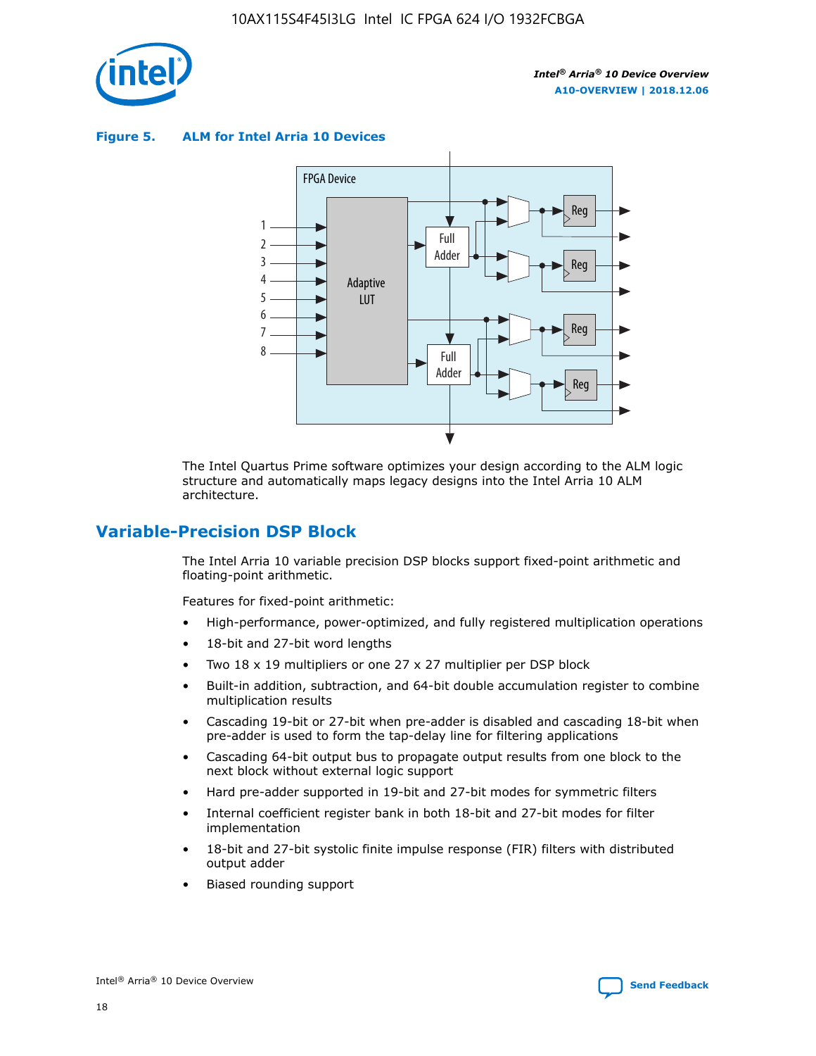**Figure 5. ALM for Intel Arria 10 Devices**

The Intel Quartus Prime software optimizes your design according to the ALM logic structure and automatically maps legacy designs into the Intel Arria 10 ALM architecture.

## Variable-Precision DSP Block

The Intel Arria 10 variable precision DSP blocks support fixed-point arithmetic and floating-point arithmetic.

Features for fixed-point arithmetic:

- High-performance, power-optimized, and fully registered multiplication operations
- 18-bit and 27-bit word lengths
- Two 18 x 19 multipliers or one 27 x 27 multiplier per DSP block
- Built-in addition, subtraction, and 64-bit double accumulation register to combine multiplication results
- Cascading 19-bit or 27-bit when pre-adder is disabled and cascading 18-bit when pre-adder is used to form the tap-delay line for filtering applications
- Cascading 64-bit output bus to propagate output results from one block to the next block without external logic support
- Hard pre-adder supported in 19-bit and 27-bit modes for symmetric filters
- Internal coefficient register bank in both 18-bit and 27-bit modes for filter implementation
- 18-bit and 27-bit systolic finite impulse response (FIR) filters with distributed output adder
- Biased rounding support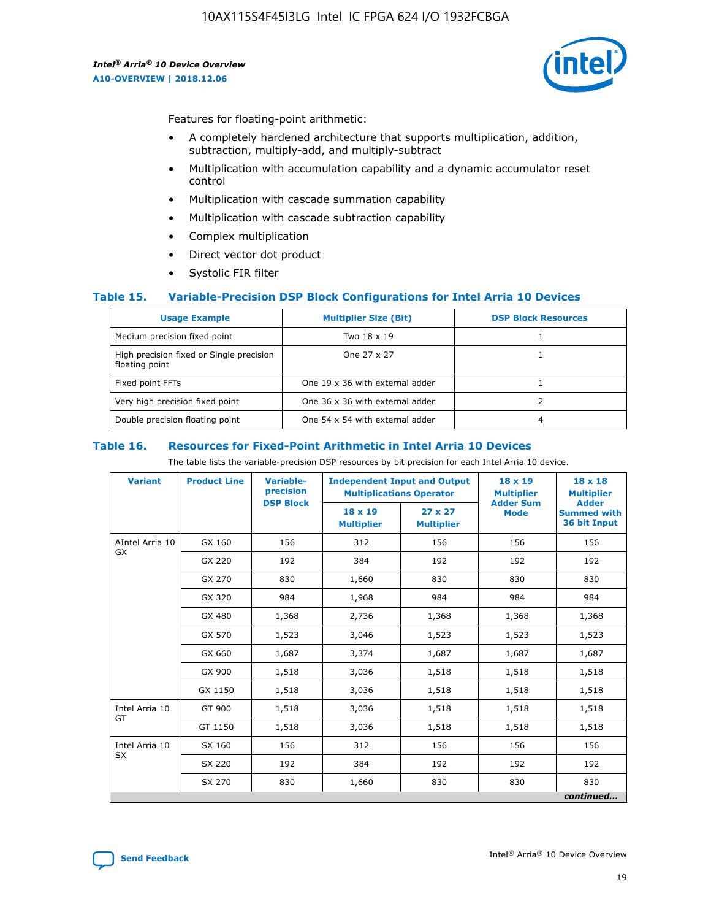Features for floating-point arithmetic:

- A completely hardened architecture that supports multiplication, addition, subtraction, multiply-add, and multiply-subtract
- Multiplication with accumulation capability and a dynamic accumulator reset control
- Multiplication with cascade summation capability
- Multiplication with cascade subtraction capability
- Complex multiplication
- Direct vector dot product
- Systolic FIR filter

## Table 15. Variable-Precision DSP Block Configurations for Intel Arria 10 Devices

| Usage Example | Multiplier Size (Bit) | DSP Block Resources |
|---|---|---|
| Medium precision fixed point | Two 18 x 19 | 1 |
| High precision fixed or Single precision floating point | One 27 x 27 | 1 |
| Fixed point FFTs | One 19 x 36 with external adder | 1 |
| Very high precision fixed point | One 36 x 36 with external adder | 2 |
| Double precision floating point | One 54 x 54 with external adder | 4 |

## Table 16. Resources for Fixed-Point Arithmetic in Intel Arria 10 Devices

The table lists the variable-precision DSP resources by bit precision for each Intel Arria 10 device.

| Variant | Product Line | Variable-precision DSP Block | Independent Input and Output Multiplications Operator | | 18 x 19 Multiplier Adder Sum Mode | 18 x 18 Multiplier Adder Summed with 36 bit Input |
|---|---|---|---|---|---|---|
| | | | 18 x 19 Multiplier | 27 x 27 Multiplier | | |
| AIntel Arria 10 GX | GX 160 | 156 | 312 | 156 | 156 | 156 |
| | GX 220 | 192 | 384 | 192 | 192 | 192 |
| | GX 270 | 830 | 1,660 | 830 | 830 | 830 |
| | GX 320 | 984 | 1,968 | 984 | 984 | 984 |
| | GX 480 | 1,368 | 2,736 | 1,368 | 1,368 | 1,368 |
| | GX 570 | 1,523 | 3,046 | 1,523 | 1,523 | 1,523 |
| | GX 660 | 1,687 | 3,374 | 1,687 | 1,687 | 1,687 |
| | GX 900 | 1,518 | 3,036 | 1,518 | 1,518 | 1,518 |
| | GX 1150 | 1,518 | 3,036 | 1,518 | 1,518 | 1,518 |
| Intel Arria 10 GT | GT 900 | 1,518 | 3,036 | 1,518 | 1,518 | 1,518 |
| | GT 1150 | 1,518 | 3,036 | 1,518 | 1,518 | 1,518 |
| Intel Arria 10 SX | SX 160 | 156 | 312 | 156 | 156 | 156 |
| | SX 220 | 192 | 384 | 192 | 192 | 192 |
| | SX 270 | 830 | 1,660 | 830 | 830 | 830 |

*continued...*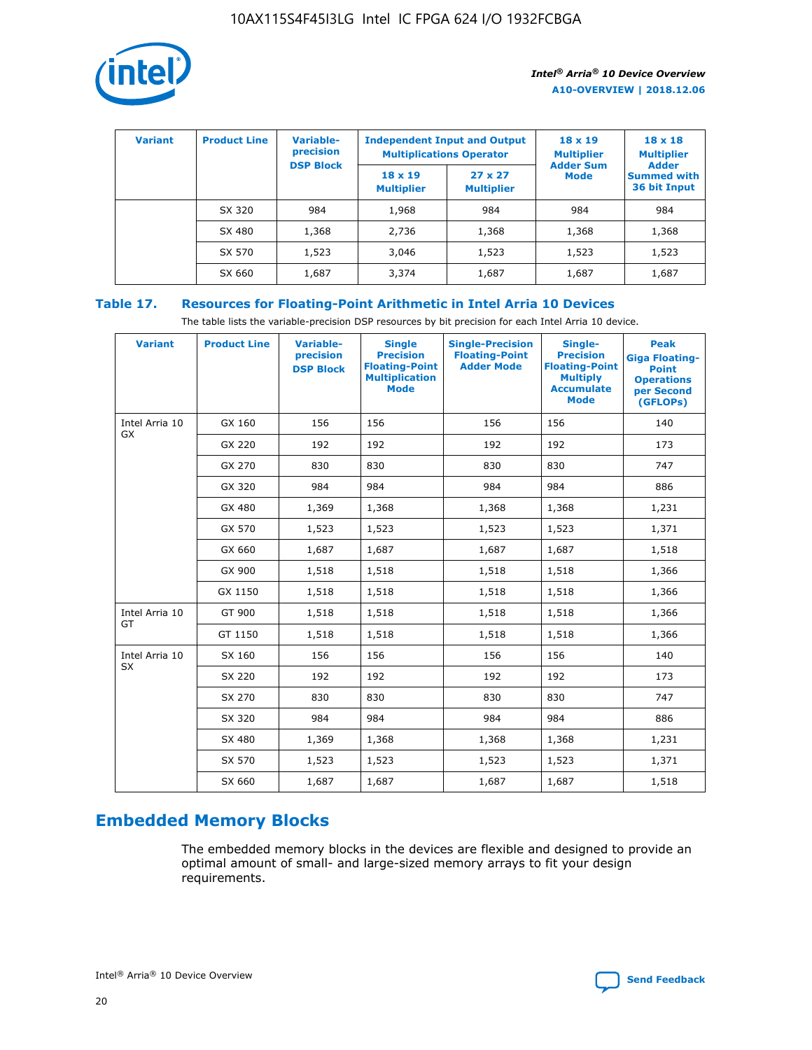| Variant | Product Line | Variable-precision DSP Block | Independent Input and Output Multiplications Operator | | 18 x 19 Multiplier Adder Sum Mode | 18 x 18 Multiplier Adder Summed with 36 bit Input |
|---|---|---|---|---|---|---|
| | | | 18 x 19 Multiplier | 27 x 27 Multiplier | | |
| | SX 320 | 984 | 1,968 | 984 | 984 | 984 |
| | SX 480 | 1,368 | 2,736 | 1,368 | 1,368 | 1,368 |
| | SX 570 | 1,523 | 3,046 | 1,523 | 1,523 | 1,523 |
| | SX 660 | 1,687 | 3,374 | 1,687 | 1,687 | 1,687 |

**Table 17. Resources for Floating-Point Arithmetic in Intel Arria 10 Devices**

The table lists the variable-precision DSP resources by bit precision for each Intel Arria 10 device.

| Variant | Product Line | Variable-precision DSP Block | Single Precision Floating-Point Multiplication Mode | Single-Precision Floating-Point Adder Mode | Single-Precision Floating-Point Multiply Accumulate Mode | Peak Giga Floating-Point Operations per Second (GFLOPs) |
|---|---|---|---|---|---|---|
| Intel Arria 10 GX | GX 160 | 156 | 156 | 156 | 156 | 140 |
| | GX 220 | 192 | 192 | 192 | 192 | 173 |
| | GX 270 | 830 | 830 | 830 | 830 | 747 |
| | GX 320 | 984 | 984 | 984 | 984 | 886 |
| | GX 480 | 1,369 | 1,368 | 1,368 | 1,368 | 1,231 |
| | GX 570 | 1,523 | 1,523 | 1,523 | 1,523 | 1,371 |
| | GX 660 | 1,687 | 1,687 | 1,687 | 1,687 | 1,518 |
| | GX 900 | 1,518 | 1,518 | 1,518 | 1,518 | 1,366 |
| | GX 1150 | 1,518 | 1,518 | 1,518 | 1,518 | 1,366 |
| Intel Arria 10 GT | GT 900 | 1,518 | 1,518 | 1,518 | 1,518 | 1,366 |
| | GT 1150 | 1,518 | 1,518 | 1,518 | 1,518 | 1,366 |
| Intel Arria 10 SX | SX 160 | 156 | 156 | 156 | 156 | 140 |
| | SX 220 | 192 | 192 | 192 | 192 | 173 |
| | SX 270 | 830 | 830 | 830 | 830 | 747 |
| | SX 320 | 984 | 984 | 984 | 984 | 886 |
| | SX 480 | 1,369 | 1,368 | 1,368 | 1,368 | 1,231 |
| | SX 570 | 1,523 | 1,523 | 1,523 | 1,523 | 1,371 |
| | SX 660 | 1,687 | 1,687 | 1,687 | 1,687 | 1,518 |

## Embedded Memory Blocks

The embedded memory blocks in the devices are flexible and designed to provide an optimal amount of small- and large-sized memory arrays to fit your design requirements.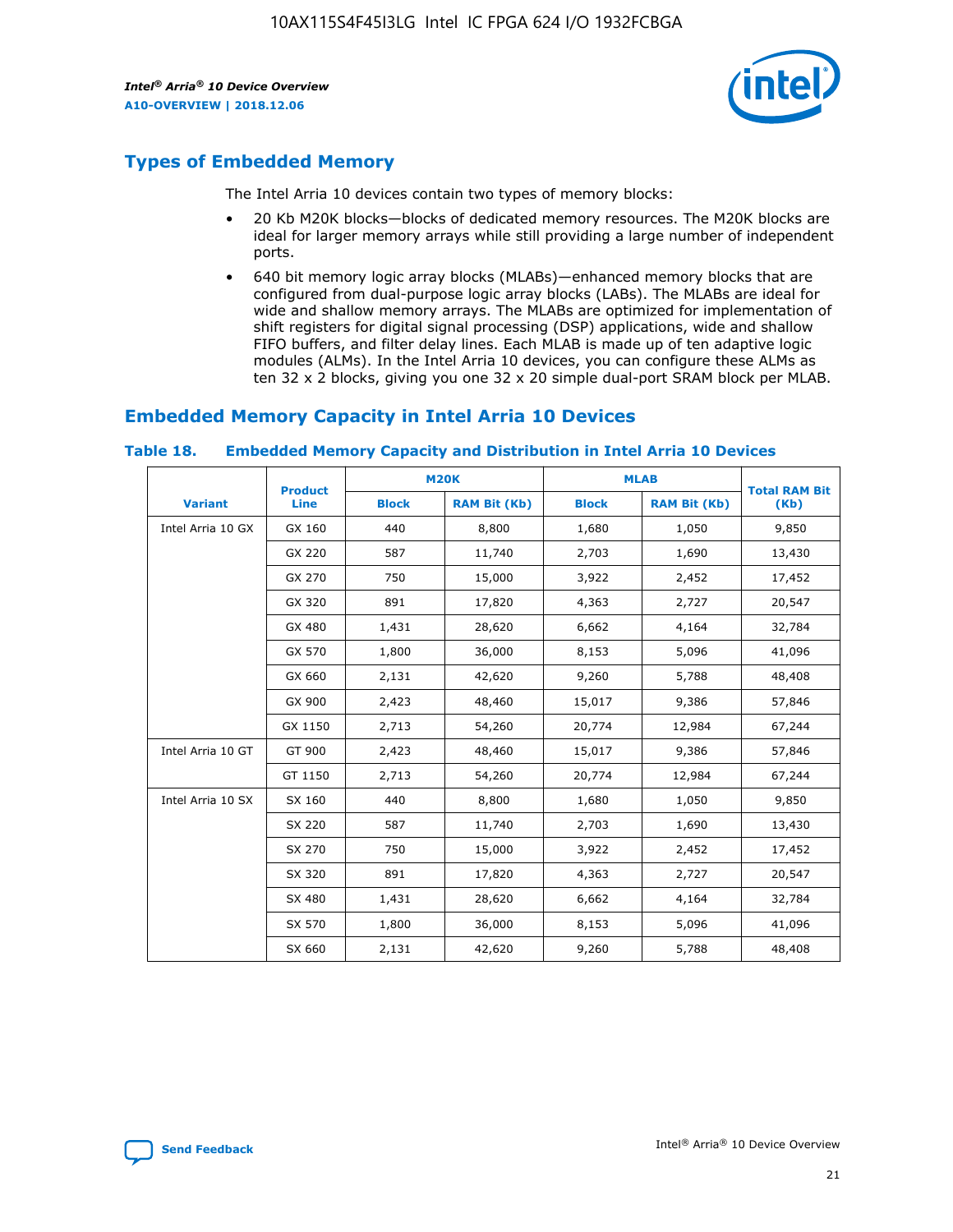## Types of Embedded Memory

The Intel Arria 10 devices contain two types of memory blocks:

- 20 Kb M20K blocks—blocks of dedicated memory resources. The M20K blocks are ideal for larger memory arrays while still providing a large number of independent ports.
- 640 bit memory logic array blocks (MLABs)—enhanced memory blocks that are configured from dual-purpose logic array blocks (LABs). The MLABs are ideal for wide and shallow memory arrays. The MLABs are optimized for implementation of shift registers for digital signal processing (DSP) applications, wide and shallow FIFO buffers, and filter delay lines. Each MLAB is made up of ten adaptive logic modules (ALMs). In the Intel Arria 10 devices, you can configure these ALMs as ten 32 x 2 blocks, giving you one 32 x 20 simple dual-port SRAM block per MLAB.

## Embedded Memory Capacity in Intel Arria 10 Devices

### Table 18. Embedded Memory Capacity and Distribution in Intel Arria 10 Devices

| Variant | Product Line | M20K | | MLAB | | Total RAM Bit (Kb) |
|---|---|---|---|---|---|---|
| | | Block | RAM Bit (Kb) | Block | RAM Bit (Kb) | |
| Intel Arria 10 GX | GX 160 | 440 | 8,800 | 1,680 | 1,050 | 9,850 |
| | GX 220 | 587 | 11,740 | 2,703 | 1,690 | 13,430 |
| | GX 270 | 750 | 15,000 | 3,922 | 2,452 | 17,452 |
| | GX 320 | 891 | 17,820 | 4,363 | 2,727 | 20,547 |
| | GX 480 | 1,431 | 28,620 | 6,662 | 4,164 | 32,784 |
| | GX 570 | 1,800 | 36,000 | 8,153 | 5,096 | 41,096 |
| | GX 660 | 2,131 | 42,620 | 9,260 | 5,788 | 48,408 |
| | GX 900 | 2,423 | 48,460 | 15,017 | 9,386 | 57,846 |
| | GX 1150 | 2,713 | 54,260 | 20,774 | 12,984 | 67,244 |
| Intel Arria 10 GT | GT 900 | 2,423 | 48,460 | 15,017 | 9,386 | 57,846 |
| | GT 1150 | 2,713 | 54,260 | 20,774 | 12,984 | 67,244 |
| Intel Arria 10 SX | SX 160 | 440 | 8,800 | 1,680 | 1,050 | 9,850 |
| | SX 220 | 587 | 11,740 | 2,703 | 1,690 | 13,430 |
| | SX 270 | 750 | 15,000 | 3,922 | 2,452 | 17,452 |
| | SX 320 | 891 | 17,820 | 4,363 | 2,727 | 20,547 |
| | SX 480 | 1,431 | 28,620 | 6,662 | 4,164 | 32,784 |
| | SX 570 | 1,800 | 36,000 | 8,153 | 5,096 | 41,096 |
| | SX 660 | 2,131 | 42,620 | 9,260 | 5,788 | 48,408 |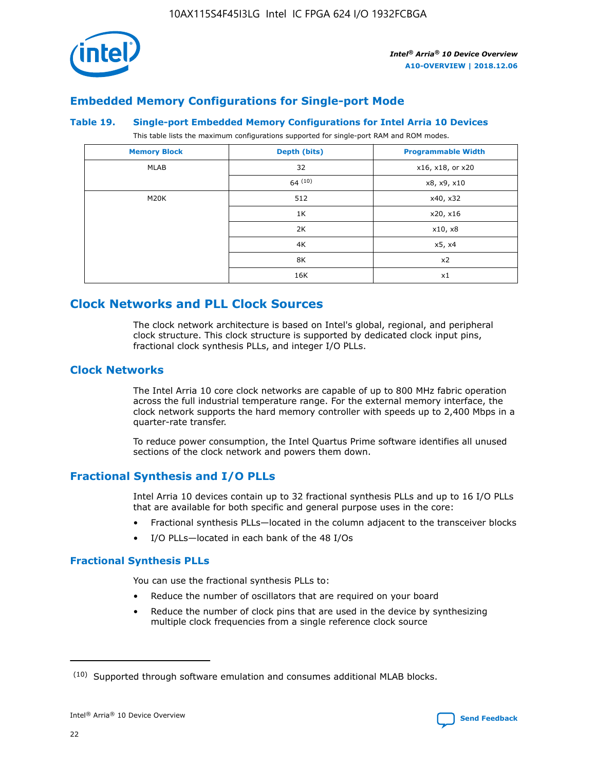## Embedded Memory Configurations for Single-port Mode

### Table 19. Single-port Embedded Memory Configurations for Intel Arria 10 Devices

This table lists the maximum configurations supported for single-port RAM and ROM modes.

| Memory Block | Depth (bits) | Programmable Width |
|---|---|---|
| MLAB | 32 | x16, x18, or x20 |
| | 64 [10] | x8, x9, x10 |
| M20K | 512 | x40, x32 |
| | 1K | x20, x16 |
| | 2K | x10, x8 |
| | 4K | x5, x4 |
| | 8K | x2 |
| | 16K | x1 |

## Clock Networks and PLL Clock Sources

The clock network architecture is based on Intel's global, regional, and peripheral clock structure. This clock structure is supported by dedicated clock input pins, fractional clock synthesis PLLs, and integer I/O PLLs.

## Clock Networks

The Intel Arria 10 core clock networks are capable of up to 800 MHz fabric operation across the full industrial temperature range. For the external memory interface, the clock network supports the hard memory controller with speeds up to 2,400 Mbps in a quarter-rate transfer.

To reduce power consumption, the Intel Quartus Prime software identifies all unused sections of the clock network and powers them down.

## Fractional Synthesis and I/O PLLs

Intel Arria 10 devices contain up to 32 fractional synthesis PLLs and up to 16 I/O PLLs that are available for both specific and general purpose uses in the core:

- Fractional synthesis PLLs—located in the column adjacent to the transceiver blocks
- I/O PLLs—located in each bank of the 48 I/Os

### Fractional Synthesis PLLs

You can use the fractional synthesis PLLs to:

- Reduce the number of oscillators that are required on your board
- Reduce the number of clock pins that are used in the device by synthesizing multiple clock frequencies from a single reference clock source

[10] Supported through software emulation and consumes additional MLAB blocks.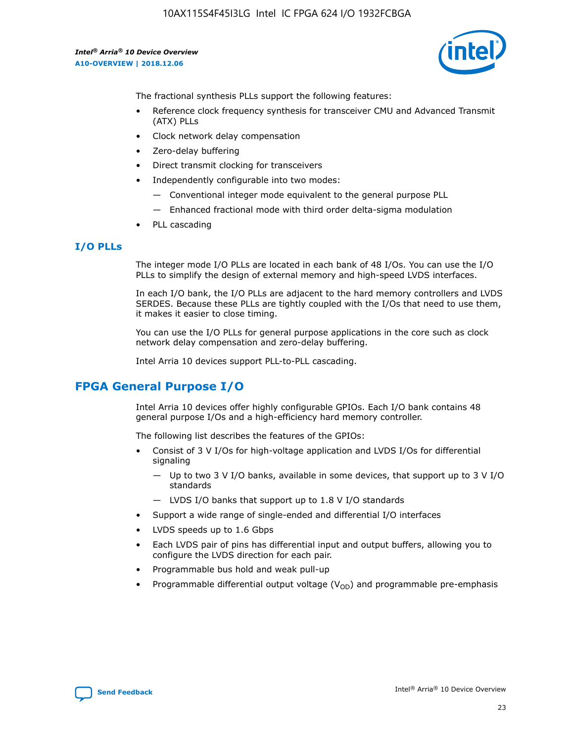The fractional synthesis PLLs support the following features:

- Reference clock frequency synthesis for transceiver CMU and Advanced Transmit (ATX) PLLs
- Clock network delay compensation
- Zero-delay buffering
- Direct transmit clocking for transceivers
- Independently configurable into two modes:
  - Conventional integer mode equivalent to the general purpose PLL
  - Enhanced fractional mode with third order delta-sigma modulation
- PLL cascading

### I/O PLLs

The integer mode I/O PLLs are located in each bank of 48 I/Os. You can use the I/O PLLs to simplify the design of external memory and high-speed LVDS interfaces.

In each I/O bank, the I/O PLLs are adjacent to the hard memory controllers and LVDS SERDES. Because these PLLs are tightly coupled with the I/Os that need to use them, it makes it easier to close timing.

You can use the I/O PLLs for general purpose applications in the core such as clock network delay compensation and zero-delay buffering.

Intel Arria 10 devices support PLL-to-PLL cascading.

## FPGA General Purpose I/O

Intel Arria 10 devices offer highly configurable GPIOs. Each I/O bank contains 48 general purpose I/Os and a high-efficiency hard memory controller.

The following list describes the features of the GPIOs:

- Consist of 3 V I/Os for high-voltage application and LVDS I/Os for differential signaling
  - Up to two 3 V I/O banks, available in some devices, that support up to 3 V I/O standards
  - LVDS I/O banks that support up to 1.8 V I/O standards
- Support a wide range of single-ended and differential I/O interfaces
- LVDS speeds up to 1.6 Gbps
- Each LVDS pair of pins has differential input and output buffers, allowing you to configure the LVDS direction for each pair.
- Programmable bus hold and weak pull-up
- Programmable differential output voltage ($V_{OD}$) and programmable pre-emphasis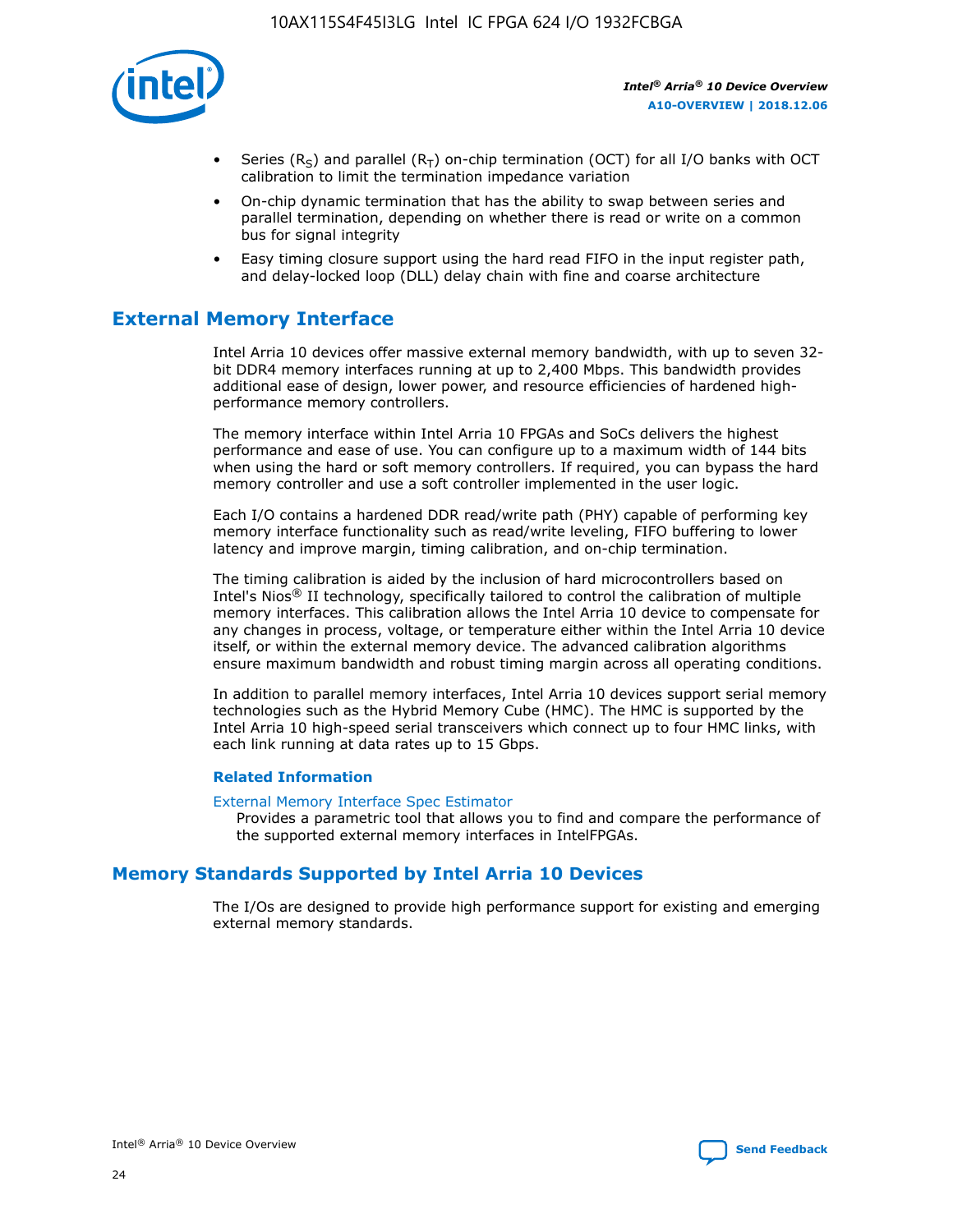- Series ($R_S$) and parallel ($R_T$) on-chip termination (OCT) for all I/O banks with OCT calibration to limit the termination impedance variation
- On-chip dynamic termination that has the ability to swap between series and parallel termination, depending on whether there is read or write on a common bus for signal integrity
- Easy timing closure support using the hard read FIFO in the input register path, and delay-locked loop (DLL) delay chain with fine and coarse architecture

## External Memory Interface

Intel Arria 10 devices offer massive external memory bandwidth, with up to seven 32-bit DDR4 memory interfaces running at up to 2,400 Mbps. This bandwidth provides additional ease of design, lower power, and resource efficiencies of hardened high-performance memory controllers.

The memory interface within Intel Arria 10 FPGAs and SoCs delivers the highest performance and ease of use. You can configure up to a maximum width of 144 bits when using the hard or soft memory controllers. If required, you can bypass the hard memory controller and use a soft controller implemented in the user logic.

Each I/O contains a hardened DDR read/write path (PHY) capable of performing key memory interface functionality such as read/write leveling, FIFO buffering to lower latency and improve margin, timing calibration, and on-chip termination.

The timing calibration is aided by the inclusion of hard microcontrollers based on Intel's Nios® II technology, specifically tailored to control the calibration of multiple memory interfaces. This calibration allows the Intel Arria 10 device to compensate for any changes in process, voltage, or temperature either within the Intel Arria 10 device itself, or within the external memory device. The advanced calibration algorithms ensure maximum bandwidth and robust timing margin across all operating conditions.

In addition to parallel memory interfaces, Intel Arria 10 devices support serial memory technologies such as the Hybrid Memory Cube (HMC). The HMC is supported by the Intel Arria 10 high-speed serial transceivers which connect up to four HMC links, with each link running at data rates up to 15 Gbps.

### Related Information

External Memory Interface Spec Estimator
Provides a parametric tool that allows you to find and compare the performance of the supported external memory interfaces in IntelFPGAs.

## Memory Standards Supported by Intel Arria 10 Devices

The I/Os are designed to provide high performance support for existing and emerging external memory standards.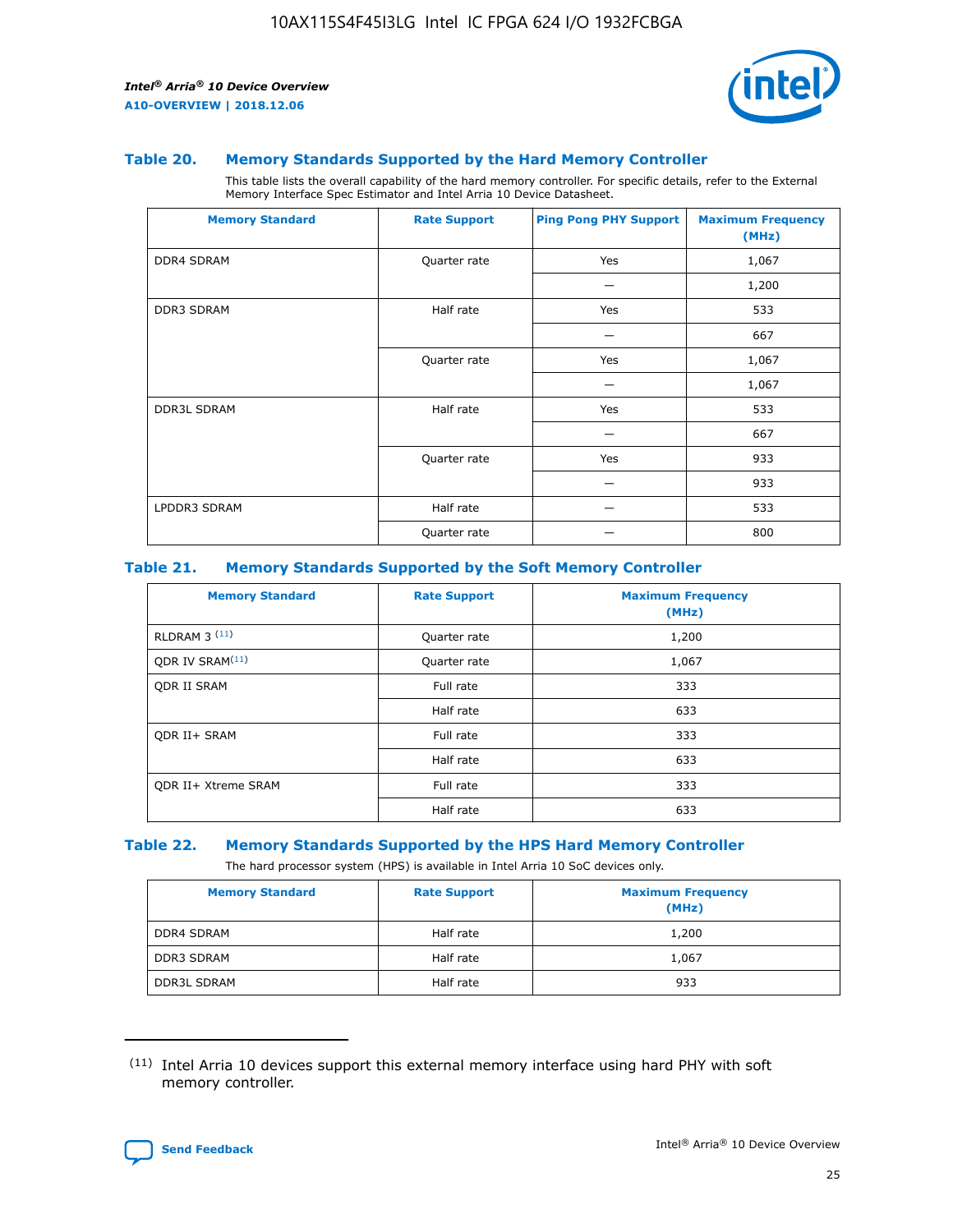### Table 20. Memory Standards Supported by the Hard Memory Controller

This table lists the overall capability of the hard memory controller. For specific details, refer to the External Memory Interface Spec Estimator and Intel Arria 10 Device Datasheet.

| Memory Standard | Rate Support | Ping Pong PHY Support | Maximum Frequency (MHz) |
|---|---|---|---|
| DDR4 SDRAM | Quarter rate | Yes | 1,067 |
| | | — | 1,200 |
| DDR3 SDRAM | Half rate | Yes | 533 |
| | | — | 667 |
| | Quarter rate | Yes | 1,067 |
| | | — | 1,067 |
| DDR3L SDRAM | Half rate | Yes | 533 |
| | | — | 667 |
| | Quarter rate | Yes | 933 |
| | | — | 933 |
| LPDDR3 SDRAM | Half rate | — | 533 |
| | Quarter rate | — | 800 |

### Table 21. Memory Standards Supported by the Soft Memory Controller

| Memory Standard | Rate Support | Maximum Frequency (MHz) |
|---|---|---|
| RLDRAM 3 [(11)] | Quarter rate | 1,200 |
| QDR IV SRAM[(11)] | Quarter rate | 1,067 |
| QDR II SRAM | Full rate | 333 |
| | Half rate | 633 |
| QDR II+ SRAM | Full rate | 333 |
| | Half rate | 633 |
| QDR II+ Xtreme SRAM | Full rate | 333 |
| | Half rate | 633 |

### Table 22. Memory Standards Supported by the HPS Hard Memory Controller

The hard processor system (HPS) is available in Intel Arria 10 SoC devices only.

| Memory Standard | Rate Support | Maximum Frequency (MHz) |
|---|---|---|
| DDR4 SDRAM | Half rate | 1,200 |
| DDR3 SDRAM | Half rate | 1,067 |
| DDR3L SDRAM | Half rate | 933 |

(11) Intel Arria 10 devices support this external memory interface using hard PHY with soft memory controller.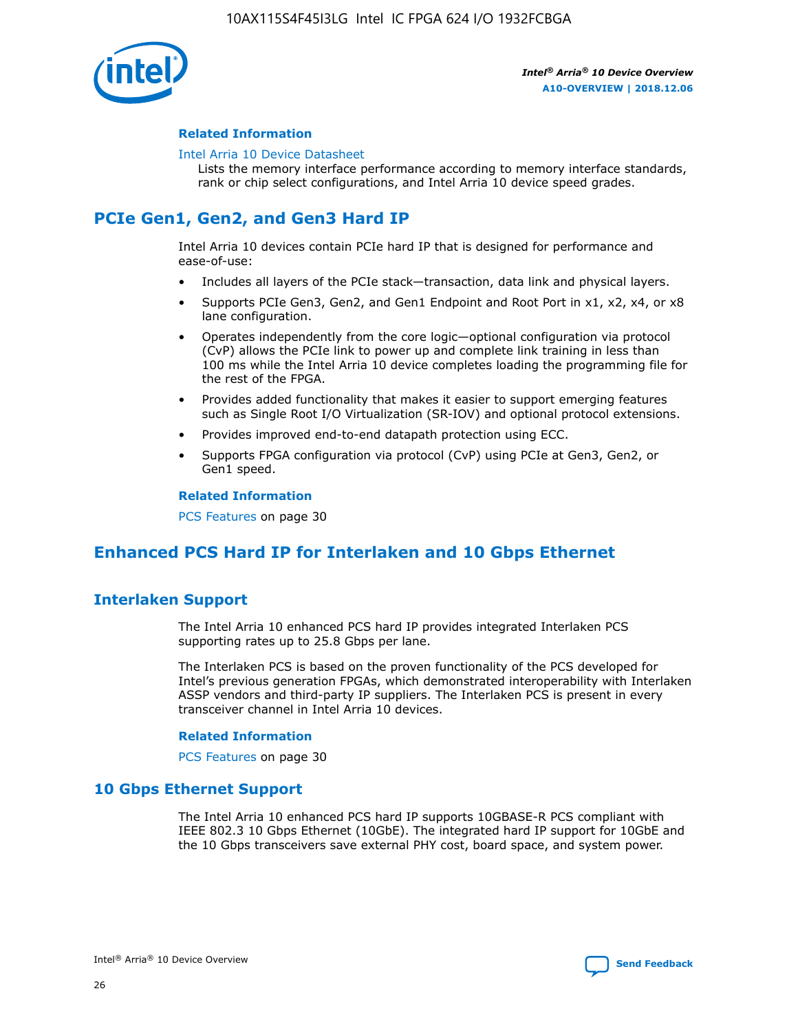#### Related Information

Intel Arria 10 Device Datasheet
Lists the memory interface performance according to memory interface standards, rank or chip select configurations, and Intel Arria 10 device speed grades.

## PCIe Gen1, Gen2, and Gen3 Hard IP

Intel Arria 10 devices contain PCIe hard IP that is designed for performance and ease-of-use:

- Includes all layers of the PCIe stack—transaction, data link and physical layers.
- Supports PCIe Gen3, Gen2, and Gen1 Endpoint and Root Port in x1, x2, x4, or x8 lane configuration.
- Operates independently from the core logic—optional configuration via protocol (CvP) allows the PCIe link to power up and complete link training in less than 100 ms while the Intel Arria 10 device completes loading the programming file for the rest of the FPGA.
- Provides added functionality that makes it easier to support emerging features such as Single Root I/O Virtualization (SR-IOV) and optional protocol extensions.
- Provides improved end-to-end datapath protection using ECC.
- Supports FPGA configuration via protocol (CvP) using PCIe at Gen3, Gen2, or Gen1 speed.

#### Related Information

PCS Features on page 30

## Enhanced PCS Hard IP for Interlaken and 10 Gbps Ethernet

### Interlaken Support

The Intel Arria 10 enhanced PCS hard IP provides integrated Interlaken PCS supporting rates up to 25.8 Gbps per lane.

The Interlaken PCS is based on the proven functionality of the PCS developed for Intel's previous generation FPGAs, which demonstrated interoperability with Interlaken ASSP vendors and third-party IP suppliers. The Interlaken PCS is present in every transceiver channel in Intel Arria 10 devices.

#### Related Information

PCS Features on page 30

### 10 Gbps Ethernet Support

The Intel Arria 10 enhanced PCS hard IP supports 10GBASE-R PCS compliant with IEEE 802.3 10 Gbps Ethernet (10GbE). The integrated hard IP support for 10GbE and the 10 Gbps transceivers save external PHY cost, board space, and system power.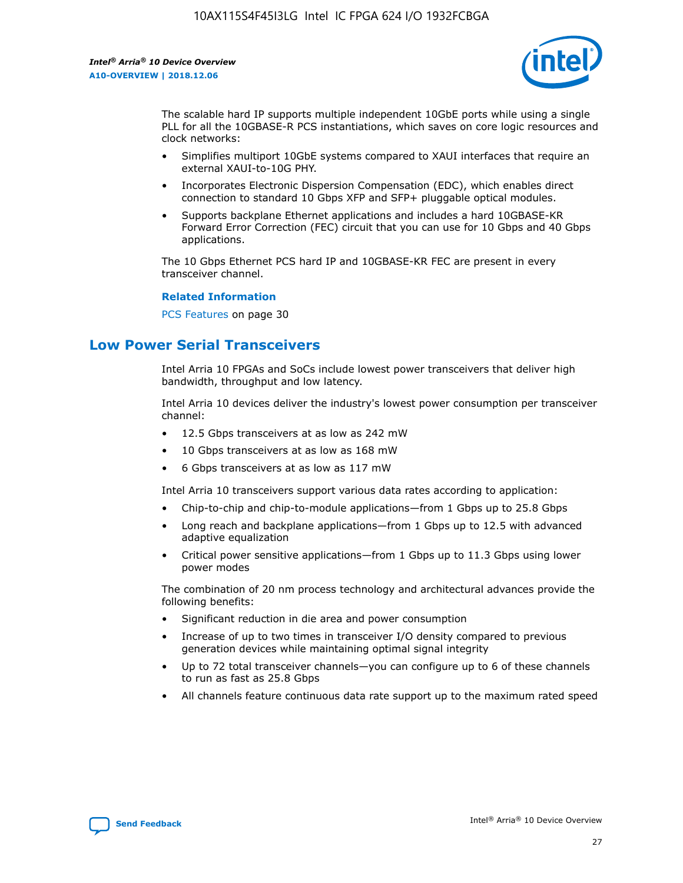The scalable hard IP supports multiple independent 10GbE ports while using a single PLL for all the 10GBASE-R PCS instantiations, which saves on core logic resources and clock networks:

- Simplifies multiport 10GbE systems compared to XAUI interfaces that require an external XAUI-to-10G PHY.
- Incorporates Electronic Dispersion Compensation (EDC), which enables direct connection to standard 10 Gbps XFP and SFP+ pluggable optical modules.
- Supports backplane Ethernet applications and includes a hard 10GBASE-KR Forward Error Correction (FEC) circuit that you can use for 10 Gbps and 40 Gbps applications.

The 10 Gbps Ethernet PCS hard IP and 10GBASE-KR FEC are present in every transceiver channel.

**Related Information**

PCS Features on page 30

## Low Power Serial Transceivers

Intel Arria 10 FPGAs and SoCs include lowest power transceivers that deliver high bandwidth, throughput and low latency.

Intel Arria 10 devices deliver the industry's lowest power consumption per transceiver channel:

- 12.5 Gbps transceivers at as low as 242 mW
- 10 Gbps transceivers at as low as 168 mW
- 6 Gbps transceivers at as low as 117 mW

Intel Arria 10 transceivers support various data rates according to application:

- Chip-to-chip and chip-to-module applications—from 1 Gbps up to 25.8 Gbps
- Long reach and backplane applications—from 1 Gbps up to 12.5 with advanced adaptive equalization
- Critical power sensitive applications—from 1 Gbps up to 11.3 Gbps using lower power modes

The combination of 20 nm process technology and architectural advances provide the following benefits:

- Significant reduction in die area and power consumption
- Increase of up to two times in transceiver I/O density compared to previous generation devices while maintaining optimal signal integrity
- Up to 72 total transceiver channels—you can configure up to 6 of these channels to run as fast as 25.8 Gbps
- All channels feature continuous data rate support up to the maximum rated speed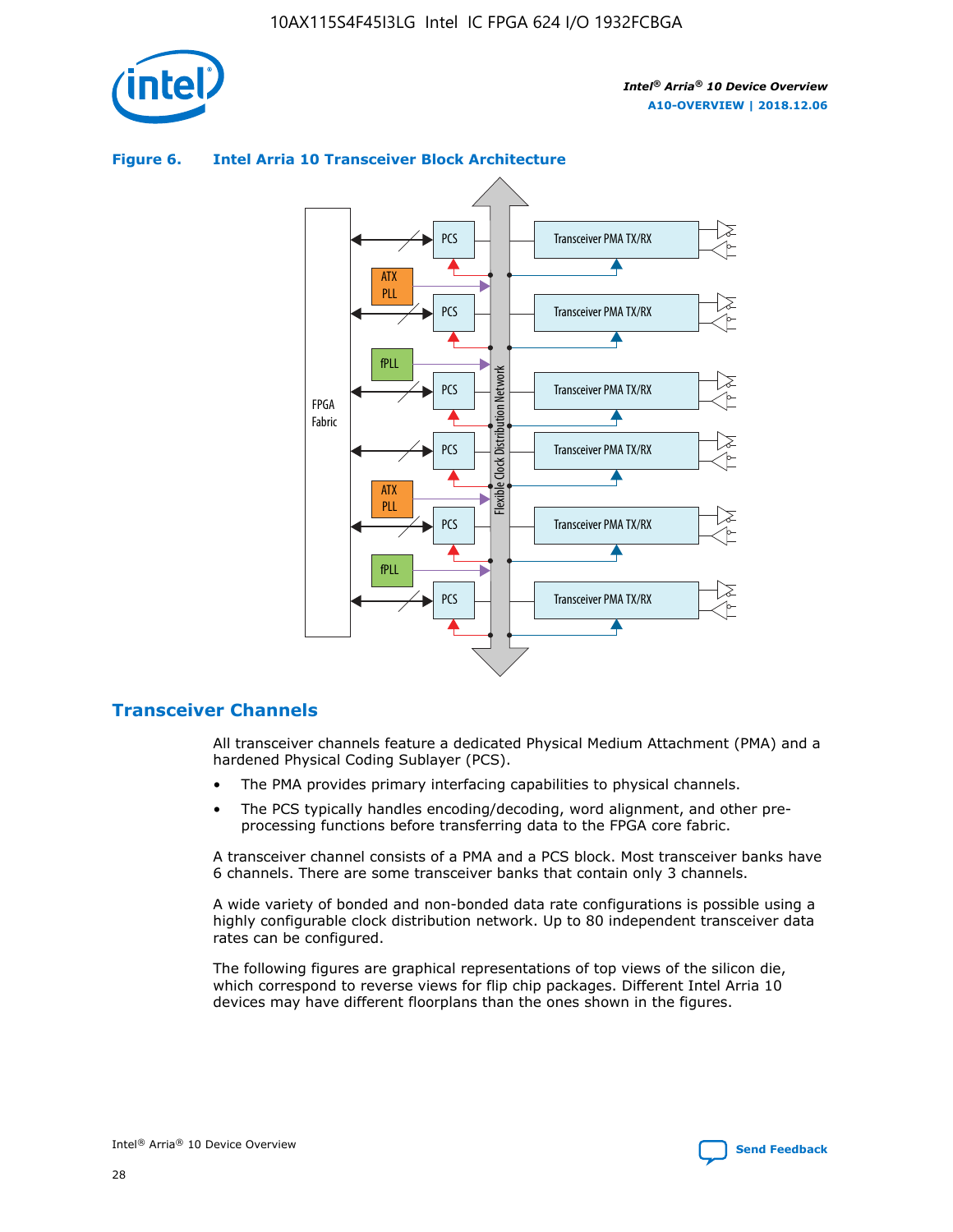**Figure 6. Intel Arria 10 Transceiver Block Architecture**

## Transceiver Channels

All transceiver channels feature a dedicated Physical Medium Attachment (PMA) and a hardened Physical Coding Sublayer (PCS).

- The PMA provides primary interfacing capabilities to physical channels.
- The PCS typically handles encoding/decoding, word alignment, and other pre-processing functions before transferring data to the FPGA core fabric.

A transceiver channel consists of a PMA and a PCS block. Most transceiver banks have 6 channels. There are some transceiver banks that contain only 3 channels.

A wide variety of bonded and non-bonded data rate configurations is possible using a highly configurable clock distribution network. Up to 80 independent transceiver data rates can be configured.

The following figures are graphical representations of top views of the silicon die, which correspond to reverse views for flip chip packages. Different Intel Arria 10 devices may have different floorplans than the ones shown in the figures.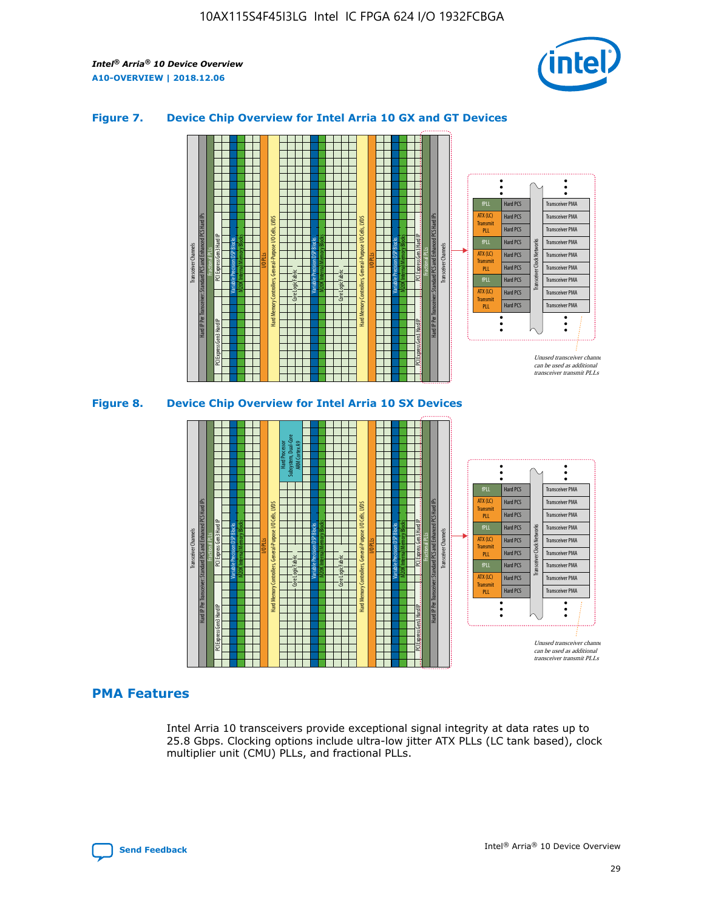**Figure 7. Device Chip Overview for Intel Arria 10 GX and GT Devices**

**Figure 8. Device Chip Overview for Intel Arria 10 SX Devices**

## PMA Features

Intel Arria 10 transceivers provide exceptional signal integrity at data rates up to 25.8 Gbps. Clocking options include ultra-low jitter ATX PLLs (LC tank based), clock multiplier unit (CMU) PLLs, and fractional PLLs.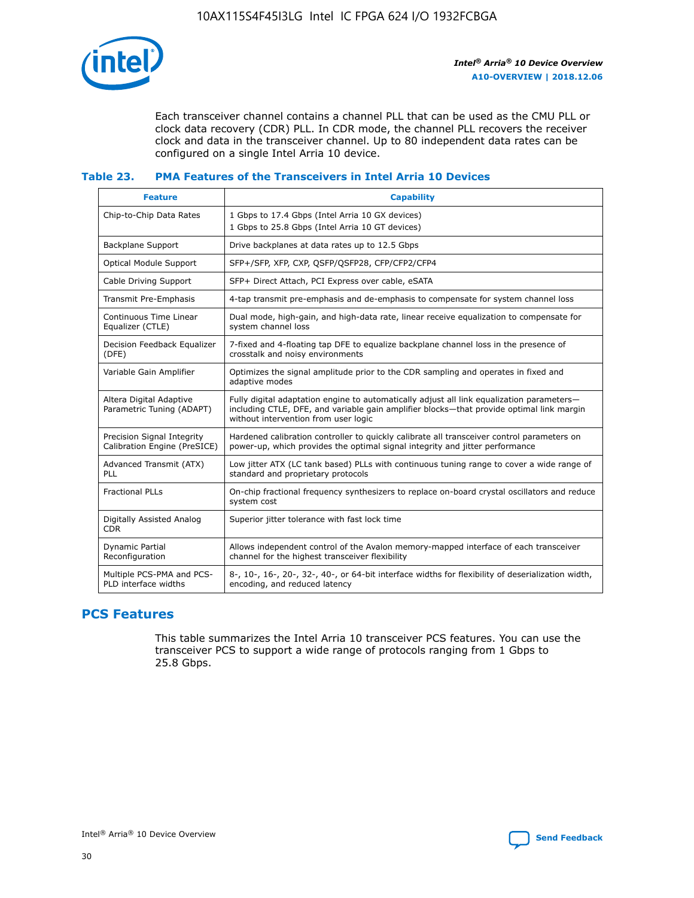Each transceiver channel contains a channel PLL that can be used as the CMU PLL or clock data recovery (CDR) PLL. In CDR mode, the channel PLL recovers the receiver clock and data in the transceiver channel. Up to 80 independent data rates can be configured on a single Intel Arria 10 device.

### Table 23. PMA Features of the Transceivers in Intel Arria 10 Devices

| Feature | Capability |
|---|---|
| Chip-to-Chip Data Rates | 1 Gbps to 17.4 Gbps (Intel Arria 10 GX devices)<br>1 Gbps to 25.8 Gbps (Intel Arria 10 GT devices) |
| Backplane Support | Drive backplanes at data rates up to 12.5 Gbps |
| Optical Module Support | SFP+/SFP, XFP, CXP, QSFP/QSFP28, CFP/CFP2/CFP4 |
| Cable Driving Support | SFP+ Direct Attach, PCI Express over cable, eSATA |
| Transmit Pre-Emphasis | 4-tap transmit pre-emphasis and de-emphasis to compensate for system channel loss |
| Continuous Time Linear Equalizer (CTLE) | Dual mode, high-gain, and high-data rate, linear receive equalization to compensate for system channel loss |
| Decision Feedback Equalizer (DFE) | 7-fixed and 4-floating tap DFE to equalize backplane channel loss in the presence of crosstalk and noisy environments |
| Variable Gain Amplifier | Optimizes the signal amplitude prior to the CDR sampling and operates in fixed and adaptive modes |
| Altera Digital Adaptive Parametric Tuning (ADAPT) | Fully digital adaptation engine to automatically adjust all link equalization parameters—including CTLE, DFE, and variable gain amplifier blocks—that provide optimal link margin without intervention from user logic |
| Precision Signal Integrity Calibration Engine (PreSICE) | Hardened calibration controller to quickly calibrate all transceiver control parameters on power-up, which provides the optimal signal integrity and jitter performance |
| Advanced Transmit (ATX) PLL | Low jitter ATX (LC tank based) PLLs with continuous tuning range to cover a wide range of standard and proprietary protocols |
| Fractional PLLs | On-chip fractional frequency synthesizers to replace on-board crystal oscillators and reduce system cost |
| Digitally Assisted Analog CDR | Superior jitter tolerance with fast lock time |
| Dynamic Partial Reconfiguration | Allows independent control of the Avalon memory-mapped interface of each transceiver channel for the highest transceiver flexibility |
| Multiple PCS-PMA and PCS-PLD interface widths | 8-, 10-, 16-, 20-, 32-, 40-, or 64-bit interface widths for flexibility of deserialization width, encoding, and reduced latency |

## PCS Features

This table summarizes the Intel Arria 10 transceiver PCS features. You can use the transceiver PCS to support a wide range of protocols ranging from 1 Gbps to 25.8 Gbps.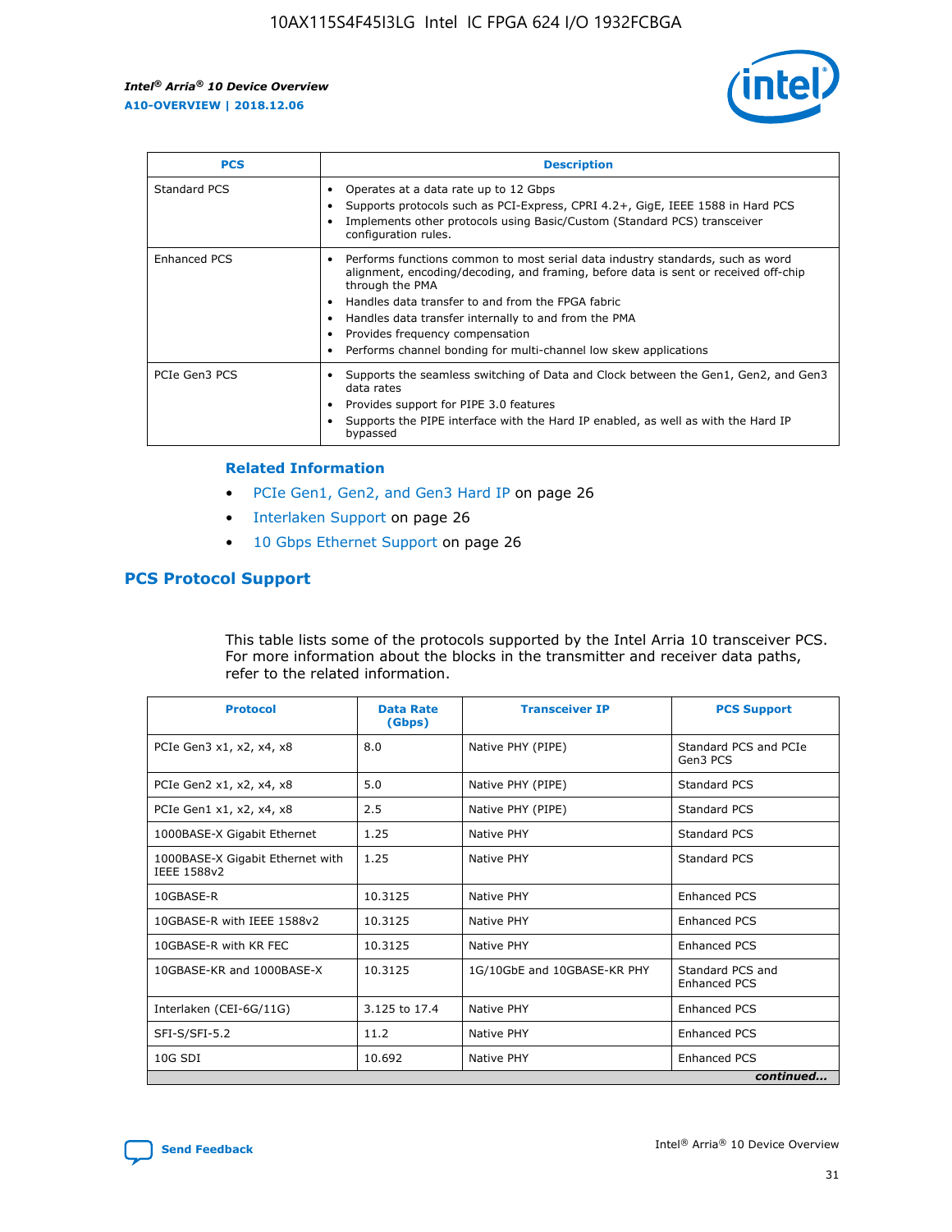| PCS | Description |
| --- | --- |
| Standard PCS | • Operates at a data rate up to 12 Gbps<br>• Supports protocols such as PCI-Express, CPRI 4.2+, GigE, IEEE 1588 in Hard PCS<br>• Implements other protocols using Basic/Custom (Standard PCS) transceiver configuration rules. |
| Enhanced PCS | • Performs functions common to most serial data industry standards, such as word alignment, encoding/decoding, and framing, before data is sent or received off-chip through the PMA<br>• Handles data transfer to and from the FPGA fabric<br>• Handles data transfer internally to and from the PMA<br>• Provides frequency compensation<br>• Performs channel bonding for multi-channel low skew applications |
| PCIe Gen3 PCS | • Supports the seamless switching of Data and Clock between the Gen1, Gen2, and Gen3 data rates<br>• Provides support for PIPE 3.0 features<br>• Supports the PIPE interface with the Hard IP enabled, as well as with the Hard IP bypassed |

### Related Information

- PCIe Gen1, Gen2, and Gen3 Hard IP on page 26
- Interlaken Support on page 26
- 10 Gbps Ethernet Support on page 26

## PCS Protocol Support

This table lists some of the protocols supported by the Intel Arria 10 transceiver PCS. For more information about the blocks in the transmitter and receiver data paths, refer to the related information.

| Protocol | Data Rate (Gbps) | Transceiver IP | PCS Support |
| --- | --- | --- | --- |
| PCIe Gen3 x1, x2, x4, x8 | 8.0 | Native PHY (PIPE) | Standard PCS and PCIe Gen3 PCS |
| PCIe Gen2 x1, x2, x4, x8 | 5.0 | Native PHY (PIPE) | Standard PCS |
| PCIe Gen1 x1, x2, x4, x8 | 2.5 | Native PHY (PIPE) | Standard PCS |
| 1000BASE-X Gigabit Ethernet | 1.25 | Native PHY | Standard PCS |
| 1000BASE-X Gigabit Ethernet with IEEE 1588v2 | 1.25 | Native PHY | Standard PCS |
| 10GBASE-R | 10.3125 | Native PHY | Enhanced PCS |
| 10GBASE-R with IEEE 1588v2 | 10.3125 | Native PHY | Enhanced PCS |
| 10GBASE-R with KR FEC | 10.3125 | Native PHY | Enhanced PCS |
| 10GBASE-KR and 1000BASE-X | 10.3125 | 1G/10GbE and 10GBASE-KR PHY | Standard PCS and Enhanced PCS |
| Interlaken (CEI-6G/11G) | 3.125 to 17.4 | Native PHY | Enhanced PCS |
| SFI-S/SFI-5.2 | 11.2 | Native PHY | Enhanced PCS |
| 10G SDI | 10.692 | Native PHY | Enhanced PCS |

*continued...*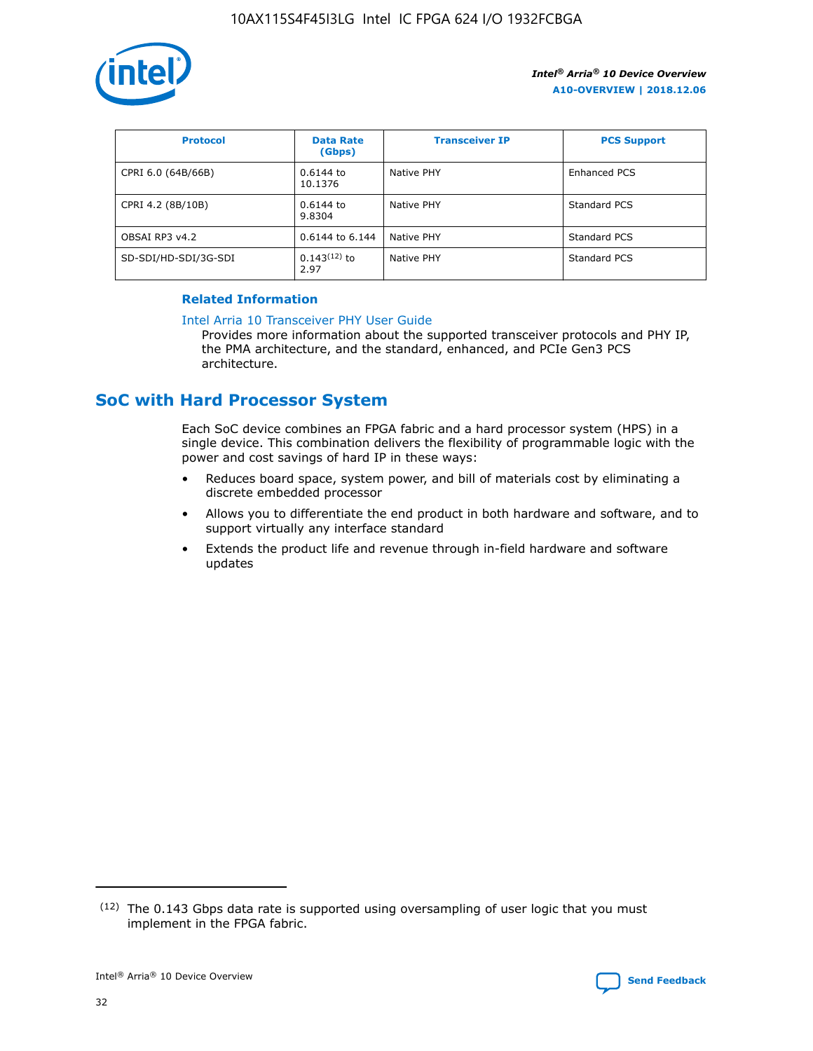| Protocol | Data Rate (Gbps) | Transceiver IP | PCS Support |
| --- | --- | --- | --- |
| CPRI 6.0 (64B/66B) | 0.6144 to 10.1376 | Native PHY | Enhanced PCS |
| CPRI 4.2 (8B/10B) | 0.6144 to 9.8304 | Native PHY | Standard PCS |
| OBSAI RP3 v4.2 | 0.6144 to 6.144 | Native PHY | Standard PCS |
| SD-SDI/HD-SDI/3G-SDI | 0.143[12] to 2.97 | Native PHY | Standard PCS |

**Related Information**

Intel Arria 10 Transceiver PHY User Guide

Provides more information about the supported transceiver protocols and PHY IP, the PMA architecture, and the standard, enhanced, and PCIe Gen3 PCS architecture.

## SoC with Hard Processor System

Each SoC device combines an FPGA fabric and a hard processor system (HPS) in a single device. This combination delivers the flexibility of programmable logic with the power and cost savings of hard IP in these ways:

- Reduces board space, system power, and bill of materials cost by eliminating a discrete embedded processor
- Allows you to differentiate the end product in both hardware and software, and to support virtually any interface standard
- Extends the product life and revenue through in-field hardware and software updates

(12) The 0.143 Gbps data rate is supported using oversampling of user logic that you must implement in the FPGA fabric.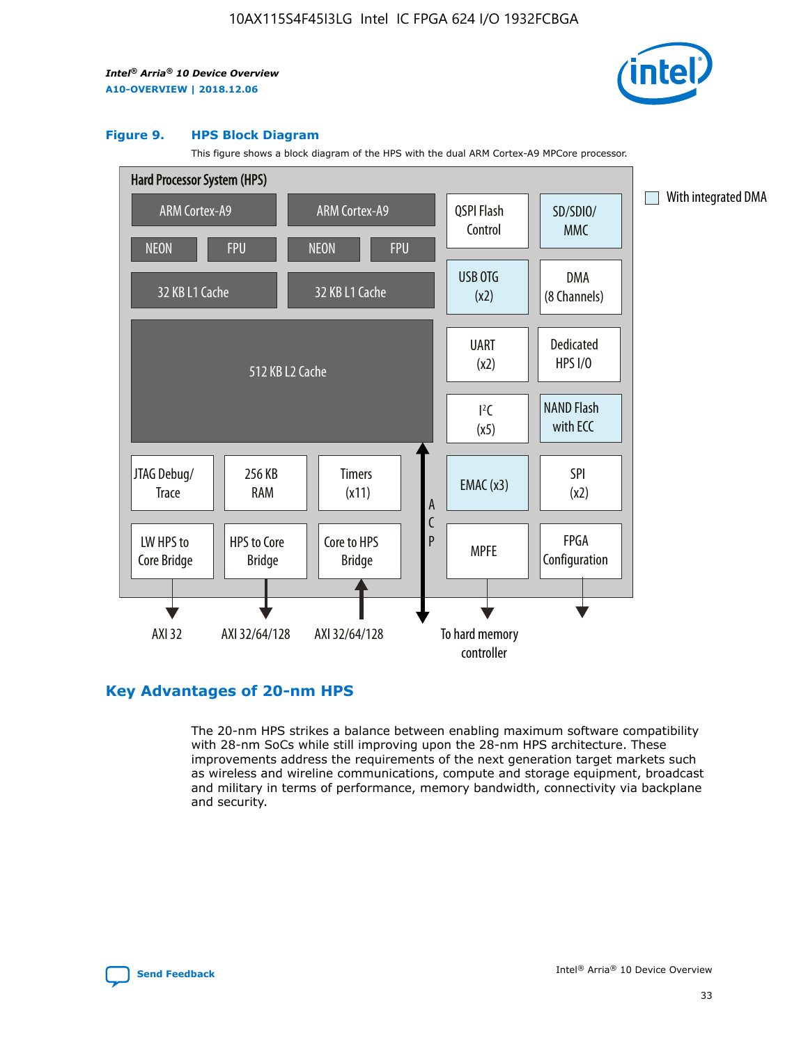**Figure 9. HPS Block Diagram**

This figure shows a block diagram of the HPS with the dual ARM Cortex-A9 MPCore processor.

Hard Processor System (HPS)

ARM Cortex-A9 | ARM Cortex-A9 | QSPI Flash Control | SD/SDIO/MMC

NEON | FPU | NEON | FPU

32 KB L1 Cache | 32 KB L1 Cache | USB OTG (x2) | DMA (8 Channels)

512 KB L2 Cache | UART (x2) | Dedicated HPS I/O | I²C (x5) | NAND Flash with ECC

JTAG Debug/Trace | 256 KB RAM | Timers (x11) | ACP | EMAC (x3) | SPI (x2)

LW HPS to Core Bridge | HPS to Core Bridge | Core to HPS Bridge | MPFE | FPGA Configuration

AXI 32 | AXI 32/64/128 | AXI 32/64/128 | To hard memory controller

With integrated DMA

## Key Advantages of 20-nm HPS

The 20-nm HPS strikes a balance between enabling maximum software compatibility with 28-nm SoCs while still improving upon the 28-nm HPS architecture. These improvements address the requirements of the next generation target markets such as wireless and wireline communications, compute and storage equipment, broadcast and military in terms of performance, memory bandwidth, connectivity via backplane and security.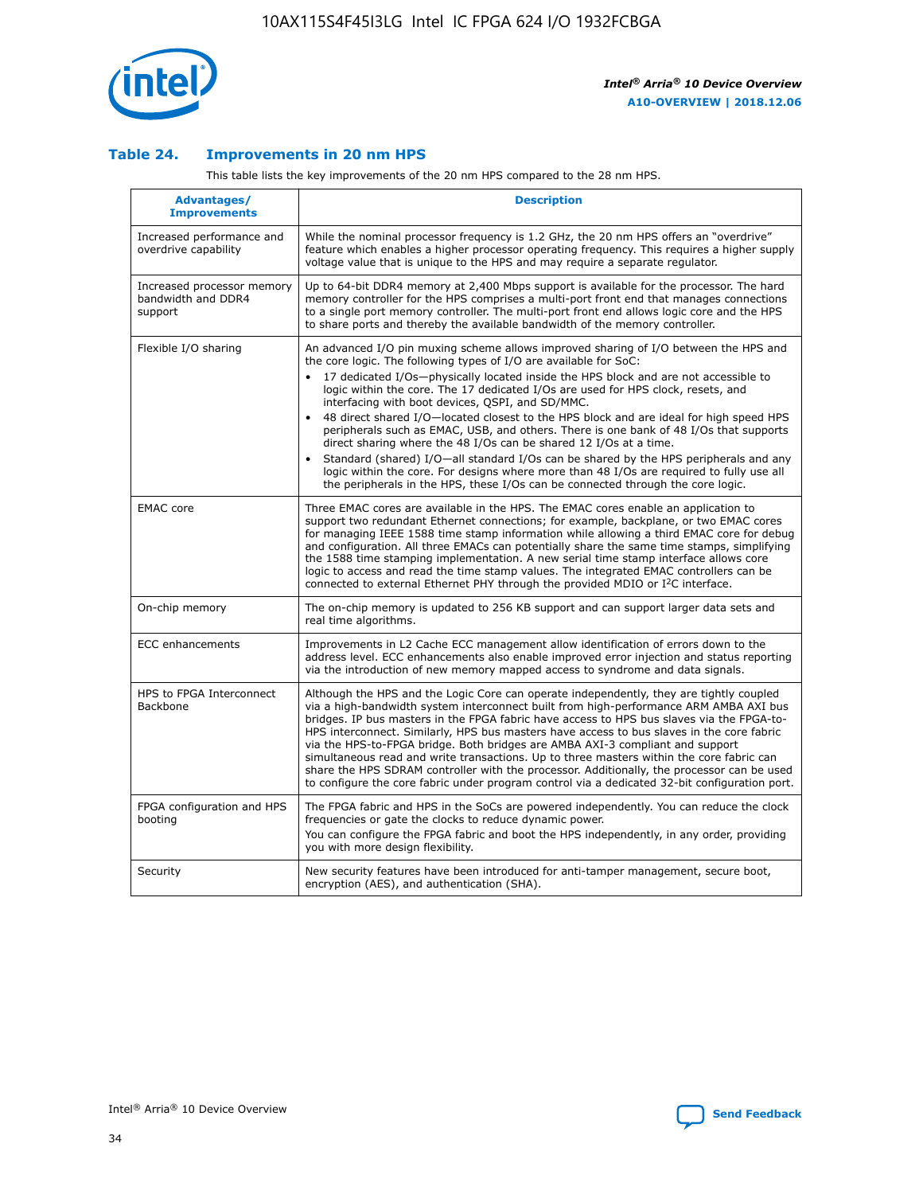### Table 24. Improvements in 20 nm HPS

This table lists the key improvements of the 20 nm HPS compared to the 28 nm HPS.

| Advantages/ Improvements | Description |
|---|---|
| Increased performance and overdrive capability | While the nominal processor frequency is 1.2 GHz, the 20 nm HPS offers an "overdrive" feature which enables a higher processor operating frequency. This requires a higher supply voltage value that is unique to the HPS and may require a separate regulator. |
| Increased processor memory bandwidth and DDR4 support | Up to 64-bit DDR4 memory at 2,400 Mbps support is available for the processor. The hard memory controller for the HPS comprises a multi-port front end that manages connections to a single port memory controller. The multi-port front end allows logic core and the HPS to share ports and thereby the available bandwidth of the memory controller. |
| Flexible I/O sharing | An advanced I/O pin muxing scheme allows improved sharing of I/O between the HPS and the core logic. The following types of I/O are available for SoC:<br>• 17 dedicated I/Os—physically located inside the HPS block and are not accessible to logic within the core. The 17 dedicated I/Os are used for HPS clock, resets, and interfacing with boot devices, QSPI, and SD/MMC.<br>• 48 direct shared I/O—located closest to the HPS block and are ideal for high speed HPS peripherals such as EMAC, USB, and others. There is one bank of 48 I/Os that supports direct sharing where the 48 I/Os can be shared 12 I/Os at a time.<br>• Standard (shared) I/O—all standard I/Os can be shared by the HPS peripherals and any logic within the core. For designs where more than 48 I/Os are required to fully use all the peripherals in the HPS, these I/Os can be connected through the core logic. |
| EMAC core | Three EMAC cores are available in the HPS. The EMAC cores enable an application to support two redundant Ethernet connections; for example, backplane, or two EMAC cores for managing IEEE 1588 time stamp information while allowing a third EMAC core for debug and configuration. All three EMACs can potentially share the same time stamps, simplifying the 1588 time stamping implementation. A new serial time stamp interface allows core logic to access and read the time stamp values. The integrated EMAC controllers can be connected to external Ethernet PHY through the provided MDIO or I²C interface. |
| On-chip memory | The on-chip memory is updated to 256 KB support and can support larger data sets and real time algorithms. |
| ECC enhancements | Improvements in L2 Cache ECC management allow identification of errors down to the address level. ECC enhancements also enable improved error injection and status reporting via the introduction of new memory mapped access to syndrome and data signals. |
| HPS to FPGA Interconnect Backbone | Although the HPS and the Logic Core can operate independently, they are tightly coupled via a high-bandwidth system interconnect built from high-performance ARM AMBA AXI bus bridges. IP bus masters in the FPGA fabric have access to HPS bus slaves via the FPGA-to-HPS interconnect. Similarly, HPS bus masters have access to bus slaves in the core fabric via the HPS-to-FPGA bridge. Both bridges are AMBA AXI-3 compliant and support simultaneous read and write transactions. Up to three masters within the core fabric can share the HPS SDRAM controller with the processor. Additionally, the processor can be used to configure the core fabric under program control via a dedicated 32-bit configuration port. |
| FPGA configuration and HPS booting | The FPGA fabric and HPS in the SoCs are powered independently. You can reduce the clock frequencies or gate the clocks to reduce dynamic power.<br>You can configure the FPGA fabric and boot the HPS independently, in any order, providing you with more design flexibility. |
| Security | New security features have been introduced for anti-tamper management, secure boot, encryption (AES), and authentication (SHA). |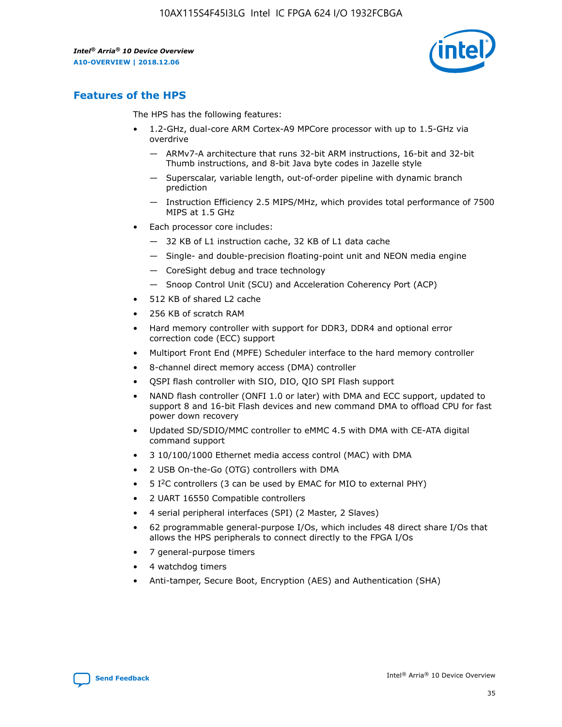## Features of the HPS

The HPS has the following features:

- 1.2-GHz, dual-core ARM Cortex-A9 MPCore processor with up to 1.5-GHz via overdrive
  - — ARMv7-A architecture that runs 32-bit ARM instructions, 16-bit and 32-bit Thumb instructions, and 8-bit Java byte codes in Jazelle style
  - — Superscalar, variable length, out-of-order pipeline with dynamic branch prediction
  - — Instruction Efficiency 2.5 MIPS/MHz, which provides total performance of 7500 MIPS at 1.5 GHz
- Each processor core includes:
  - — 32 KB of L1 instruction cache, 32 KB of L1 data cache
  - — Single- and double-precision floating-point unit and NEON media engine
  - — CoreSight debug and trace technology
  - — Snoop Control Unit (SCU) and Acceleration Coherency Port (ACP)
- 512 KB of shared L2 cache
- 256 KB of scratch RAM
- Hard memory controller with support for DDR3, DDR4 and optional error correction code (ECC) support
- Multiport Front End (MPFE) Scheduler interface to the hard memory controller
- 8-channel direct memory access (DMA) controller
- QSPI flash controller with SIO, DIO, QIO SPI Flash support
- NAND flash controller (ONFI 1.0 or later) with DMA and ECC support, updated to support 8 and 16-bit Flash devices and new command DMA to offload CPU for fast power down recovery
- Updated SD/SDIO/MMC controller to eMMC 4.5 with DMA with CE-ATA digital command support
- 3 10/100/1000 Ethernet media access control (MAC) with DMA
- 2 USB On-the-Go (OTG) controllers with DMA
- 5 I²C controllers (3 can be used by EMAC for MIO to external PHY)
- 2 UART 16550 Compatible controllers
- 4 serial peripheral interfaces (SPI) (2 Master, 2 Slaves)
- 62 programmable general-purpose I/Os, which includes 48 direct share I/Os that allows the HPS peripherals to connect directly to the FPGA I/Os
- 7 general-purpose timers
- 4 watchdog timers
- Anti-tamper, Secure Boot, Encryption (AES) and Authentication (SHA)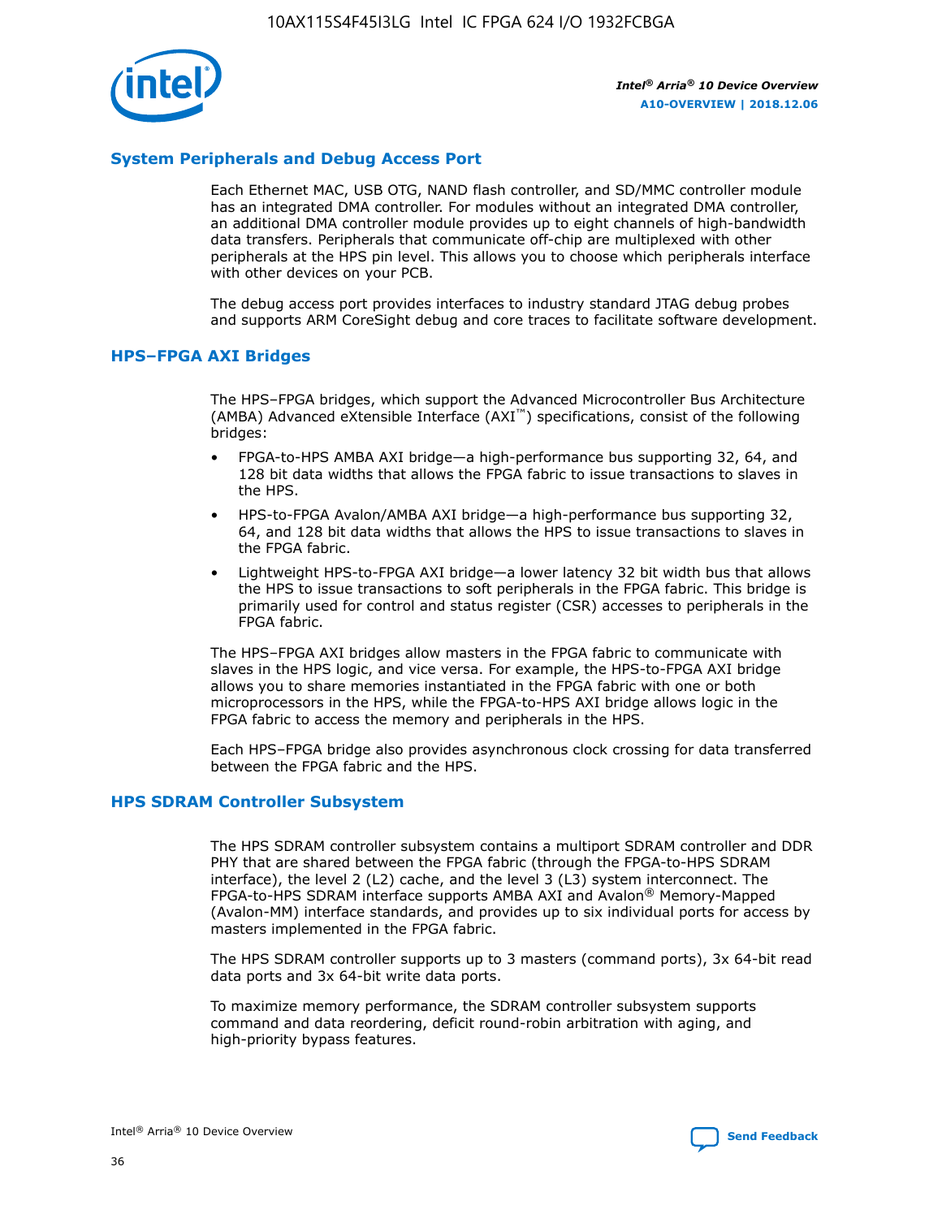## System Peripherals and Debug Access Port

Each Ethernet MAC, USB OTG, NAND flash controller, and SD/MMC controller module has an integrated DMA controller. For modules without an integrated DMA controller, an additional DMA controller module provides up to eight channels of high-bandwidth data transfers. Peripherals that communicate off-chip are multiplexed with other peripherals at the HPS pin level. This allows you to choose which peripherals interface with other devices on your PCB.

The debug access port provides interfaces to industry standard JTAG debug probes and supports ARM CoreSight debug and core traces to facilitate software development.

## HPS–FPGA AXI Bridges

The HPS–FPGA bridges, which support the Advanced Microcontroller Bus Architecture (AMBA) Advanced eXtensible Interface (AXI™) specifications, consist of the following bridges:

- FPGA-to-HPS AMBA AXI bridge—a high-performance bus supporting 32, 64, and 128 bit data widths that allows the FPGA fabric to issue transactions to slaves in the HPS.
- HPS-to-FPGA Avalon/AMBA AXI bridge—a high-performance bus supporting 32, 64, and 128 bit data widths that allows the HPS to issue transactions to slaves in the FPGA fabric.
- Lightweight HPS-to-FPGA AXI bridge—a lower latency 32 bit width bus that allows the HPS to issue transactions to soft peripherals in the FPGA fabric. This bridge is primarily used for control and status register (CSR) accesses to peripherals in the FPGA fabric.

The HPS–FPGA AXI bridges allow masters in the FPGA fabric to communicate with slaves in the HPS logic, and vice versa. For example, the HPS-to-FPGA AXI bridge allows you to share memories instantiated in the FPGA fabric with one or both microprocessors in the HPS, while the FPGA-to-HPS AXI bridge allows logic in the FPGA fabric to access the memory and peripherals in the HPS.

Each HPS–FPGA bridge also provides asynchronous clock crossing for data transferred between the FPGA fabric and the HPS.

## HPS SDRAM Controller Subsystem

The HPS SDRAM controller subsystem contains a multiport SDRAM controller and DDR PHY that are shared between the FPGA fabric (through the FPGA-to-HPS SDRAM interface), the level 2 (L2) cache, and the level 3 (L3) system interconnect. The FPGA-to-HPS SDRAM interface supports AMBA AXI and Avalon® Memory-Mapped (Avalon-MM) interface standards, and provides up to six individual ports for access by masters implemented in the FPGA fabric.

The HPS SDRAM controller supports up to 3 masters (command ports), 3x 64-bit read data ports and 3x 64-bit write data ports.

To maximize memory performance, the SDRAM controller subsystem supports command and data reordering, deficit round-robin arbitration with aging, and high-priority bypass features.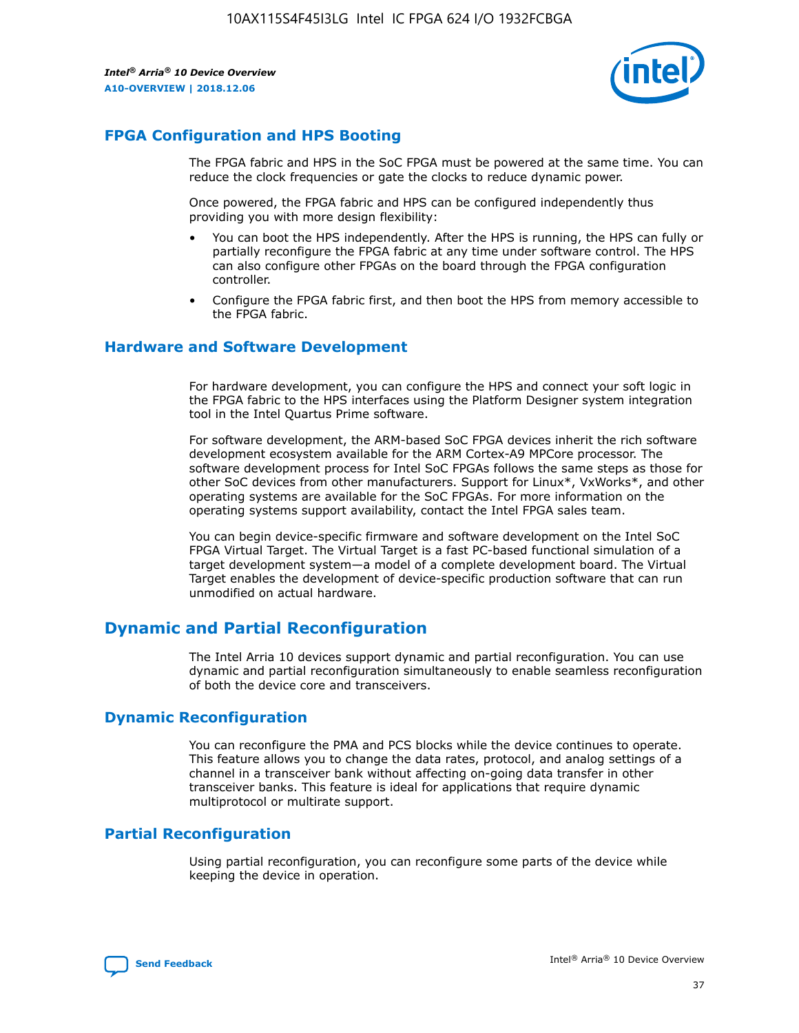## FPGA Configuration and HPS Booting

The FPGA fabric and HPS in the SoC FPGA must be powered at the same time. You can reduce the clock frequencies or gate the clocks to reduce dynamic power.

Once powered, the FPGA fabric and HPS can be configured independently thus providing you with more design flexibility:

- You can boot the HPS independently. After the HPS is running, the HPS can fully or partially reconfigure the FPGA fabric at any time under software control. The HPS can also configure other FPGAs on the board through the FPGA configuration controller.
- Configure the FPGA fabric first, and then boot the HPS from memory accessible to the FPGA fabric.

## Hardware and Software Development

For hardware development, you can configure the HPS and connect your soft logic in the FPGA fabric to the HPS interfaces using the Platform Designer system integration tool in the Intel Quartus Prime software.

For software development, the ARM-based SoC FPGA devices inherit the rich software development ecosystem available for the ARM Cortex-A9 MPCore processor. The software development process for Intel SoC FPGAs follows the same steps as those for other SoC devices from other manufacturers. Support for Linux*, VxWorks*, and other operating systems are available for the SoC FPGAs. For more information on the operating systems support availability, contact the Intel FPGA sales team.

You can begin device-specific firmware and software development on the Intel SoC FPGA Virtual Target. The Virtual Target is a fast PC-based functional simulation of a target development system—a model of a complete development board. The Virtual Target enables the development of device-specific production software that can run unmodified on actual hardware.

# Dynamic and Partial Reconfiguration

The Intel Arria 10 devices support dynamic and partial reconfiguration. You can use dynamic and partial reconfiguration simultaneously to enable seamless reconfiguration of both the device core and transceivers.

## Dynamic Reconfiguration

You can reconfigure the PMA and PCS blocks while the device continues to operate. This feature allows you to change the data rates, protocol, and analog settings of a channel in a transceiver bank without affecting on-going data transfer in other transceiver banks. This feature is ideal for applications that require dynamic multiprotocol or multirate support.

## Partial Reconfiguration

Using partial reconfiguration, you can reconfigure some parts of the device while keeping the device in operation.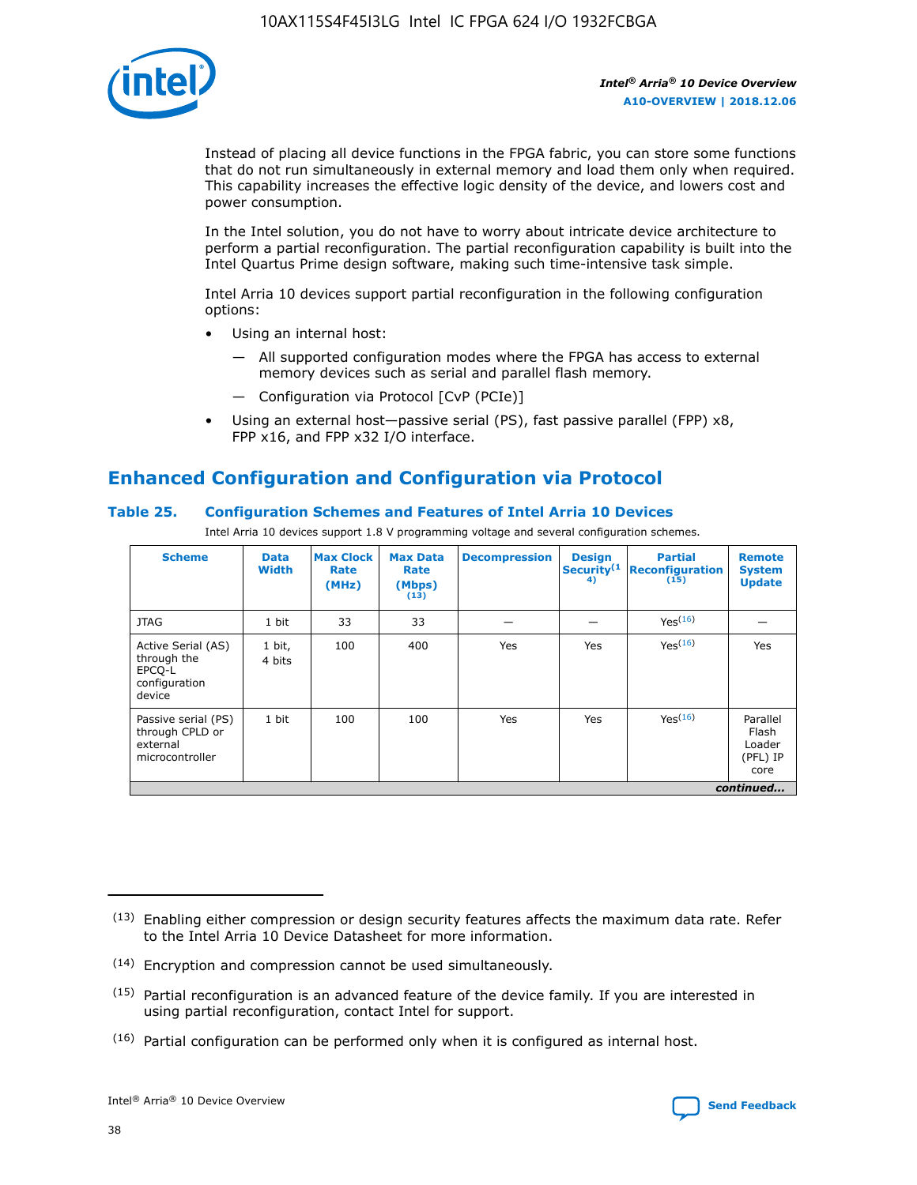Instead of placing all device functions in the FPGA fabric, you can store some functions that do not run simultaneously in external memory and load them only when required. This capability increases the effective logic density of the device, and lowers cost and power consumption.

In the Intel solution, you do not have to worry about intricate device architecture to perform a partial reconfiguration. The partial reconfiguration capability is built into the Intel Quartus Prime design software, making such time-intensive task simple.

Intel Arria 10 devices support partial reconfiguration in the following configuration options:

- Using an internal host:
  - — All supported configuration modes where the FPGA has access to external memory devices such as serial and parallel flash memory.
  - — Configuration via Protocol [CvP (PCIe)]
- Using an external host—passive serial (PS), fast passive parallel (FPP) x8, FPP x16, and FPP x32 I/O interface.

## Enhanced Configuration and Configuration via Protocol

### Table 25. Configuration Schemes and Features of Intel Arria 10 Devices

Intel Arria 10 devices support 1.8 V programming voltage and several configuration schemes.

| Scheme | Data Width | Max Clock Rate (MHz) | Max Data Rate (Mbps) (13) | Decompression | Design Security (14) | Partial Reconfiguration (15) | Remote System Update |
|---|---|---|---|---|---|---|---|
| JTAG | 1 bit | 33 | 33 | — | — | Yes(16) | — |
| Active Serial (AS) through the EPCQ-L configuration device | 1 bit, 4 bits | 100 | 400 | Yes | Yes | Yes(16) | Yes |
| Passive serial (PS) through CPLD or external microcontroller | 1 bit | 100 | 100 | Yes | Yes | Yes(16) | Parallel Flash Loader (PFL) IP core |

*continued...*

(13) Enabling either compression or design security features affects the maximum data rate. Refer to the Intel Arria 10 Device Datasheet for more information.

(14) Encryption and compression cannot be used simultaneously.

(15) Partial reconfiguration is an advanced feature of the device family. If you are interested in using partial reconfiguration, contact Intel for support.

(16) Partial configuration can be performed only when it is configured as internal host.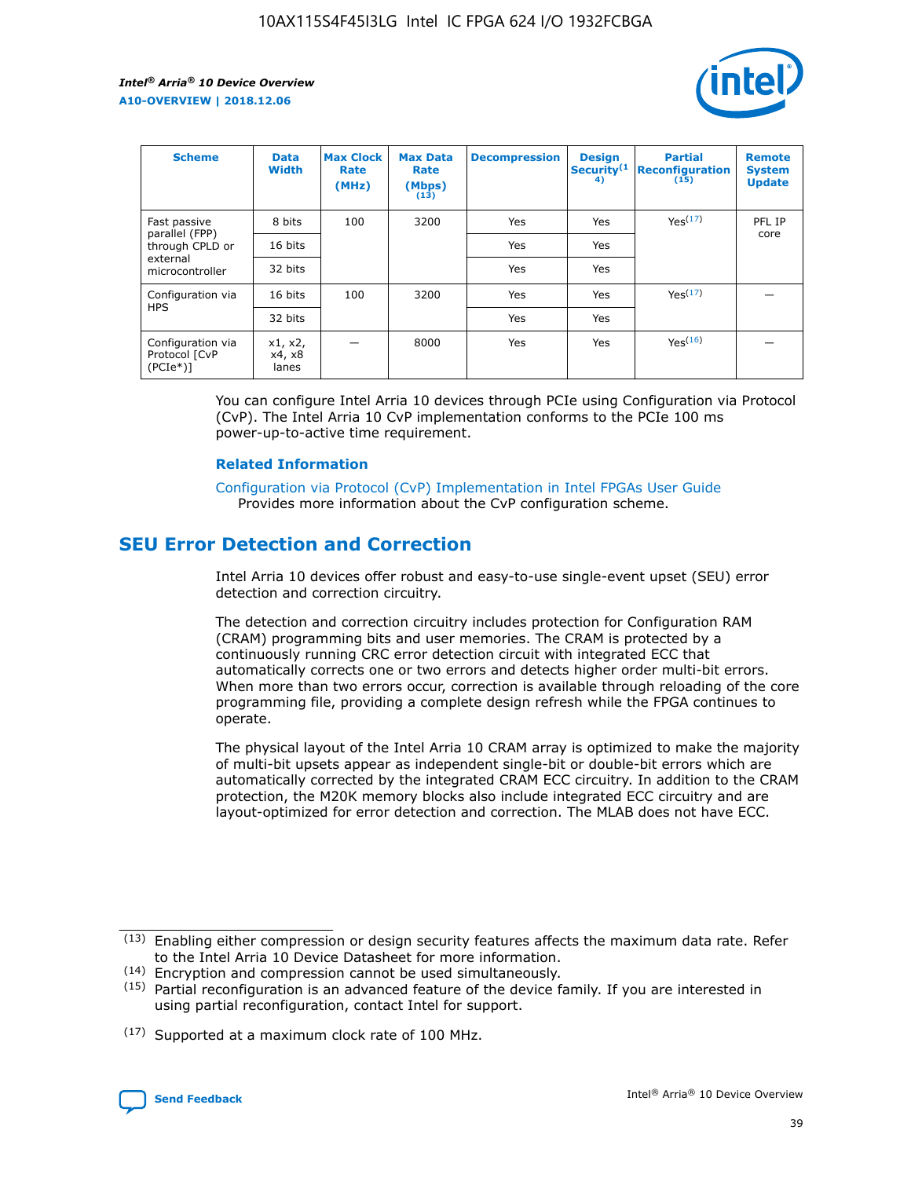| Scheme | Data Width | Max Clock Rate (MHz) | Max Data Rate (Mbps) (13) | Decompression | Design Security (14) | Partial Reconfiguration (15) | Remote System Update |
| --- | --- | --- | --- | --- | --- | --- | --- |
| Fast passive parallel (FPP) through CPLD or external microcontroller | 8 bits | 100 | 3200 | Yes | Yes | Yes (17) | PFL IP core |
| | 16 bits | | | Yes | Yes | | |
| | 32 bits | | | Yes | Yes | | |
| Configuration via HPS | 16 bits | 100 | 3200 | Yes | Yes | Yes (17) | — |
| | 32 bits | | | Yes | Yes | | |
| Configuration via Protocol [CvP (PCIe*)] | x1, x2, x4, x8 lanes | — | 8000 | Yes | Yes | Yes (16) | — |

You can configure Intel Arria 10 devices through PCIe using Configuration via Protocol (CvP). The Intel Arria 10 CvP implementation conforms to the PCIe 100 ms power-up-to-active time requirement.

**Related Information**

Configuration via Protocol (CvP) Implementation in Intel FPGAs User Guide
Provides more information about the CvP configuration scheme.

## SEU Error Detection and Correction

Intel Arria 10 devices offer robust and easy-to-use single-event upset (SEU) error detection and correction circuitry.

The detection and correction circuitry includes protection for Configuration RAM (CRAM) programming bits and user memories. The CRAM is protected by a continuously running CRC error detection circuit with integrated ECC that automatically corrects one or two errors and detects higher order multi-bit errors. When more than two errors occur, correction is available through reloading of the core programming file, providing a complete design refresh while the FPGA continues to operate.

The physical layout of the Intel Arria 10 CRAM array is optimized to make the majority of multi-bit upsets appear as independent single-bit or double-bit errors which are automatically corrected by the integrated CRAM ECC circuitry. In addition to the CRAM protection, the M20K memory blocks also include integrated ECC circuitry and are layout-optimized for error detection and correction. The MLAB does not have ECC.

(13) Enabling either compression or design security features affects the maximum data rate. Refer to the Intel Arria 10 Device Datasheet for more information.

(14) Encryption and compression cannot be used simultaneously.

(15) Partial reconfiguration is an advanced feature of the device family. If you are interested in using partial reconfiguration, contact Intel for support.

(17) Supported at a maximum clock rate of 100 MHz.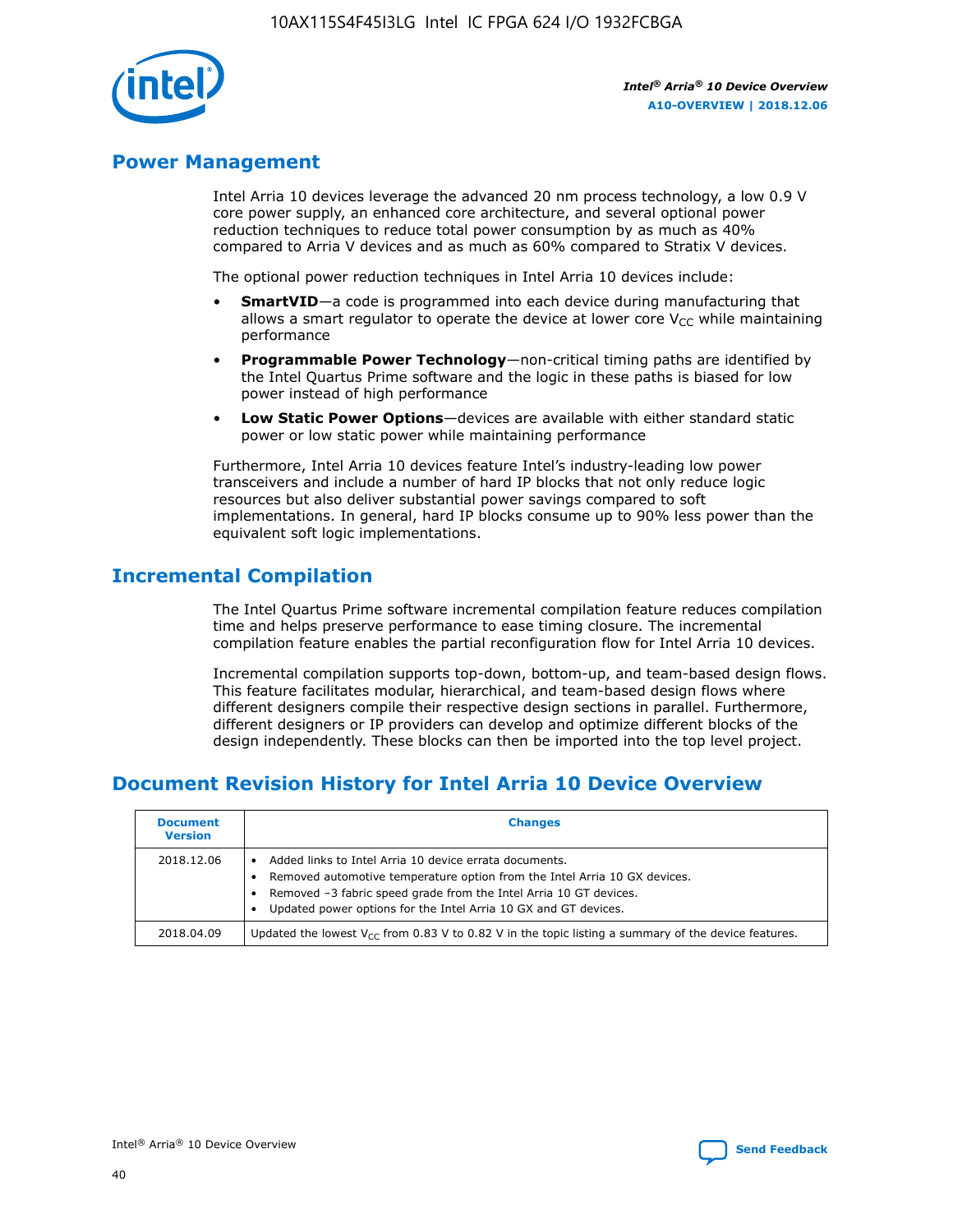## Power Management

Intel Arria 10 devices leverage the advanced 20 nm process technology, a low 0.9 V core power supply, an enhanced core architecture, and several optional power reduction techniques to reduce total power consumption by as much as 40% compared to Arria V devices and as much as 60% compared to Stratix V devices.

The optional power reduction techniques in Intel Arria 10 devices include:

- **SmartVID**—a code is programmed into each device during manufacturing that allows a smart regulator to operate the device at lower core $V_{CC}$ while maintaining performance
- **Programmable Power Technology**—non-critical timing paths are identified by the Intel Quartus Prime software and the logic in these paths is biased for low power instead of high performance
- **Low Static Power Options**—devices are available with either standard static power or low static power while maintaining performance

Furthermore, Intel Arria 10 devices feature Intel's industry-leading low power transceivers and include a number of hard IP blocks that not only reduce logic resources but also deliver substantial power savings compared to soft implementations. In general, hard IP blocks consume up to 90% less power than the equivalent soft logic implementations.

## Incremental Compilation

The Intel Quartus Prime software incremental compilation feature reduces compilation time and helps preserve performance to ease timing closure. The incremental compilation feature enables the partial reconfiguration flow for Intel Arria 10 devices.

Incremental compilation supports top-down, bottom-up, and team-based design flows. This feature facilitates modular, hierarchical, and team-based design flows where different designers compile their respective design sections in parallel. Furthermore, different designers or IP providers can develop and optimize different blocks of the design independently. These blocks can then be imported into the top level project.

## Document Revision History for Intel Arria 10 Device Overview

| Document Version | Changes |
| --- | --- |
| 2018.12.06 | • Added links to Intel Arria 10 device errata documents.<br>• Removed automotive temperature option from the Intel Arria 10 GX devices.<br>• Removed –3 fabric speed grade from the Intel Arria 10 GT devices.<br>• Updated power options for the Intel Arria 10 GX and GT devices. |
| 2018.04.09 | Updated the lowest $V_{CC}$ from 0.83 V to 0.82 V in the topic listing a summary of the device features. |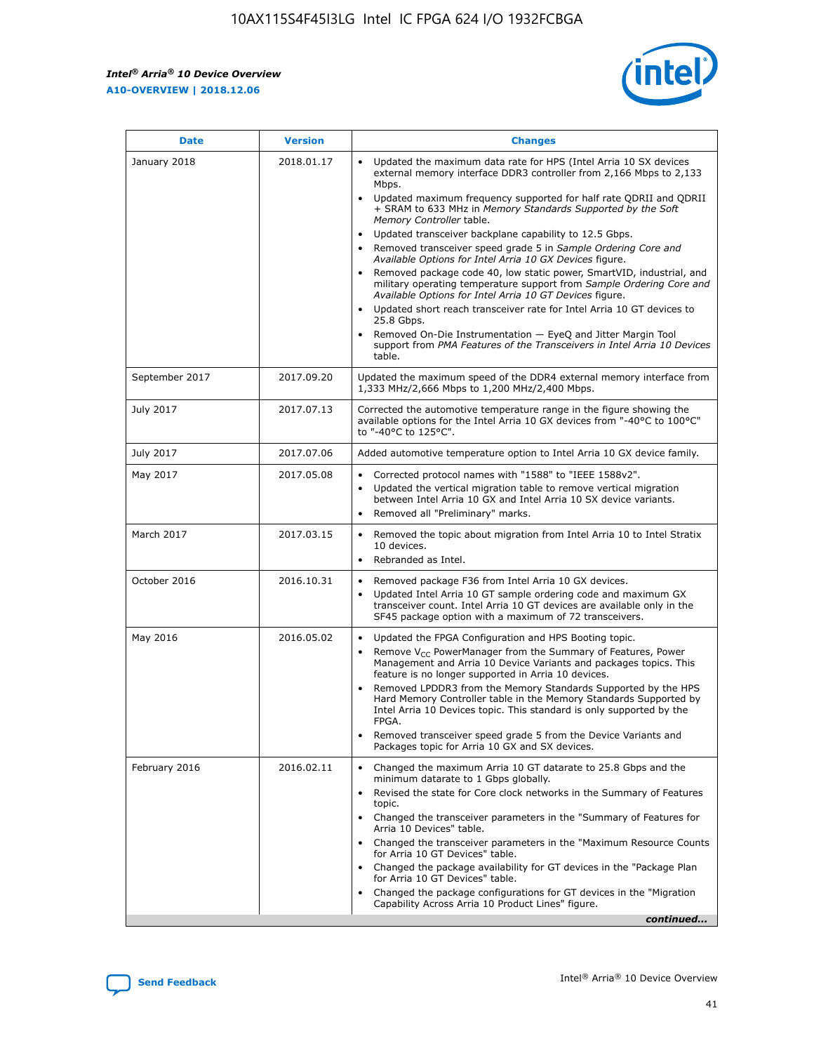| Date | Version | Changes |
| --- | --- | --- |
| January 2018 | 2018.01.17 | • Updated the maximum data rate for HPS (Intel Arria 10 SX devices external memory interface DDR3 controller from 2,166 Mbps to 2,133 Mbps.<br>• Updated maximum frequency supported for half rate QDRII and QDRII + SRAM to 633 MHz in *Memory Standards Supported by the Soft Memory Controller* table.<br>• Updated transceiver backplane capability to 12.5 Gbps.<br>• Removed transceiver speed grade 5 in *Sample Ordering Core and Available Options for Intel Arria 10 GX Devices* figure.<br>• Removed package code 40, low static power, SmartVID, industrial, and military operating temperature support from *Sample Ordering Core and Available Options for Intel Arria 10 GT Devices* figure.<br>• Updated short reach transceiver rate for Intel Arria 10 GT devices to 25.8 Gbps.<br>• Removed On-Die Instrumentation — EyeQ and Jitter Margin Tool support from *PMA Features of the Transceivers in Intel Arria 10 Devices* table. |
| September 2017 | 2017.09.20 | Updated the maximum speed of the DDR4 external memory interface from 1,333 MHz/2,666 Mbps to 1,200 MHz/2,400 Mbps. |
| July 2017 | 2017.07.13 | Corrected the automotive temperature range in the figure showing the available options for the Intel Arria 10 GX devices from "-40°C to 100°C" to "-40°C to 125°C". |
| July 2017 | 2017.07.06 | Added automotive temperature option to Intel Arria 10 GX device family. |
| May 2017 | 2017.05.08 | • Corrected protocol names with "1588" to "IEEE 1588v2".<br>• Updated the vertical migration table to remove vertical migration between Intel Arria 10 GX and Intel Arria 10 SX device variants.<br>• Removed all "Preliminary" marks. |
| March 2017 | 2017.03.15 | • Removed the topic about migration from Intel Arria 10 to Intel Stratix 10 devices.<br>• Rebranded as Intel. |
| October 2016 | 2016.10.31 | • Removed package F36 from Intel Arria 10 GX devices.<br>• Updated Intel Arria 10 GT sample ordering code and maximum GX transceiver count. Intel Arria 10 GT devices are available only in the SF45 package option with a maximum of 72 transceivers. |
| May 2016 | 2016.05.02 | • Updated the FPGA Configuration and HPS Booting topic.<br>• Remove $V_{CC}$ PowerManager from the Summary of Features, Power Management and Arria 10 Device Variants and packages topics. This feature is no longer supported in Arria 10 devices.<br>• Removed LPDDR3 from the Memory Standards Supported by the HPS Hard Memory Controller table in the Memory Standards Supported by Intel Arria 10 Devices topic. This standard is only supported by the FPGA.<br>• Removed transceiver speed grade 5 from the Device Variants and Packages topic for Arria 10 GX and SX devices. |
| February 2016 | 2016.02.11 | • Changed the maximum Arria 10 GT datarate to 25.8 Gbps and the minimum datarate to 1 Gbps globally.<br>• Revised the state for Core clock networks in the Summary of Features topic.<br>• Changed the transceiver parameters in the "Summary of Features for Arria 10 Devices" table.<br>• Changed the transceiver parameters in the "Maximum Resource Counts for Arria 10 GT Devices" table.<br>• Changed the package availability for GT devices in the "Package Plan for Arria 10 GT Devices" table.<br>• Changed the package configurations for GT devices in the "Migration Capability Across Arria 10 Product Lines" figure. |

*continued...*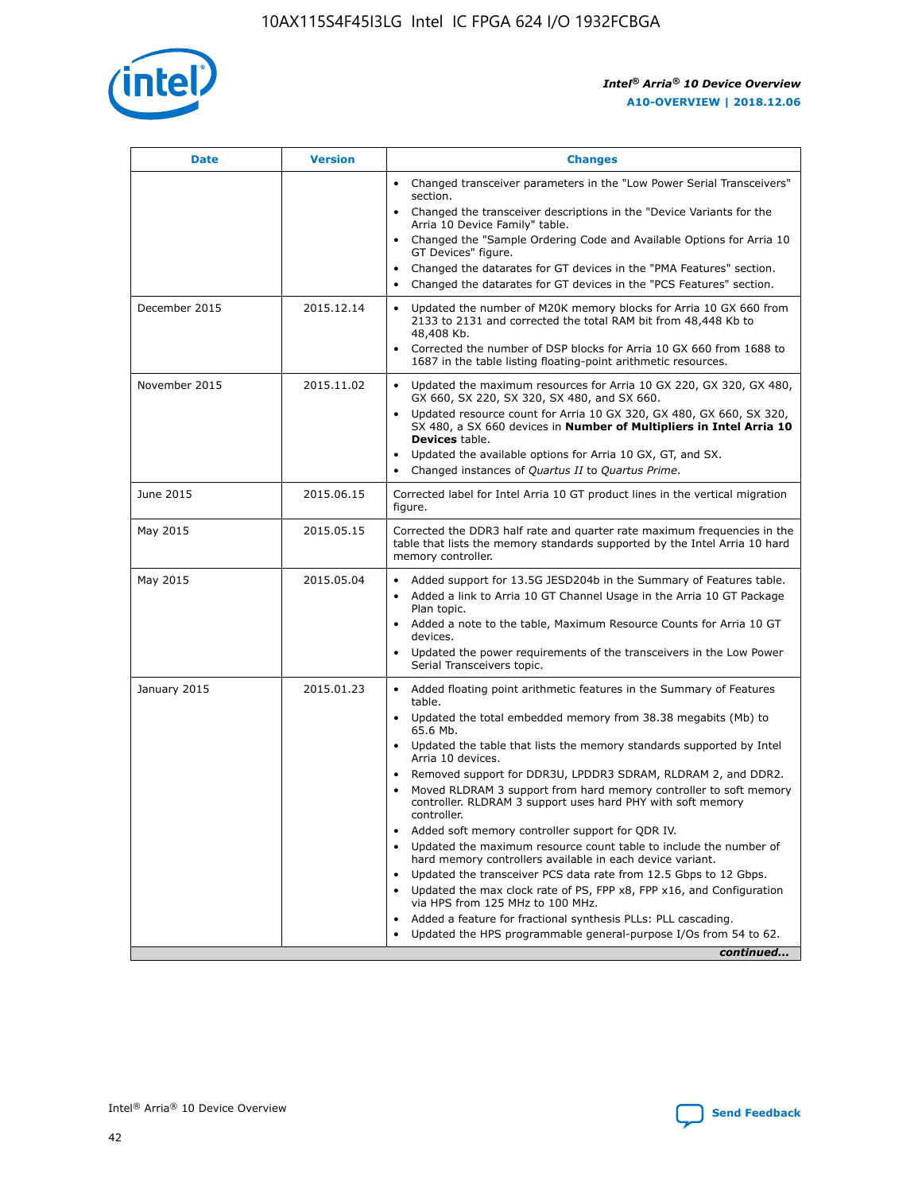| Date | Version | Changes |
| --- | --- | --- |
| | | • Changed transceiver parameters in the "Low Power Serial Transceivers" section.<br>• Changed the transceiver descriptions in the "Device Variants for the Arria 10 Device Family" table.<br>• Changed the "Sample Ordering Code and Available Options for Arria 10 GT Devices" figure.<br>• Changed the datarates for GT devices in the "PMA Features" section.<br>• Changed the datarates for GT devices in the "PCS Features" section. |
| December 2015 | 2015.12.14 | • Updated the number of M20K memory blocks for Arria 10 GX 660 from 2133 to 2131 and corrected the total RAM bit from 48,448 Kb to 48,408 Kb.<br>• Corrected the number of DSP blocks for Arria 10 GX 660 from 1688 to 1687 in the table listing floating-point arithmetic resources. |
| November 2015 | 2015.11.02 | • Updated the maximum resources for Arria 10 GX 220, GX 320, GX 480, GX 660, SX 220, SX 320, SX 480, and SX 660.<br>• Updated resource count for Arria 10 GX 320, GX 480, GX 660, SX 320, SX 480, a SX 660 devices in **Number of Multipliers in Intel Arria 10 Devices** table.<br>• Updated the available options for Arria 10 GX, GT, and SX.<br>• Changed instances of *Quartus II* to *Quartus Prime*. |
| June 2015 | 2015.06.15 | Corrected label for Intel Arria 10 GT product lines in the vertical migration figure. |
| May 2015 | 2015.05.15 | Corrected the DDR3 half rate and quarter rate maximum frequencies in the table that lists the memory standards supported by the Intel Arria 10 hard memory controller. |
| May 2015 | 2015.05.04 | • Added support for 13.5G JESD204b in the Summary of Features table.<br>• Added a link to Arria 10 GT Channel Usage in the Arria 10 GT Package Plan topic.<br>• Added a note to the table, Maximum Resource Counts for Arria 10 GT devices.<br>• Updated the power requirements of the transceivers in the Low Power Serial Transceivers topic. |
| January 2015 | 2015.01.23 | • Added floating point arithmetic features in the Summary of Features table.<br>• Updated the total embedded memory from 38.38 megabits (Mb) to 65.6 Mb.<br>• Updated the table that lists the memory standards supported by Intel Arria 10 devices.<br>• Removed support for DDR3U, LPDDR3 SDRAM, RLDRAM 2, and DDR2.<br>• Moved RLDRAM 3 support from hard memory controller to soft memory controller. RLDRAM 3 support uses hard PHY with soft memory controller.<br>• Added soft memory controller support for QDR IV.<br>• Updated the maximum resource count table to include the number of hard memory controllers available in each device variant.<br>• Updated the transceiver PCS data rate from 12.5 Gbps to 12 Gbps.<br>• Updated the max clock rate of PS, FPP x8, FPP x16, and Configuration via HPS from 125 MHz to 100 MHz.<br>• Added a feature for fractional synthesis PLLs: PLL cascading.<br>• Updated the HPS programmable general-purpose I/Os from 54 to 62. |

*continued...*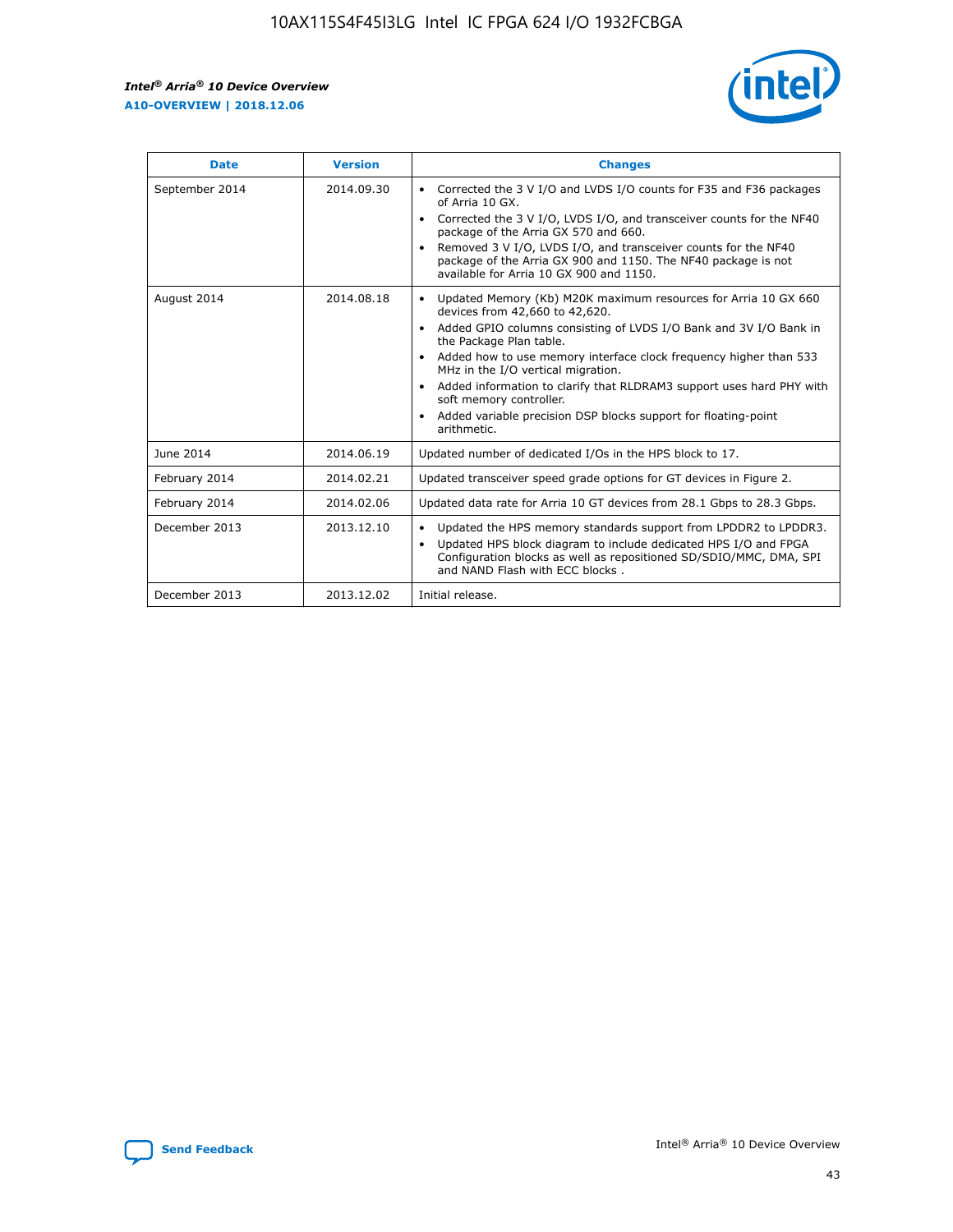| Date | Version | Changes |
| --- | --- | --- |
| September 2014 | 2014.09.30 | • Corrected the 3 V I/O and LVDS I/O counts for F35 and F36 packages of Arria 10 GX.<br>• Corrected the 3 V I/O, LVDS I/O, and transceiver counts for the NF40 package of the Arria GX 570 and 660.<br>• Removed 3 V I/O, LVDS I/O, and transceiver counts for the NF40 package of the Arria GX 900 and 1150. The NF40 package is not available for Arria 10 GX 900 and 1150. |
| August 2014 | 2014.08.18 | • Updated Memory (Kb) M20K maximum resources for Arria 10 GX 660 devices from 42,660 to 42,620.<br>• Added GPIO columns consisting of LVDS I/O Bank and 3V I/O Bank in the Package Plan table.<br>• Added how to use memory interface clock frequency higher than 533 MHz in the I/O vertical migration.<br>• Added information to clarify that RLDRAM3 support uses hard PHY with soft memory controller.<br>• Added variable precision DSP blocks support for floating-point arithmetic. |
| June 2014 | 2014.06.19 | Updated number of dedicated I/Os in the HPS block to 17. |
| February 2014 | 2014.02.21 | Updated transceiver speed grade options for GT devices in Figure 2. |
| February 2014 | 2014.02.06 | Updated data rate for Arria 10 GT devices from 28.1 Gbps to 28.3 Gbps. |
| December 2013 | 2013.12.10 | • Updated the HPS memory standards support from LPDDR2 to LPDDR3.<br>• Updated HPS block diagram to include dedicated HPS I/O and FPGA Configuration blocks as well as repositioned SD/SDIO/MMC, DMA, SPI and NAND Flash with ECC blocks . |
| December 2013 | 2013.12.02 | Initial release. |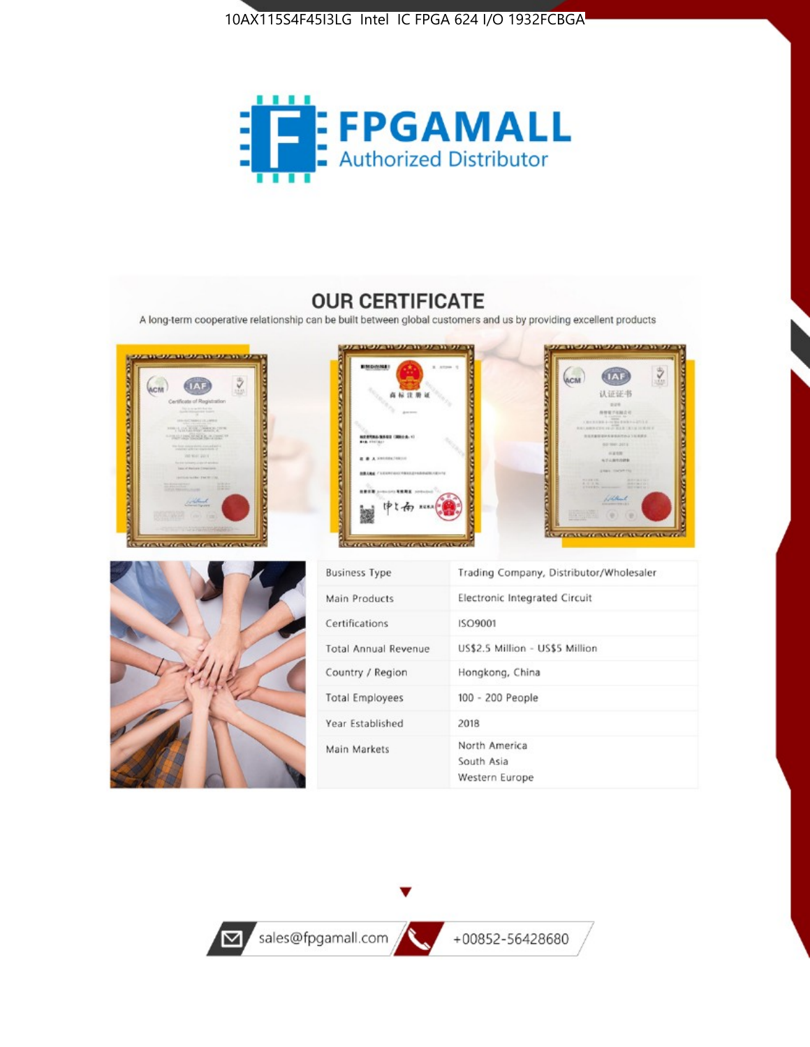FPGAMALL
Authorized Distributor

## OUR CERTIFICATE

A long-term cooperative relationship can be built between global customers and us by providing excellent products

| | |
|---|---|
| Business Type | Trading Company, Distributor/Wholesaler |
| Main Products | Electronic Integrated Circuit |
| Certifications | ISO9001 |
| Total Annual Revenue | US$2.5 Million - US$5 Million |
| Country / Region | Hongkong, China |
| Total Employees | 100 - 200 People |
| Year Established | 2018 |
| Main Markets | North America<br>South Asia<br>Western Europe |

sales@fpgamall.com

+00852-56428680